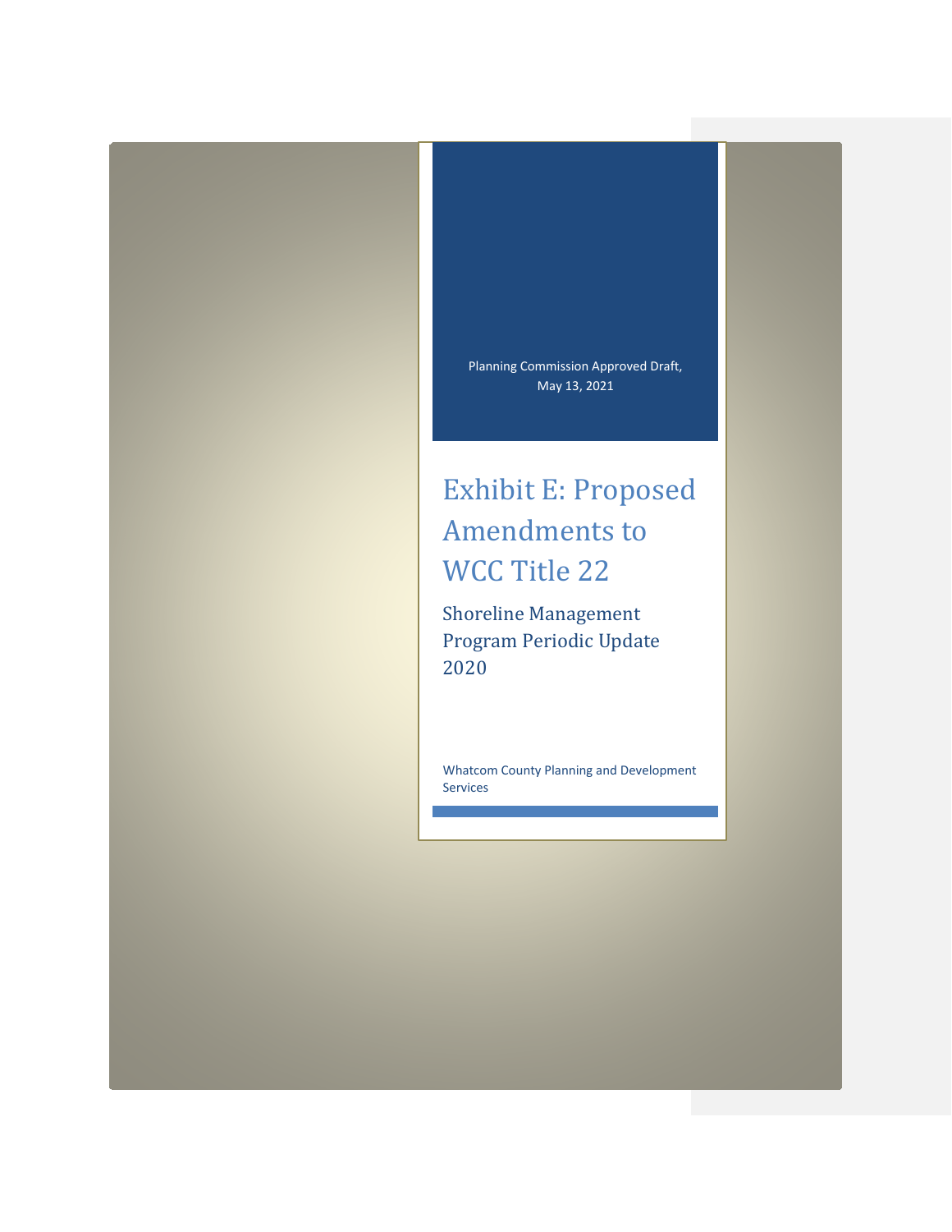Planning Commission Approved Draft, May 13, 2021

# Exhibit E: Proposed Amendments to WCC Title 22

## Shoreline Management Program Periodic Update 2020

Whatcom County Planning and Development Services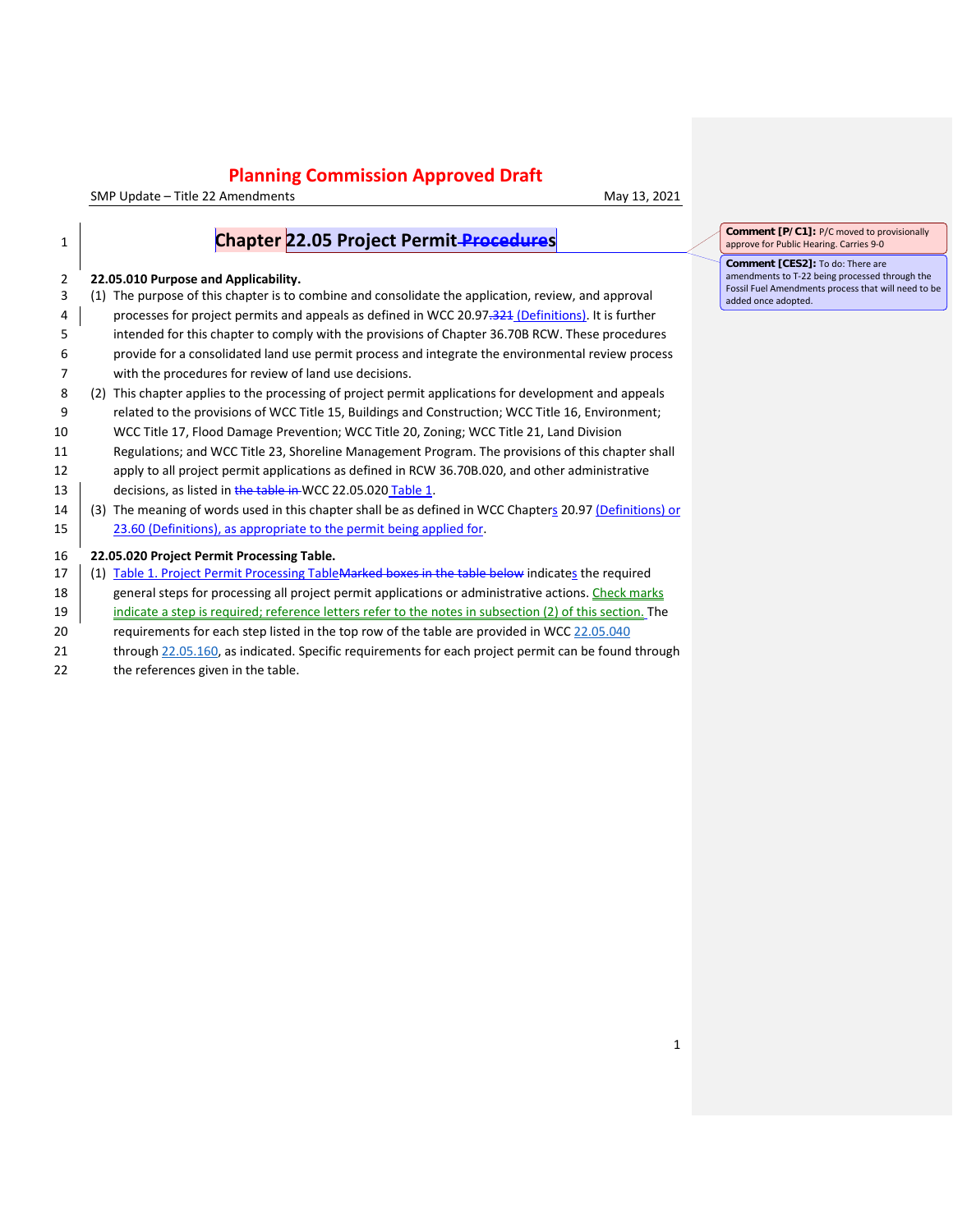# Planning Commission Approved Draft

SMP Update – Title 22 Amendments May 13, 2021

## Chapter 22.05 Project Permit ~~Procedures~~

**22.05.010 Purpose and Applicability.**

(1) The purpose of this chapter is to combine and consolidate the application, review, and approval processes for project permits and appeals as defined in WCC 20.97~~.321~~ (Definitions). It is further intended for this chapter to comply with the provisions of Chapter 36.70B RCW. These procedures provide for a consolidated land use permit process and integrate the environmental review process with the procedures for review of land use decisions.

(2) This chapter applies to the processing of project permit applications for development and appeals related to the provisions of WCC Title 15, Buildings and Construction; WCC Title 16, Environment; WCC Title 17, Flood Damage Prevention; WCC Title 20, Zoning; WCC Title 21, Land Division Regulations; and WCC Title 23, Shoreline Management Program. The provisions of this chapter shall apply to all project permit applications as defined in RCW 36.70B.020, and other administrative decisions, as listed in ~~the table in~~ WCC 22.05.020 Table 1.

(3) The meaning of words used in this chapter shall be as defined in WCC Chapters 20.97 (Definitions) or 23.60 (Definitions), as appropriate to the permit being applied for.

**22.05.020 Project Permit Processing Table.**

(1) Table 1. Project Permit Processing Table~~Marked boxes in the table below~~ indicates the required general steps for processing all project permit applications or administrative actions. Check marks indicate a step is required; reference letters refer to the notes in subsection (2) of this section. The requirements for each step listed in the top row of the table are provided in WCC 22.05.040 through 22.05.160, as indicated. Specific requirements for each project permit can be found through the references given in the table.

Comment [P/C1]: P/C moved to provisionally approve for Public Hearing. Carries 9-0

Comment [CES2]: To do: There are amendments to T-22 being processed through the Fossil Fuel Amendments process that will need to be added once adopted.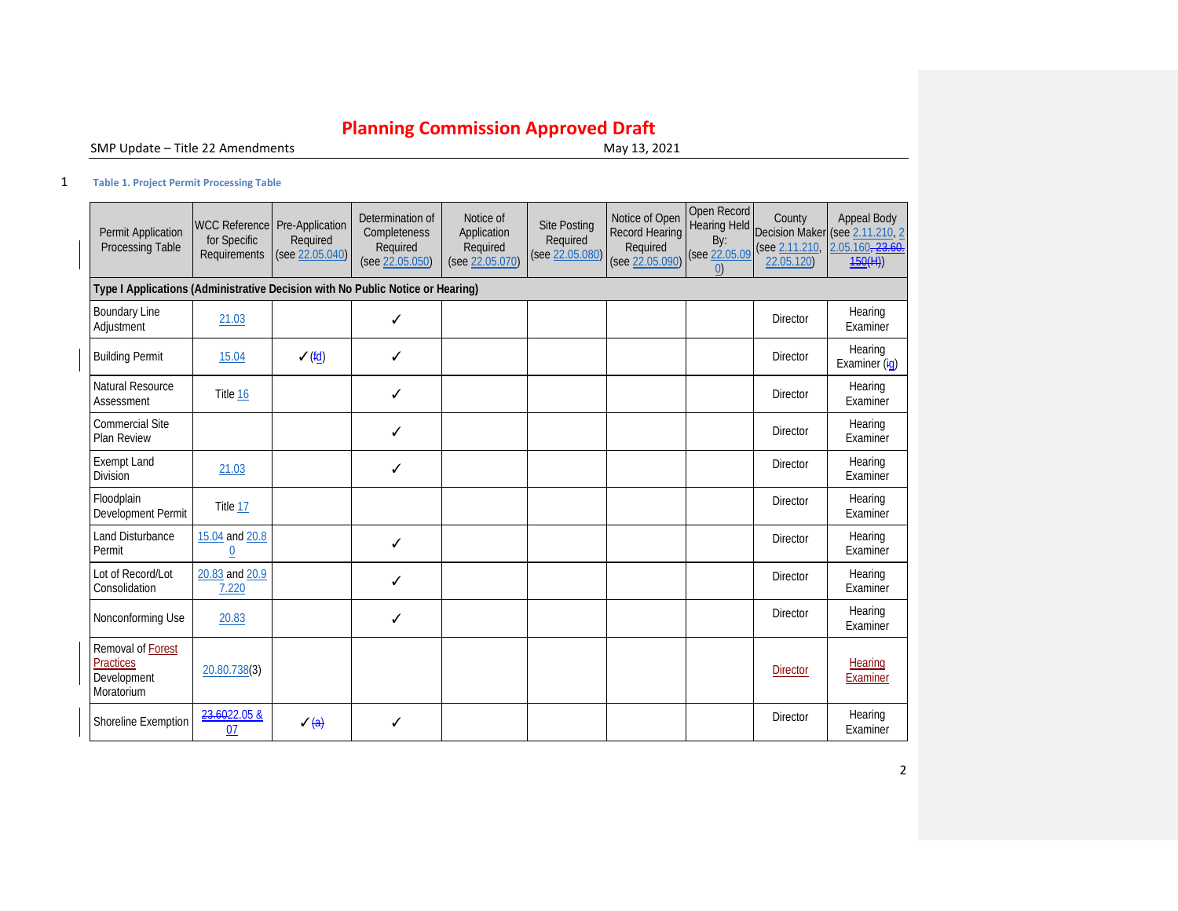# Planning Commission Approved Draft

SMP Update – Title 22 Amendments May 13, 2021

**Table 1. Project Permit Processing Table**

| Permit Application Processing Table | WCC Reference for Specific Requirements | Pre-Application Required (see 22.05.040) | Determination of Completeness Required (see 22.05.050) | Notice of Application Required (see 22.05.070) | Site Posting Required (see 22.05.080) | Notice of Open Record Hearing Required (see 22.05.090) | Open Record Hearing Held By: (see 22.05.090) | County Decision Maker (see 2.11.210, 22.05.120) | Appeal Body (see 2.11.210, 2.05.160, 23.60.150(H)) |
|---|---|---|---|---|---|---|---|---|---|
| **Type I Applications (Administrative Decision with No Public Notice or Hearing)** | | | | | | | | | |
| Boundary Line Adjustment | 21.03 | | ✓ | | | | | Director | Hearing Examiner |
| Building Permit | 15.04 | ✓(fd) | ✓ | | | | | Director | Hearing Examiner (ig) |
| Natural Resource Assessment | Title 16 | | ✓ | | | | | Director | Hearing Examiner |
| Commercial Site Plan Review | | | ✓ | | | | | Director | Hearing Examiner |
| Exempt Land Division | 21.03 | | ✓ | | | | | Director | Hearing Examiner |
| Floodplain Development Permit | Title 17 | | | | | | | Director | Hearing Examiner |
| Land Disturbance Permit | 15.04 and 20.80 | | ✓ | | | | | Director | Hearing Examiner |
| Lot of Record/Lot Consolidation | 20.83 and 20.97.220 | | ✓ | | | | | Director | Hearing Examiner |
| Nonconforming Use | 20.83 | | ✓ | | | | | Director | Hearing Examiner |
| Removal of Forest Practices Development Moratorium | 20.80.738(3) | | | | | | | Director | Hearing Examiner |
| Shoreline Exemption | 23.6022.05 & 07 | ✓(a) | ✓ | | | | | Director | Hearing Examiner |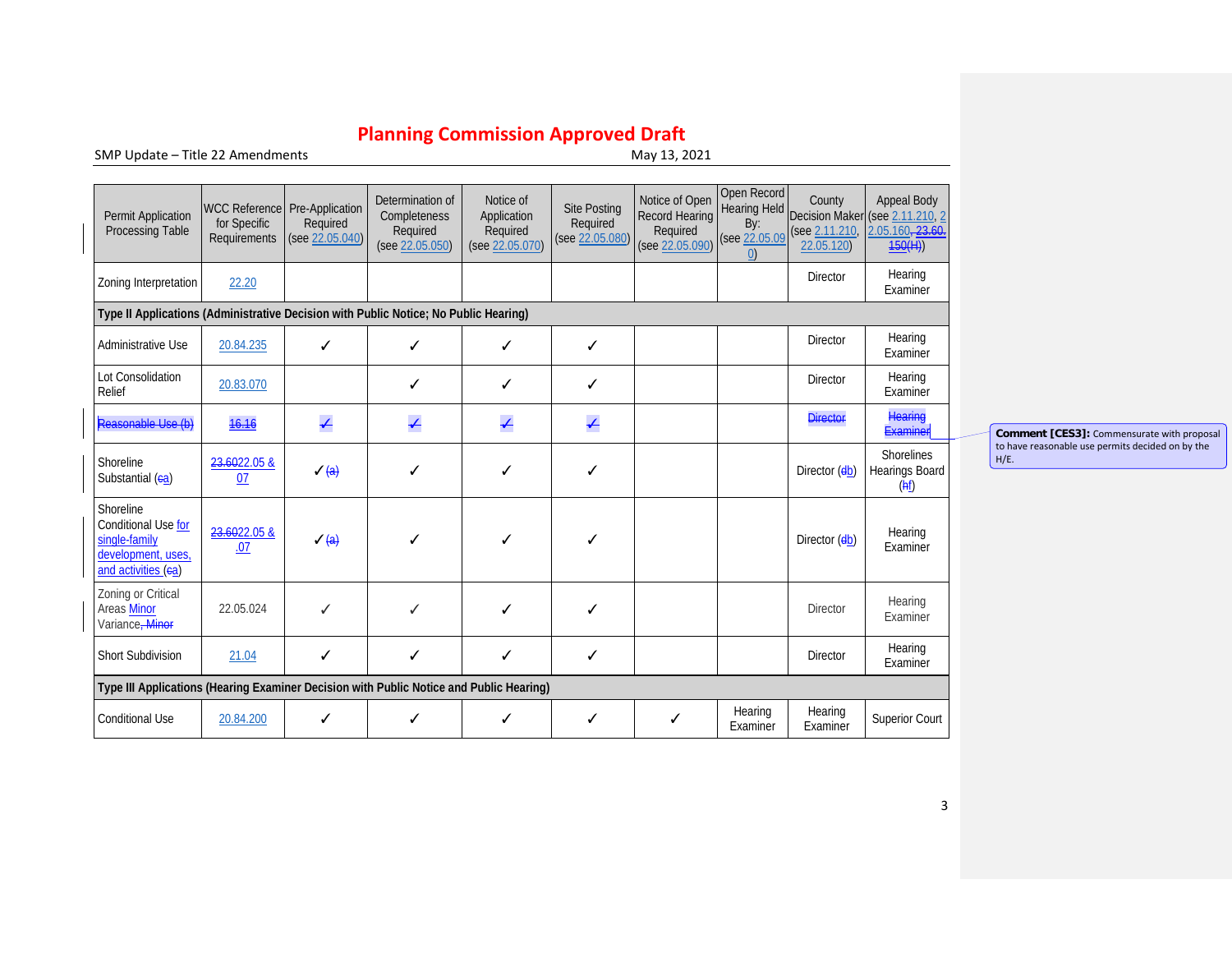# Planning Commission Approved Draft

SMP Update – Title 22 Amendments — May 13, 2021

| Permit Application Processing Table | WCC Reference for Specific Requirements | Pre-Application Required (see 22.05.040) | Determination of Completeness Required (see 22.05.050) | Notice of Application Required (see 22.05.070) | Site Posting Required (see 22.05.080) | Notice of Open Record Hearing Required (see 22.05.090) | Open Record Hearing Held By: (see 22.05.090) | County Decision Maker (see 2.11.210, 22.05.120) | Appeal Body (see 2.11.210, 2.05.160, 23.60.150(H)) |
|---|---|---|---|---|---|---|---|---|---|
| Zoning Interpretation | 22.20 | | | | | | | Director | Hearing Examiner |
| **Type II Applications (Administrative Decision with Public Notice; No Public Hearing)** | | | | | | | | | |
| Administrative Use | 20.84.235 | ✓ | ✓ | ✓ | ✓ | | | Director | Hearing Examiner |
| Lot Consolidation Relief | 20.83.070 | | ✓ | ✓ | ✓ | | | Director | Hearing Examiner |
| ~~Reasonable Use (b)~~ | ~~16.16~~ | ~~✓~~ | ~~✓~~ | ~~✓~~ | ~~✓~~ | | | ~~Director~~ | ~~Hearing Examiner~~ |
| Shoreline Substantial (~~c~~a) | ~~23.60~~22.05 & .07 | ✓~~(a)~~ | ✓ | ✓ | ✓ | | | Director (~~d~~b) | Shorelines Hearings Board (~~h~~f) |
| Shoreline Conditional Use for single-family development, uses, and activities (~~c~~a) | ~~23.60~~22.05 & .07 | ✓~~(a)~~ | ✓ | ✓ | ✓ | | | Director (~~d~~b) | Hearing Examiner |
| Zoning or Critical Areas Minor Variance~~, Minor~~ | 22.05.024 | ✓ | ✓ | ✓ | ✓ | | | Director | Hearing Examiner |
| Short Subdivision | 21.04 | ✓ | ✓ | ✓ | ✓ | | | Director | Hearing Examiner |
| **Type III Applications (Hearing Examiner Decision with Public Notice and Public Hearing)** | | | | | | | | | |
| Conditional Use | 20.84.200 | ✓ | ✓ | ✓ | ✓ | ✓ | Hearing Examiner | Hearing Examiner | Superior Court |

**Comment [CES3]:** Commensurate with proposal to have reasonable use permits decided on by the H/E.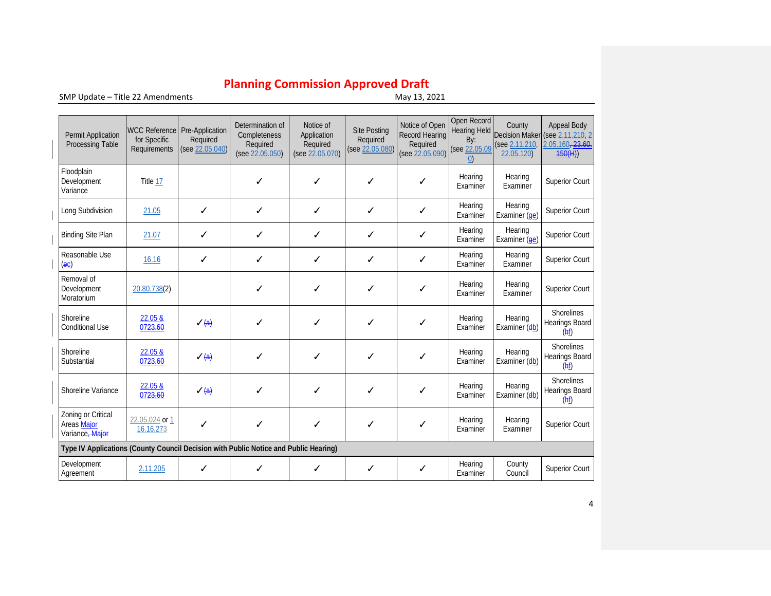# Planning Commission Approved Draft

SMP Update – Title 22 Amendments May 13, 2021

| Permit Application Processing Table | WCC Reference for Specific Requirements | Pre-Application Required (see 22.05.040) | Determination of Completeness Required (see 22.05.050) | Notice of Application Required (see 22.05.070) | Site Posting Required (see 22.05.080) | Notice of Open Record Hearing Required (see 22.05.090) | Open Record Hearing Held By: (see 22.05.090) | County Decision Maker (see 2.11.210, 22.05.120) | Appeal Body (see 2.11.210, 2.05.160, 23.60.150(H)) |
|---|---|---|---|---|---|---|---|---|---|
| Floodplain Development Variance | Title 17 | | ✓ | ✓ | ✓ | ✓ | Hearing Examiner | Hearing Examiner | Superior Court |
| Long Subdivision | 21.05 | ✓ | ✓ | ✓ | ✓ | ✓ | Hearing Examiner | Hearing Examiner (ge) | Superior Court |
| Binding Site Plan | 21.07 | ✓ | ✓ | ✓ | ✓ | ✓ | Hearing Examiner | Hearing Examiner (ge) | Superior Court |
| Reasonable Use (ec) | 16.16 | ✓ | ✓ | ✓ | ✓ | ✓ | Hearing Examiner | Hearing Examiner | Superior Court |
| Removal of Development Moratorium | 20.80.738(2) | | ✓ | ✓ | ✓ | ✓ | Hearing Examiner | Hearing Examiner | Superior Court |
| Shoreline Conditional Use | 22.05 & 0723.60 | ✓(a) | ✓ | ✓ | ✓ | ✓ | Hearing Examiner | Hearing Examiner (db) | Shorelines Hearings Board (hf) |
| Shoreline Substantial | 22.05 & 0723.60 | ✓(a) | ✓ | ✓ | ✓ | ✓ | Hearing Examiner | Hearing Examiner (db) | Shorelines Hearings Board (hf) |
| Shoreline Variance | 22.05 & 0723.60 | ✓(a) | ✓ | ✓ | ✓ | ✓ | Hearing Examiner | Hearing Examiner (db) | Shorelines Hearings Board (hf) |
| Zoning or Critical Areas Major Variance, Major | 22.05.024 or 16.16.273 | ✓ | ✓ | ✓ | ✓ | ✓ | Hearing Examiner | Hearing Examiner | Superior Court |
| **Type IV Applications (County Council Decision with Public Notice and Public Hearing)** | | | | | | | | | |
| Development Agreement | 2.11.205 | ✓ | ✓ | ✓ | ✓ | ✓ | Hearing Examiner | County Council | Superior Court |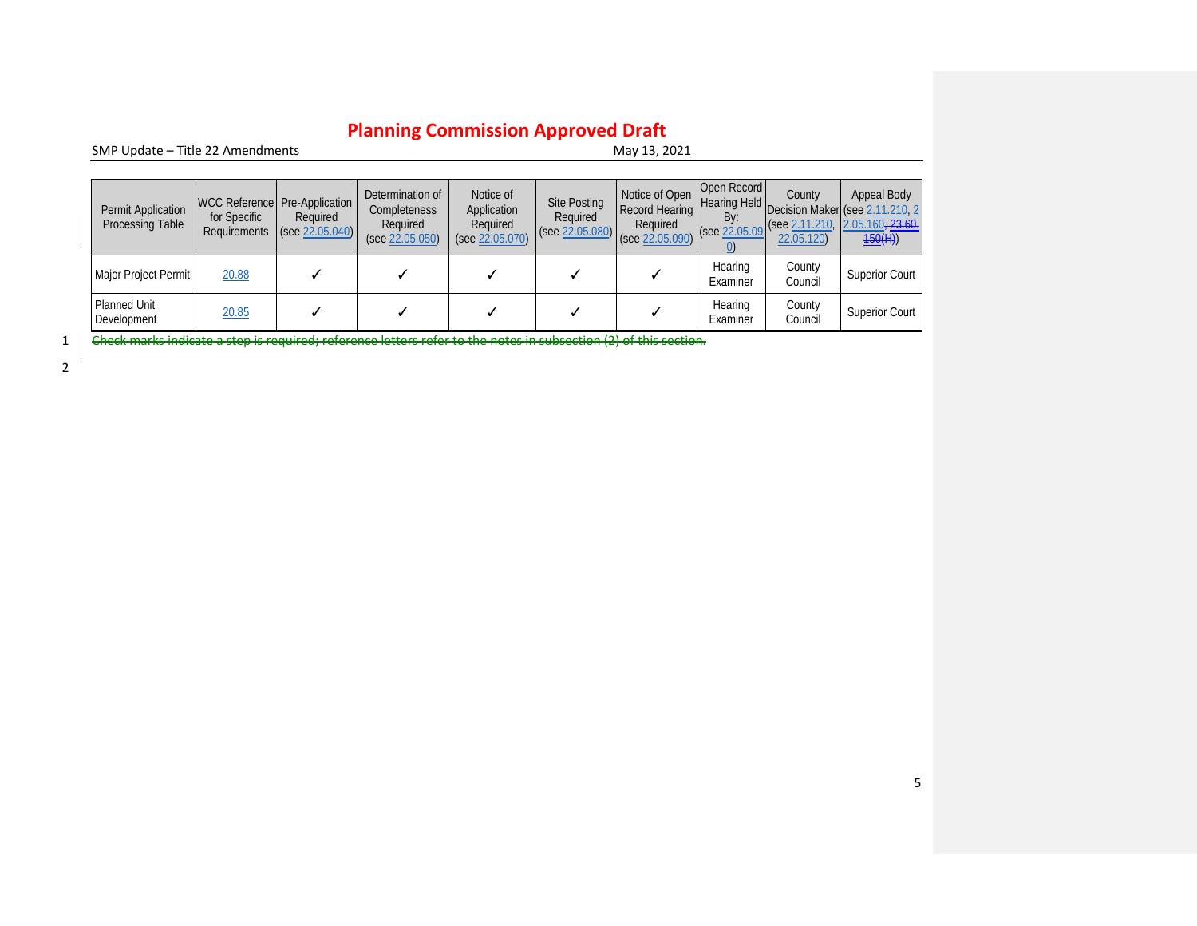**Planning Commission Approved Draft**

| Permit Application Processing Table | WCC Reference for Specific Requirements | Pre-Application Required (see 22.05.040) | Determination of Completeness Required (see 22.05.050) | Notice of Application Required (see 22.05.070) | Site Posting Required (see 22.05.080) | Notice of Open Record Hearing Required (see 22.05.090) | Open Record Hearing Held By: (see 22.05.090) | County Decision Maker (see 2.11.210, 22.05.120) | Appeal Body (see 2.11.210, 2.05.160, ~~23.60.150(H)~~) |
|---|---|---|---|---|---|---|---|---|---|
| Major Project Permit | 20.88 | ✓ | ✓ | ✓ | ✓ | ✓ | Hearing Examiner | County Council | Superior Court |
| Planned Unit Development | 20.85 | ✓ | ✓ | ✓ | ✓ | ✓ | Hearing Examiner | County Council | Superior Court |

~~Check marks indicate a step is required; reference letters refer to the notes in subsection (2) of this section.~~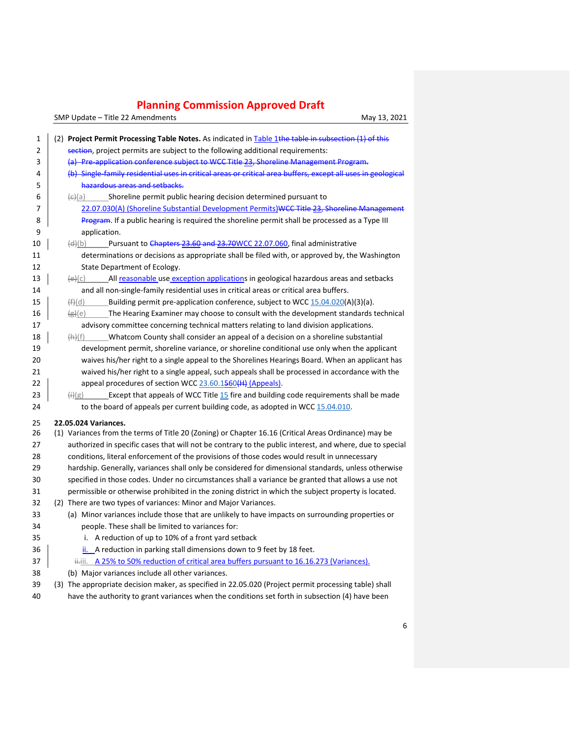(2) **Project Permit Processing Table Notes.** As indicated in Table 1~~the table in subsection (1) of this section~~, project permits are subject to the following additional requirements:

~~(a) Pre-application conference subject to WCC Title 23, Shoreline Management Program.~~

~~(b) Single-family residential uses in critical areas or critical area buffers, except all uses in geological hazardous areas and setbacks.~~

~~(c)~~(a) Shoreline permit public hearing decision determined pursuant to 22.07.030(A) (Shoreline Substantial Development Permits)~~WCC Title 23, Shoreline Management Program~~. If a public hearing is required the shoreline permit shall be processed as a Type III application.

~~(d)~~(b) Pursuant to ~~Chapters 23.60 and 23.70~~WCC 22.07.060, final administrative determinations or decisions as appropriate shall be filed with, or approved by, the Washington State Department of Ecology.

~~(e)~~(c) All reasonable use exception applications in geological hazardous areas and setbacks and all non-single-family residential uses in critical areas or critical area buffers.

~~(f)~~(d) Building permit pre-application conference, subject to WCC 15.04.020(A)(3)(a).

~~(g)~~(e) The Hearing Examiner may choose to consult with the development standards technical advisory committee concerning technical matters relating to land division applications.

~~(h)~~(f) Whatcom County shall consider an appeal of a decision on a shoreline substantial development permit, shoreline variance, or shoreline conditional use only when the applicant waives his/her right to a single appeal to the Shorelines Hearings Board. When an applicant has waived his/her right to a single appeal, such appeals shall be processed in accordance with the appeal procedures of section WCC 23.60.1~~5~~60~~(H)~~ (Appeals).

~~(i)~~(g) Except that appeals of WCC Title 15 fire and building code requirements shall be made to the board of appeals per current building code, as adopted in WCC 15.04.010.

**22.05.024 Variances.**

(1) Variances from the terms of Title 20 (Zoning) or Chapter 16.16 (Critical Areas Ordinance) may be authorized in specific cases that will not be contrary to the public interest, and where, due to special conditions, literal enforcement of the provisions of those codes would result in unnecessary hardship. Generally, variances shall only be considered for dimensional standards, unless otherwise specified in those codes. Under no circumstances shall a variance be granted that allows a use not permissible or otherwise prohibited in the zoning district in which the subject property is located.

(2) There are two types of variances: Minor and Major Variances.

(a) Minor variances include those that are unlikely to have impacts on surrounding properties or people. These shall be limited to variances for:

i. A reduction of up to 10% of a front yard setback

ii. A reduction in parking stall dimensions down to 9 feet by 18 feet.

~~ii.~~iii. A 25% to 50% reduction of critical area buffers pursuant to 16.16.273 (Variances).

(b) Major variances include all other variances.

(3) The appropriate decision maker, as specified in 22.05.020 (Project permit processing table) shall have the authority to grant variances when the conditions set forth in subsection (4) have been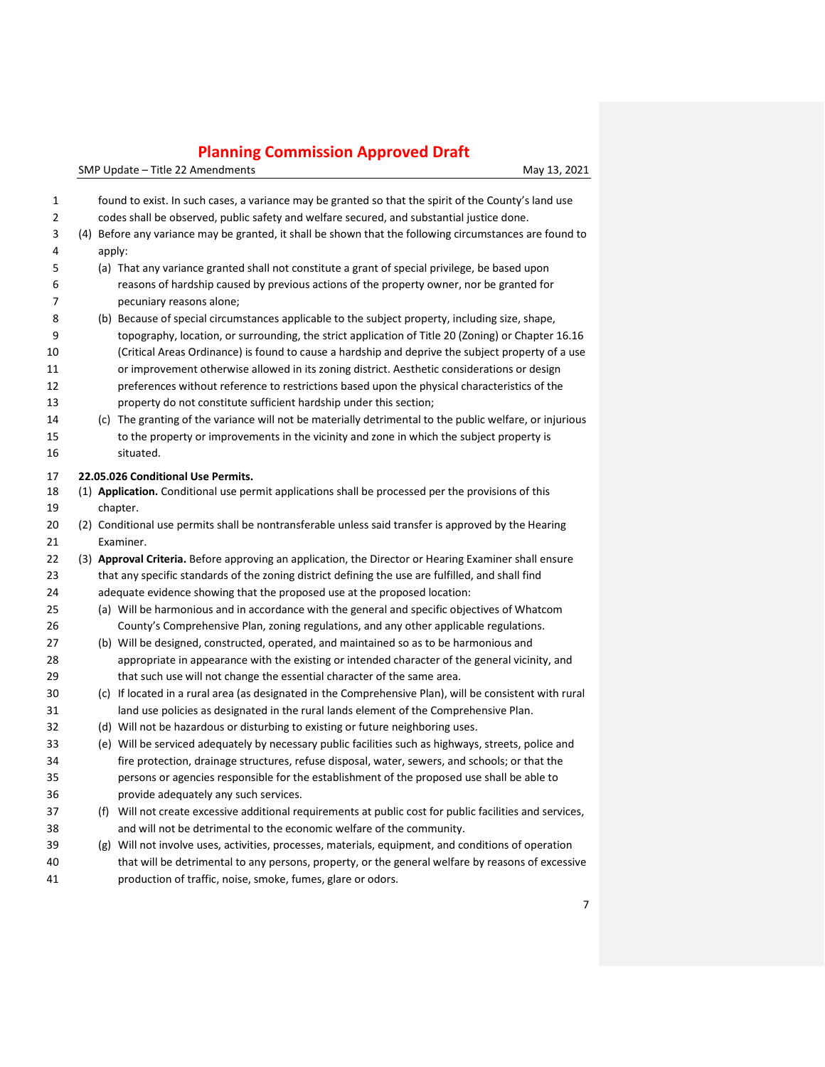found to exist. In such cases, a variance may be granted so that the spirit of the County's land use codes shall be observed, public safety and welfare secured, and substantial justice done.

(4) Before any variance may be granted, it shall be shown that the following circumstances are found to apply:

  (a) That any variance granted shall not constitute a grant of special privilege, be based upon reasons of hardship caused by previous actions of the property owner, nor be granted for pecuniary reasons alone;

  (b) Because of special circumstances applicable to the subject property, including size, shape, topography, location, or surrounding, the strict application of Title 20 (Zoning) or Chapter 16.16 (Critical Areas Ordinance) is found to cause a hardship and deprive the subject property of a use or improvement otherwise allowed in its zoning district. Aesthetic considerations or design preferences without reference to restrictions based upon the physical characteristics of the property do not constitute sufficient hardship under this section;

  (c) The granting of the variance will not be materially detrimental to the public welfare, or injurious to the property or improvements in the vicinity and zone in which the subject property is situated.

**22.05.026 Conditional Use Permits.**

(1) **Application.** Conditional use permit applications shall be processed per the provisions of this chapter.

(2) Conditional use permits shall be nontransferable unless said transfer is approved by the Hearing Examiner.

(3) **Approval Criteria.** Before approving an application, the Director or Hearing Examiner shall ensure that any specific standards of the zoning district defining the use are fulfilled, and shall find adequate evidence showing that the proposed use at the proposed location:

  (a) Will be harmonious and in accordance with the general and specific objectives of Whatcom County's Comprehensive Plan, zoning regulations, and any other applicable regulations.

  (b) Will be designed, constructed, operated, and maintained so as to be harmonious and appropriate in appearance with the existing or intended character of the general vicinity, and that such use will not change the essential character of the same area.

  (c) If located in a rural area (as designated in the Comprehensive Plan), will be consistent with rural land use policies as designated in the rural lands element of the Comprehensive Plan.

  (d) Will not be hazardous or disturbing to existing or future neighboring uses.

  (e) Will be serviced adequately by necessary public facilities such as highways, streets, police and fire protection, drainage structures, refuse disposal, water, sewers, and schools; or that the persons or agencies responsible for the establishment of the proposed use shall be able to provide adequately any such services.

  (f) Will not create excessive additional requirements at public cost for public facilities and services, and will not be detrimental to the economic welfare of the community.

  (g) Will not involve uses, activities, processes, materials, equipment, and conditions of operation that will be detrimental to any persons, property, or the general welfare by reasons of excessive production of traffic, noise, smoke, fumes, glare or odors.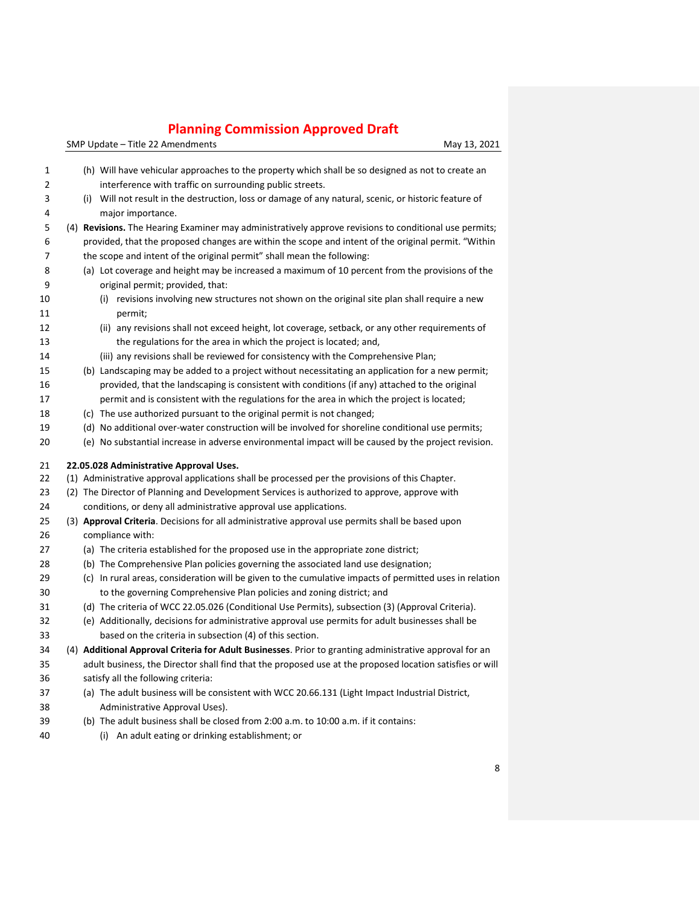(h) Will have vehicular approaches to the property which shall be so designed as not to create an interference with traffic on surrounding public streets.

(i) Will not result in the destruction, loss or damage of any natural, scenic, or historic feature of major importance.

(4) **Revisions.** The Hearing Examiner may administratively approve revisions to conditional use permits; provided, that the proposed changes are within the scope and intent of the original permit. "Within the scope and intent of the original permit" shall mean the following:

(a) Lot coverage and height may be increased a maximum of 10 percent from the provisions of the original permit; provided, that:

(i) revisions involving new structures not shown on the original site plan shall require a new permit;

(ii) any revisions shall not exceed height, lot coverage, setback, or any other requirements of the regulations for the area in which the project is located; and,

(iii) any revisions shall be reviewed for consistency with the Comprehensive Plan;

(b) Landscaping may be added to a project without necessitating an application for a new permit; provided, that the landscaping is consistent with conditions (if any) attached to the original permit and is consistent with the regulations for the area in which the project is located;

(c) The use authorized pursuant to the original permit is not changed;

(d) No additional over-water construction will be involved for shoreline conditional use permits;

(e) No substantial increase in adverse environmental impact will be caused by the project revision.

**22.05.028 Administrative Approval Uses.**

(1) Administrative approval applications shall be processed per the provisions of this Chapter.

(2) The Director of Planning and Development Services is authorized to approve, approve with conditions, or deny all administrative approval use applications.

(3) **Approval Criteria**. Decisions for all administrative approval use permits shall be based upon compliance with:

(a) The criteria established for the proposed use in the appropriate zone district;

(b) The Comprehensive Plan policies governing the associated land use designation;

(c) In rural areas, consideration will be given to the cumulative impacts of permitted uses in relation to the governing Comprehensive Plan policies and zoning district; and

(d) The criteria of WCC 22.05.026 (Conditional Use Permits), subsection (3) (Approval Criteria).

(e) Additionally, decisions for administrative approval use permits for adult businesses shall be based on the criteria in subsection (4) of this section.

(4) **Additional Approval Criteria for Adult Businesses**. Prior to granting administrative approval for an adult business, the Director shall find that the proposed use at the proposed location satisfies or will satisfy all the following criteria:

(a) The adult business will be consistent with WCC 20.66.131 (Light Impact Industrial District, Administrative Approval Uses).

(b) The adult business shall be closed from 2:00 a.m. to 10:00 a.m. if it contains:

(i) An adult eating or drinking establishment; or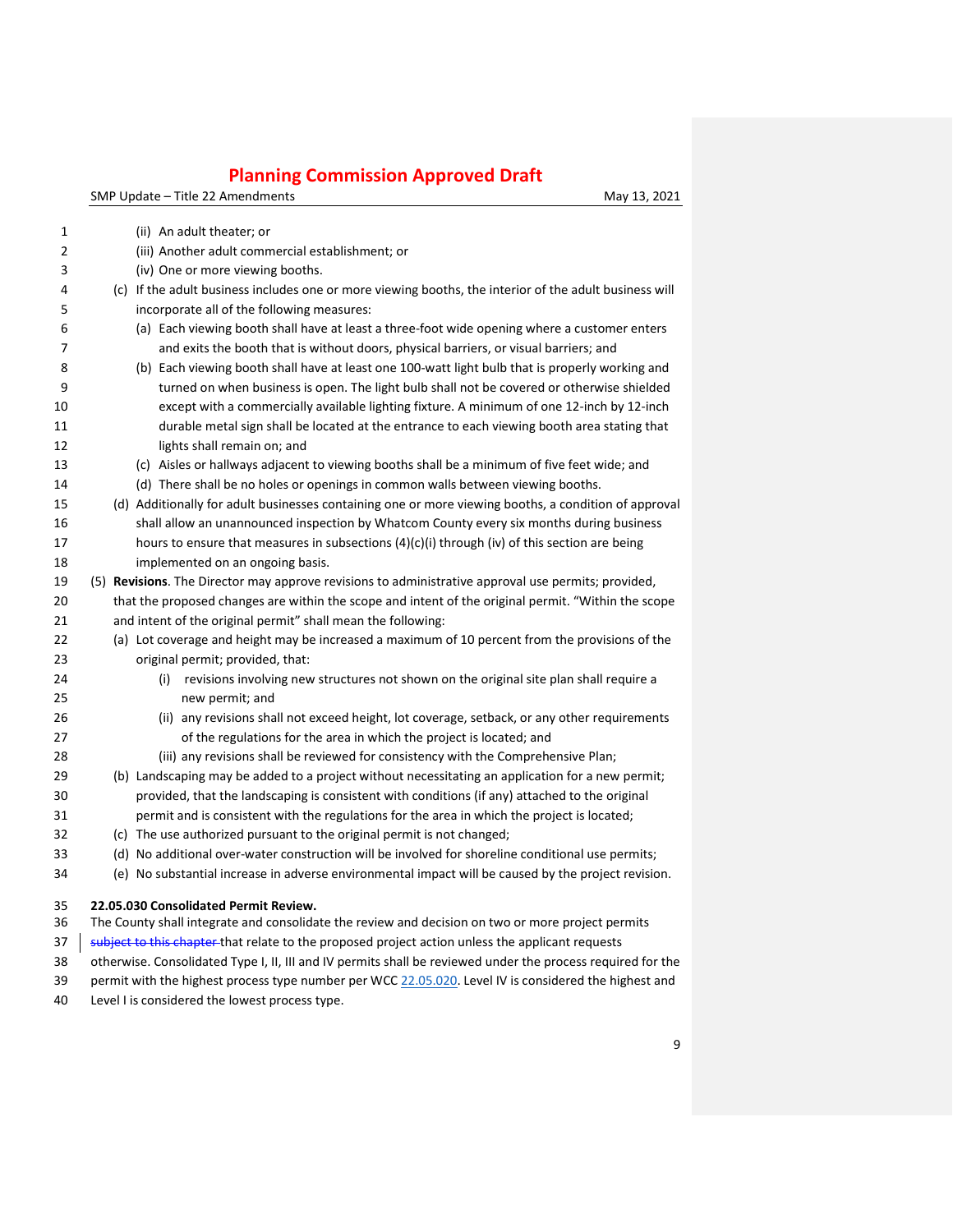(ii) An adult theater; or

(iii) Another adult commercial establishment; or

(iv) One or more viewing booths.

(c) If the adult business includes one or more viewing booths, the interior of the adult business will incorporate all of the following measures:

(a) Each viewing booth shall have at least a three-foot wide opening where a customer enters and exits the booth that is without doors, physical barriers, or visual barriers; and

(b) Each viewing booth shall have at least one 100-watt light bulb that is properly working and turned on when business is open. The light bulb shall not be covered or otherwise shielded except with a commercially available lighting fixture. A minimum of one 12-inch by 12-inch durable metal sign shall be located at the entrance to each viewing booth area stating that lights shall remain on; and

(c) Aisles or hallways adjacent to viewing booths shall be a minimum of five feet wide; and

(d) There shall be no holes or openings in common walls between viewing booths.

(d) Additionally for adult businesses containing one or more viewing booths, a condition of approval shall allow an unannounced inspection by Whatcom County every six months during business hours to ensure that measures in subsections (4)(c)(i) through (iv) of this section are being implemented on an ongoing basis.

(5) **Revisions**. The Director may approve revisions to administrative approval use permits; provided, that the proposed changes are within the scope and intent of the original permit. "Within the scope and intent of the original permit" shall mean the following:

(a) Lot coverage and height may be increased a maximum of 10 percent from the provisions of the original permit; provided, that:

(i) revisions involving new structures not shown on the original site plan shall require a new permit; and

(ii) any revisions shall not exceed height, lot coverage, setback, or any other requirements of the regulations for the area in which the project is located; and

(iii) any revisions shall be reviewed for consistency with the Comprehensive Plan;

(b) Landscaping may be added to a project without necessitating an application for a new permit; provided, that the landscaping is consistent with conditions (if any) attached to the original permit and is consistent with the regulations for the area in which the project is located;

(c) The use authorized pursuant to the original permit is not changed;

(d) No additional over-water construction will be involved for shoreline conditional use permits;

(e) No substantial increase in adverse environmental impact will be caused by the project revision.

**22.05.030 Consolidated Permit Review.**

The County shall integrate and consolidate the review and decision on two or more project permits ~~subject to this chapter~~ that relate to the proposed project action unless the applicant requests otherwise. Consolidated Type I, II, III and IV permits shall be reviewed under the process required for the permit with the highest process type number per WCC 22.05.020. Level IV is considered the highest and Level I is considered the lowest process type.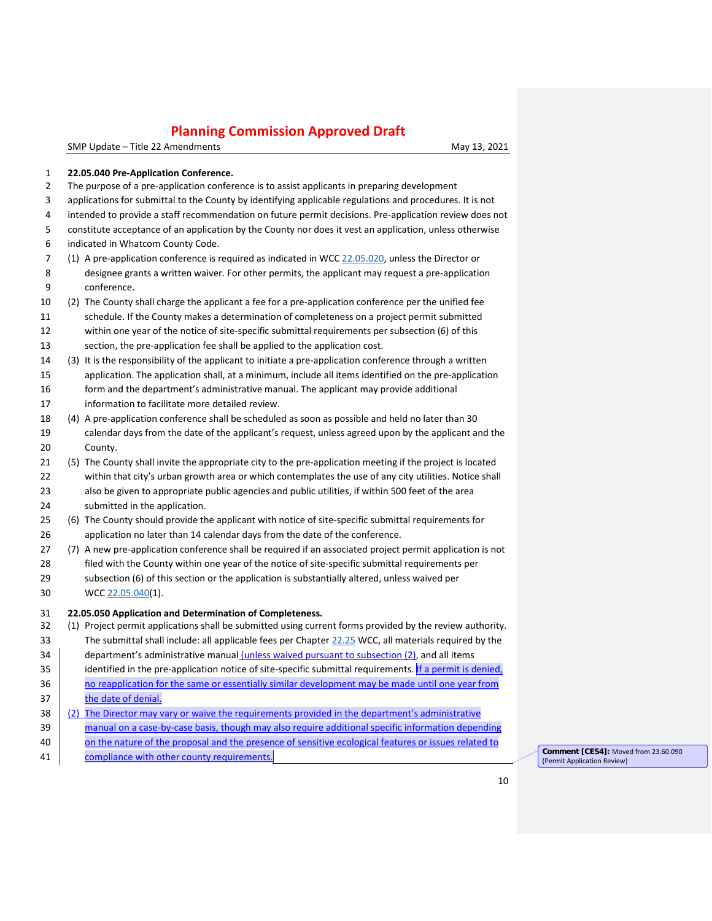**22.05.040 Pre-Application Conference.**

The purpose of a pre-application conference is to assist applicants in preparing development applications for submittal to the County by identifying applicable regulations and procedures. It is not intended to provide a staff recommendation on future permit decisions. Pre-application review does not constitute acceptance of an application by the County nor does it vest an application, unless otherwise indicated in Whatcom County Code.

(1) A pre-application conference is required as indicated in WCC 22.05.020, unless the Director or designee grants a written waiver. For other permits, the applicant may request a pre-application conference.

(2) The County shall charge the applicant a fee for a pre-application conference per the unified fee schedule. If the County makes a determination of completeness on a project permit submitted within one year of the notice of site-specific submittal requirements per subsection (6) of this section, the pre-application fee shall be applied to the application cost.

(3) It is the responsibility of the applicant to initiate a pre-application conference through a written application. The application shall, at a minimum, include all items identified on the pre-application form and the department's administrative manual. The applicant may provide additional information to facilitate more detailed review.

(4) A pre-application conference shall be scheduled as soon as possible and held no later than 30 calendar days from the date of the applicant's request, unless agreed upon by the applicant and the County.

(5) The County shall invite the appropriate city to the pre-application meeting if the project is located within that city's urban growth area or which contemplates the use of any city utilities. Notice shall also be given to appropriate public agencies and public utilities, if within 500 feet of the area submitted in the application.

(6) The County should provide the applicant with notice of site-specific submittal requirements for application no later than 14 calendar days from the date of the conference.

(7) A new pre-application conference shall be required if an associated project permit application is not filed with the County within one year of the notice of site-specific submittal requirements per subsection (6) of this section or the application is substantially altered, unless waived per WCC 22.05.040(1).

**22.05.050 Application and Determination of Completeness.**

(1) Project permit applications shall be submitted using current forms provided by the review authority. The submittal shall include: all applicable fees per Chapter 22.25 WCC, all materials required by the department's administrative manual (unless waived pursuant to subsection (2), and all items identified in the pre-application notice of site-specific submittal requirements. If a permit is denied, no reapplication for the same or essentially similar development may be made until one year from the date of denial.

(2) The Director may vary or waive the requirements provided in the department's administrative manual on a case-by-case basis, though may also require additional specific information depending on the nature of the proposal and the presence of sensitive ecological features or issues related to compliance with other county requirements.

Comment [CES4]: Moved from 23.60.090 (Permit Application Review)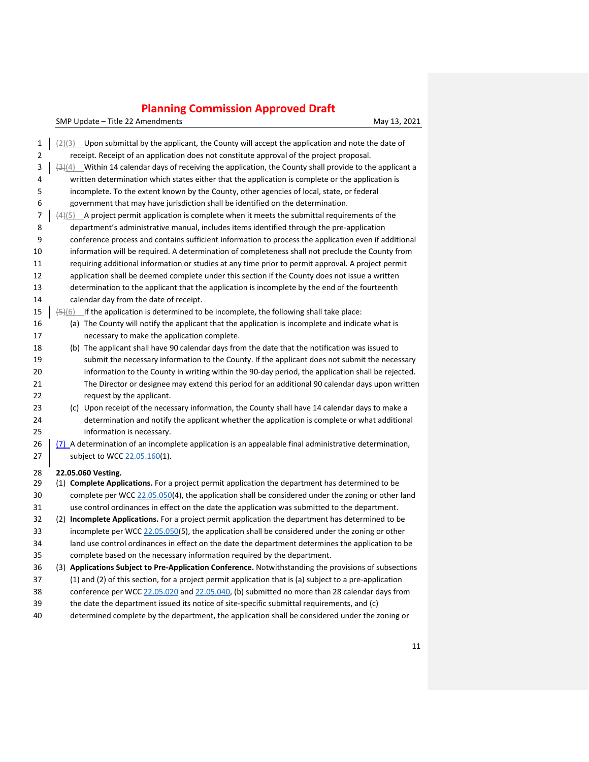~~(2)~~(3) Upon submittal by the applicant, the County will accept the application and note the date of receipt. Receipt of an application does not constitute approval of the project proposal.

~~(3)~~(4) Within 14 calendar days of receiving the application, the County shall provide to the applicant a written determination which states either that the application is complete or the application is incomplete. To the extent known by the County, other agencies of local, state, or federal government that may have jurisdiction shall be identified on the determination.

~~(4)~~(5) A project permit application is complete when it meets the submittal requirements of the department's administrative manual, includes items identified through the pre-application conference process and contains sufficient information to process the application even if additional information will be required. A determination of completeness shall not preclude the County from requiring additional information or studies at any time prior to permit approval. A project permit application shall be deemed complete under this section if the County does not issue a written determination to the applicant that the application is incomplete by the end of the fourteenth calendar day from the date of receipt.

~~(5)~~(6) If the application is determined to be incomplete, the following shall take place:

(a) The County will notify the applicant that the application is incomplete and indicate what is necessary to make the application complete.

(b) The applicant shall have 90 calendar days from the date that the notification was issued to submit the necessary information to the County. If the applicant does not submit the necessary information to the County in writing within the 90-day period, the application shall be rejected. The Director or designee may extend this period for an additional 90 calendar days upon written request by the applicant.

(c) Upon receipt of the necessary information, the County shall have 14 calendar days to make a determination and notify the applicant whether the application is complete or what additional information is necessary.

(7) A determination of an incomplete application is an appealable final administrative determination, subject to WCC 22.05.160(1).

**22.05.060 Vesting.**

(1) **Complete Applications.** For a project permit application the department has determined to be complete per WCC 22.05.050(4), the application shall be considered under the zoning or other land use control ordinances in effect on the date the application was submitted to the department.

(2) **Incomplete Applications.** For a project permit application the department has determined to be incomplete per WCC 22.05.050(5), the application shall be considered under the zoning or other land use control ordinances in effect on the date the department determines the application to be complete based on the necessary information required by the department.

(3) **Applications Subject to Pre-Application Conference.** Notwithstanding the provisions of subsections (1) and (2) of this section, for a project permit application that is (a) subject to a pre-application conference per WCC 22.05.020 and 22.05.040, (b) submitted no more than 28 calendar days from the date the department issued its notice of site-specific submittal requirements, and (c) determined complete by the department, the application shall be considered under the zoning or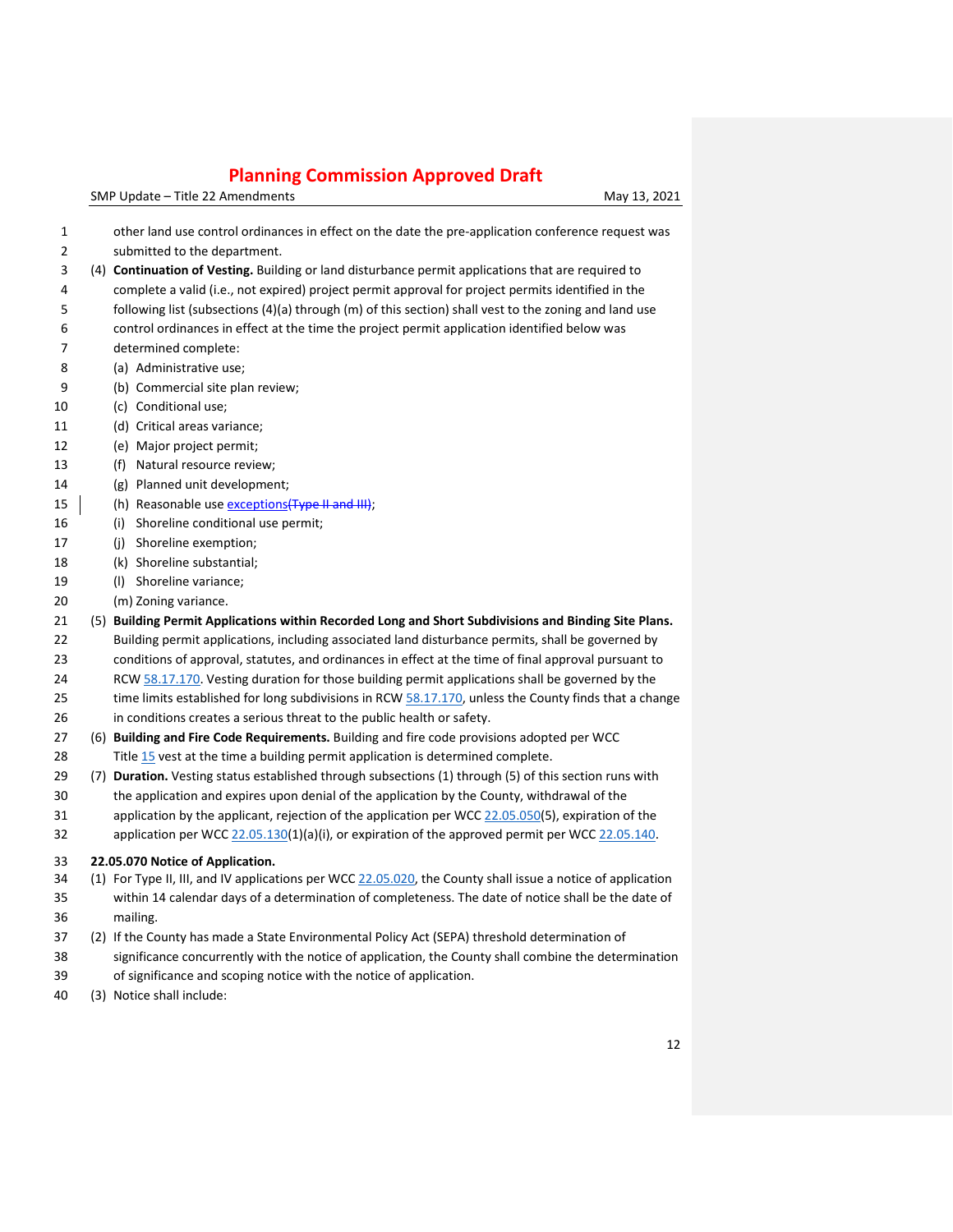other land use control ordinances in effect on the date the pre-application conference request was submitted to the department.

(4) **Continuation of Vesting.** Building or land disturbance permit applications that are required to complete a valid (i.e., not expired) project permit approval for project permits identified in the following list (subsections (4)(a) through (m) of this section) shall vest to the zoning and land use control ordinances in effect at the time the project permit application identified below was determined complete:

(a) Administrative use;
(b) Commercial site plan review;
(c) Conditional use;
(d) Critical areas variance;
(e) Major project permit;
(f) Natural resource review;
(g) Planned unit development;
(h) Reasonable use exceptions~~(Type II and III)~~;
(i) Shoreline conditional use permit;
(j) Shoreline exemption;
(k) Shoreline substantial;
(l) Shoreline variance;
(m) Zoning variance.

(5) **Building Permit Applications within Recorded Long and Short Subdivisions and Binding Site Plans.** Building permit applications, including associated land disturbance permits, shall be governed by conditions of approval, statutes, and ordinances in effect at the time of final approval pursuant to RCW 58.17.170. Vesting duration for those building permit applications shall be governed by the time limits established for long subdivisions in RCW 58.17.170, unless the County finds that a change in conditions creates a serious threat to the public health or safety.

(6) **Building and Fire Code Requirements.** Building and fire code provisions adopted per WCC Title 15 vest at the time a building permit application is determined complete.

(7) **Duration.** Vesting status established through subsections (1) through (5) of this section runs with the application and expires upon denial of the application by the County, withdrawal of the application by the applicant, rejection of the application per WCC 22.05.050(5), expiration of the application per WCC 22.05.130(1)(a)(i), or expiration of the approved permit per WCC 22.05.140.

**22.05.070 Notice of Application.**

(1) For Type II, III, and IV applications per WCC 22.05.020, the County shall issue a notice of application within 14 calendar days of a determination of completeness. The date of notice shall be the date of mailing.

(2) If the County has made a State Environmental Policy Act (SEPA) threshold determination of significance concurrently with the notice of application, the County shall combine the determination of significance and scoping notice with the notice of application.

(3) Notice shall include: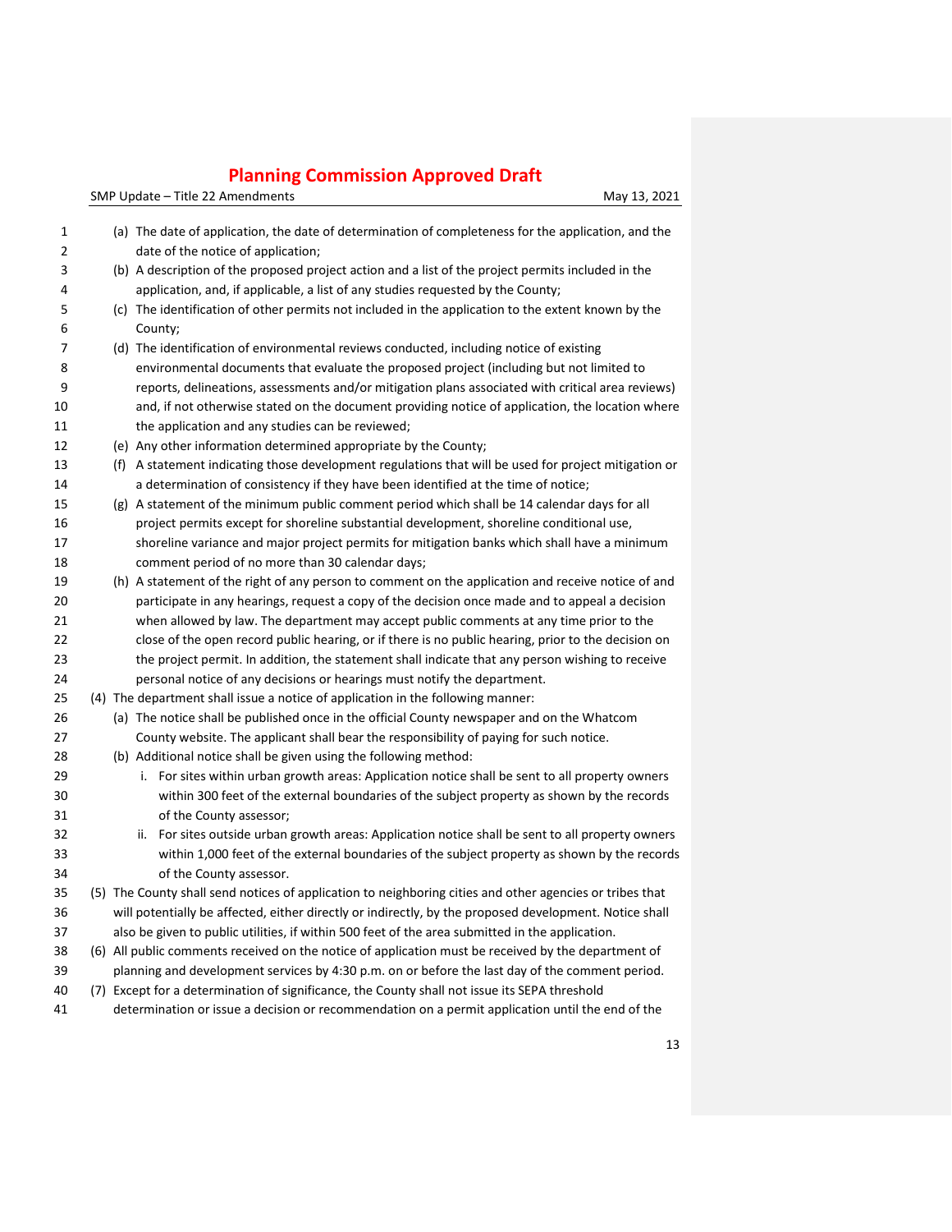(a) The date of application, the date of determination of completeness for the application, and the date of the notice of application;

(b) A description of the proposed project action and a list of the project permits included in the application, and, if applicable, a list of any studies requested by the County;

(c) The identification of other permits not included in the application to the extent known by the County;

(d) The identification of environmental reviews conducted, including notice of existing environmental documents that evaluate the proposed project (including but not limited to reports, delineations, assessments and/or mitigation plans associated with critical area reviews) and, if not otherwise stated on the document providing notice of application, the location where the application and any studies can be reviewed;

(e) Any other information determined appropriate by the County;

(f) A statement indicating those development regulations that will be used for project mitigation or a determination of consistency if they have been identified at the time of notice;

(g) A statement of the minimum public comment period which shall be 14 calendar days for all project permits except for shoreline substantial development, shoreline conditional use, shoreline variance and major project permits for mitigation banks which shall have a minimum comment period of no more than 30 calendar days;

(h) A statement of the right of any person to comment on the application and receive notice of and participate in any hearings, request a copy of the decision once made and to appeal a decision when allowed by law. The department may accept public comments at any time prior to the close of the open record public hearing, or if there is no public hearing, prior to the decision on the project permit. In addition, the statement shall indicate that any person wishing to receive personal notice of any decisions or hearings must notify the department.

(4) The department shall issue a notice of application in the following manner:

(a) The notice shall be published once in the official County newspaper and on the Whatcom County website. The applicant shall bear the responsibility of paying for such notice.

(b) Additional notice shall be given using the following method:

i. For sites within urban growth areas: Application notice shall be sent to all property owners within 300 feet of the external boundaries of the subject property as shown by the records of the County assessor;

ii. For sites outside urban growth areas: Application notice shall be sent to all property owners within 1,000 feet of the external boundaries of the subject property as shown by the records of the County assessor.

(5) The County shall send notices of application to neighboring cities and other agencies or tribes that will potentially be affected, either directly or indirectly, by the proposed development. Notice shall also be given to public utilities, if within 500 feet of the area submitted in the application.

(6) All public comments received on the notice of application must be received by the department of planning and development services by 4:30 p.m. on or before the last day of the comment period.

(7) Except for a determination of significance, the County shall not issue its SEPA threshold determination or issue a decision or recommendation on a permit application until the end of the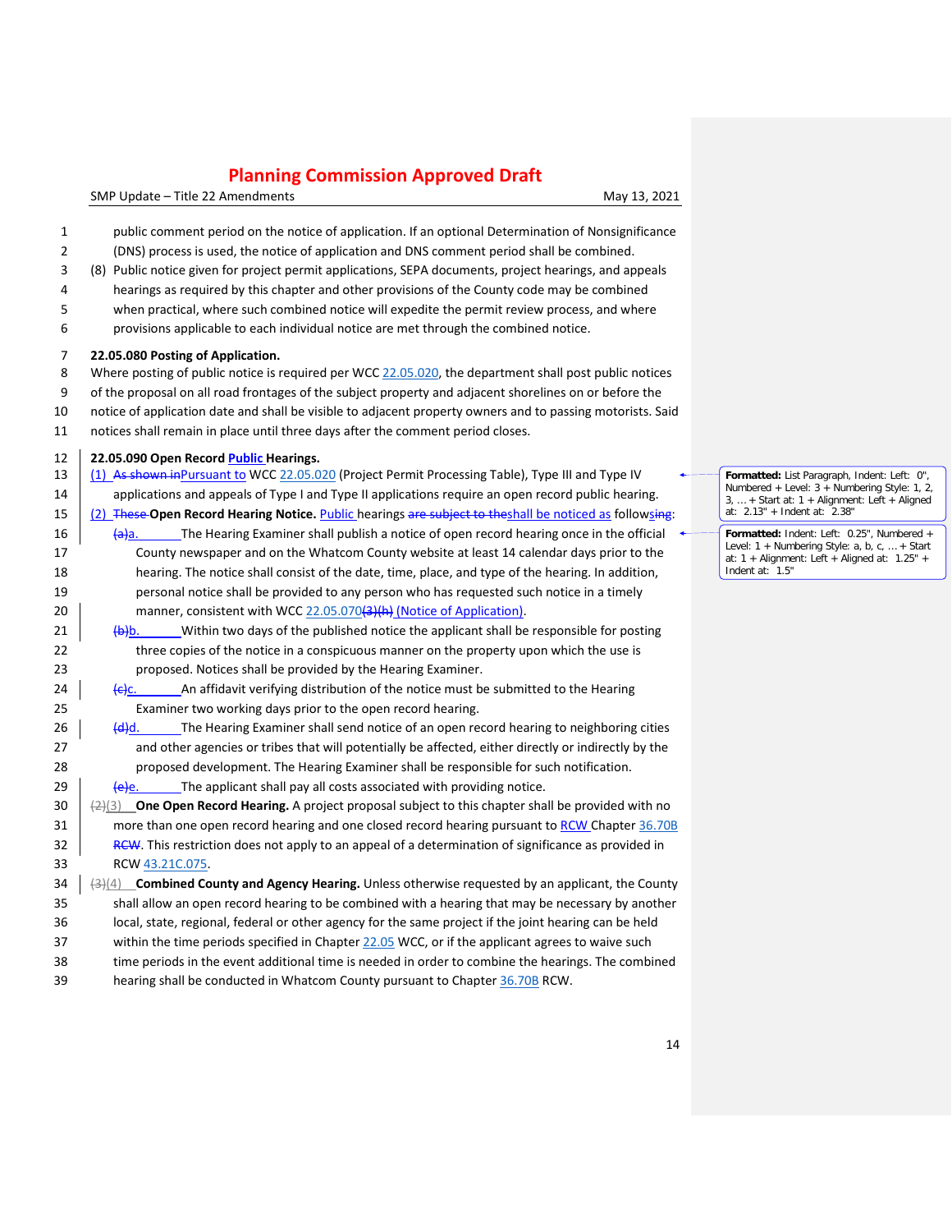public comment period on the notice of application. If an optional Determination of Nonsignificance (DNS) process is used, the notice of application and DNS comment period shall be combined.

(8) Public notice given for project permit applications, SEPA documents, project hearings, and appeals hearings as required by this chapter and other provisions of the County code may be combined when practical, where such combined notice will expedite the permit review process, and where provisions applicable to each individual notice are met through the combined notice.

**22.05.080 Posting of Application.**

Where posting of public notice is required per WCC 22.05.020, the department shall post public notices of the proposal on all road frontages of the subject property and adjacent shorelines on or before the notice of application date and shall be visible to adjacent property owners and to passing motorists. Said notices shall remain in place until three days after the comment period closes.

**22.05.090 Open Record Public Hearings.**

(1) ~~As shown in~~Pursuant to WCC 22.05.020 (Project Permit Processing Table), Type III and Type IV applications and appeals of Type I and Type II applications require an open record public hearing.

(2) ~~These~~ **Open Record Hearing Notice.** Public hearings ~~are subject to the~~shall be noticed as follow~~sing~~:

~~(a)~~a. The Hearing Examiner shall publish a notice of open record hearing once in the official County newspaper and on the Whatcom County website at least 14 calendar days prior to the hearing. The notice shall consist of the date, time, place, and type of the hearing. In addition, personal notice shall be provided to any person who has requested such notice in a timely manner, consistent with WCC 22.05.070~~(3)(h)~~ (Notice of Application).

~~(b)~~b. Within two days of the published notice the applicant shall be responsible for posting three copies of the notice in a conspicuous manner on the property upon which the use is proposed. Notices shall be provided by the Hearing Examiner.

~~(c)~~c. An affidavit verifying distribution of the notice must be submitted to the Hearing Examiner two working days prior to the open record hearing.

~~(d)~~d. The Hearing Examiner shall send notice of an open record hearing to neighboring cities and other agencies or tribes that will potentially be affected, either directly or indirectly by the proposed development. The Hearing Examiner shall be responsible for such notification.

~~(e)~~e. The applicant shall pay all costs associated with providing notice.

~~(2)~~(3) **One Open Record Hearing.** A project proposal subject to this chapter shall be provided with no more than one open record hearing and one closed record hearing pursuant to RCW Chapter 36.70B ~~RCW~~. This restriction does not apply to an appeal of a determination of significance as provided in RCW 43.21C.075.

~~(3)~~(4) **Combined County and Agency Hearing.** Unless otherwise requested by an applicant, the County shall allow an open record hearing to be combined with a hearing that may be necessary by another local, state, regional, federal or other agency for the same project if the joint hearing can be held within the time periods specified in Chapter 22.05 WCC, or if the applicant agrees to waive such time periods in the event additional time is needed in order to combine the hearings. The combined hearing shall be conducted in Whatcom County pursuant to Chapter 36.70B RCW.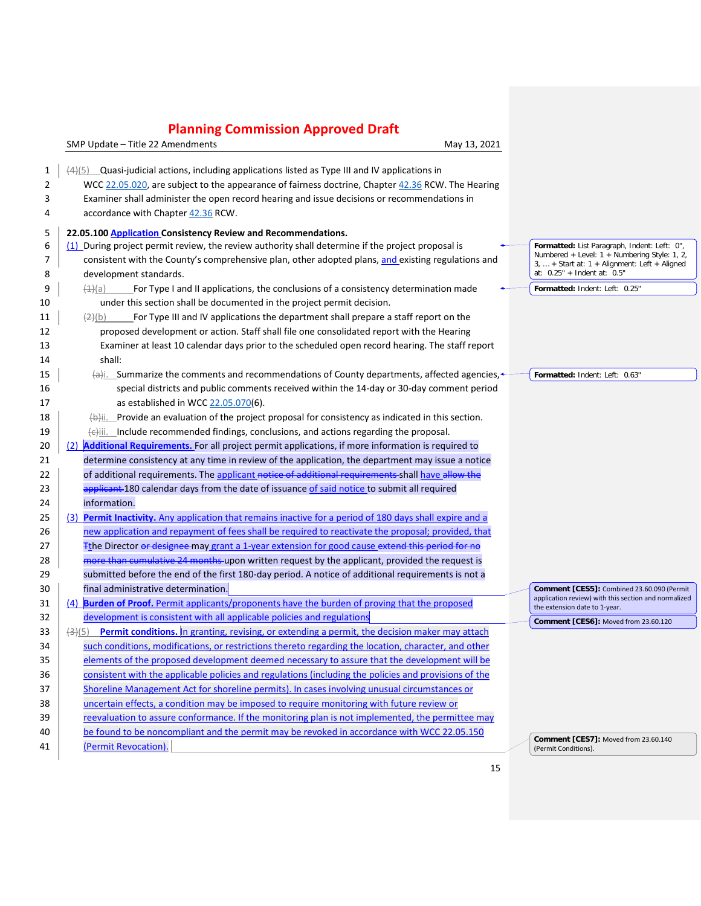(4)(5) Quasi-judicial actions, including applications listed as Type III and IV applications in WCC 22.05.020, are subject to the appearance of fairness doctrine, Chapter 42.36 RCW. The Hearing Examiner shall administer the open record hearing and issue decisions or recommendations in accordance with Chapter 42.36 RCW.

**22.05.100 Application Consistency Review and Recommendations.**

(1) During project permit review, the review authority shall determine if the project proposal is consistent with the County's comprehensive plan, other adopted plans, and existing regulations and development standards.

(1)(a) For Type I and II applications, the conclusions of a consistency determination made under this section shall be documented in the project permit decision.

(2)(b) For Type III and IV applications the department shall prepare a staff report on the proposed development or action. Staff shall file one consolidated report with the Hearing Examiner at least 10 calendar days prior to the scheduled open record hearing. The staff report shall:

(a)i. Summarize the comments and recommendations of County departments, affected agencies, special districts and public comments received within the 14-day or 30-day comment period as established in WCC 22.05.070(6).

(b)ii. Provide an evaluation of the project proposal for consistency as indicated in this section.

(c)iii. Include recommended findings, conclusions, and actions regarding the proposal.

(2) **Additional Requirements.** For all project permit applications, if more information is required to determine consistency at any time in review of the application, the department may issue a notice of additional requirements. The applicant ~~notice of additional requirements~~ shall have ~~allow the applicant~~ 180 calendar days from the date of issuance of said notice to submit all required information.

(3) **Permit Inactivity.** Any application that remains inactive for a period of 180 days shall expire and a new application and repayment of fees shall be required to reactivate the proposal; provided, that ~~T~~the Director ~~or designee~~ may grant a 1-year extension for good cause ~~extend this period for no more than cumulative 24 months~~ upon written request by the applicant, provided the request is submitted before the end of the first 180-day period. A notice of additional requirements is not a final administrative determination.

(4) **Burden of Proof.** Permit applicants/proponents have the burden of proving that the proposed development is consistent with all applicable policies and regulations

(3)(5) **Permit conditions.** In granting, revising, or extending a permit, the decision maker may attach such conditions, modifications, or restrictions thereto regarding the location, character, and other elements of the proposed development deemed necessary to assure that the development will be consistent with the applicable policies and regulations (including the policies and provisions of the Shoreline Management Act for shoreline permits). In cases involving unusual circumstances or uncertain effects, a condition may be imposed to require monitoring with future review or reevaluation to assure conformance. If the monitoring plan is not implemented, the permittee may be found to be noncompliant and the permit may be revoked in accordance with WCC 22.05.150 (Permit Revocation).

**Formatted:** List Paragraph, Indent: Left: 0", Numbered + Level: 1 + Numbering Style: 1, 2, 3, … + Start at: 1 + Alignment: Left + Aligned at: 0.25" + Indent at: 0.5"

**Formatted:** Indent: Left: 0.25"

**Formatted:** Indent: Left: 0.63"

**Comment [CES5]:** Combined 23.60.090 (Permit application review) with this section and normalized the extension date to 1-year.

**Comment [CES6]:** Moved from 23.60.120

**Comment [CES7]:** Moved from 23.60.140 (Permit Conditions).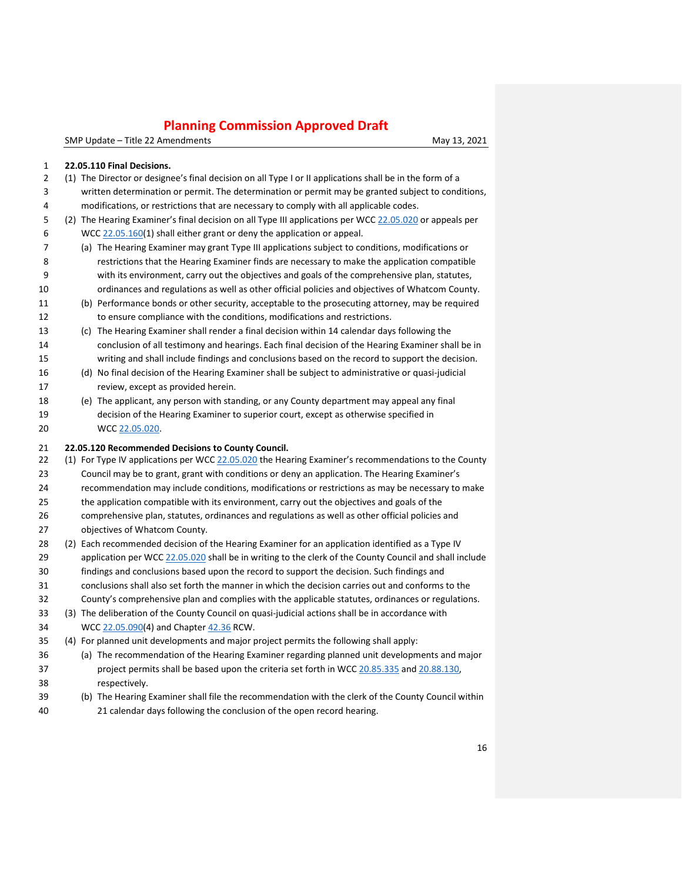**22.05.110 Final Decisions.**

(1) The Director or designee's final decision on all Type I or II applications shall be in the form of a written determination or permit. The determination or permit may be granted subject to conditions, modifications, or restrictions that are necessary to comply with all applicable codes.

(2) The Hearing Examiner's final decision on all Type III applications per WCC 22.05.020 or appeals per WCC 22.05.160(1) shall either grant or deny the application or appeal.

  (a) The Hearing Examiner may grant Type III applications subject to conditions, modifications or restrictions that the Hearing Examiner finds are necessary to make the application compatible with its environment, carry out the objectives and goals of the comprehensive plan, statutes, ordinances and regulations as well as other official policies and objectives of Whatcom County.

  (b) Performance bonds or other security, acceptable to the prosecuting attorney, may be required to ensure compliance with the conditions, modifications and restrictions.

  (c) The Hearing Examiner shall render a final decision within 14 calendar days following the conclusion of all testimony and hearings. Each final decision of the Hearing Examiner shall be in writing and shall include findings and conclusions based on the record to support the decision.

  (d) No final decision of the Hearing Examiner shall be subject to administrative or quasi-judicial review, except as provided herein.

  (e) The applicant, any person with standing, or any County department may appeal any final decision of the Hearing Examiner to superior court, except as otherwise specified in WCC 22.05.020.

**22.05.120 Recommended Decisions to County Council.**

(1) For Type IV applications per WCC 22.05.020 the Hearing Examiner's recommendations to the County Council may be to grant, grant with conditions or deny an application. The Hearing Examiner's recommendation may include conditions, modifications or restrictions as may be necessary to make the application compatible with its environment, carry out the objectives and goals of the comprehensive plan, statutes, ordinances and regulations as well as other official policies and objectives of Whatcom County.

(2) Each recommended decision of the Hearing Examiner for an application identified as a Type IV application per WCC 22.05.020 shall be in writing to the clerk of the County Council and shall include findings and conclusions based upon the record to support the decision. Such findings and conclusions shall also set forth the manner in which the decision carries out and conforms to the County's comprehensive plan and complies with the applicable statutes, ordinances or regulations.

(3) The deliberation of the County Council on quasi-judicial actions shall be in accordance with WCC 22.05.090(4) and Chapter 42.36 RCW.

(4) For planned unit developments and major project permits the following shall apply:

  (a) The recommendation of the Hearing Examiner regarding planned unit developments and major project permits shall be based upon the criteria set forth in WCC 20.85.335 and 20.88.130, respectively.

  (b) The Hearing Examiner shall file the recommendation with the clerk of the County Council within 21 calendar days following the conclusion of the open record hearing.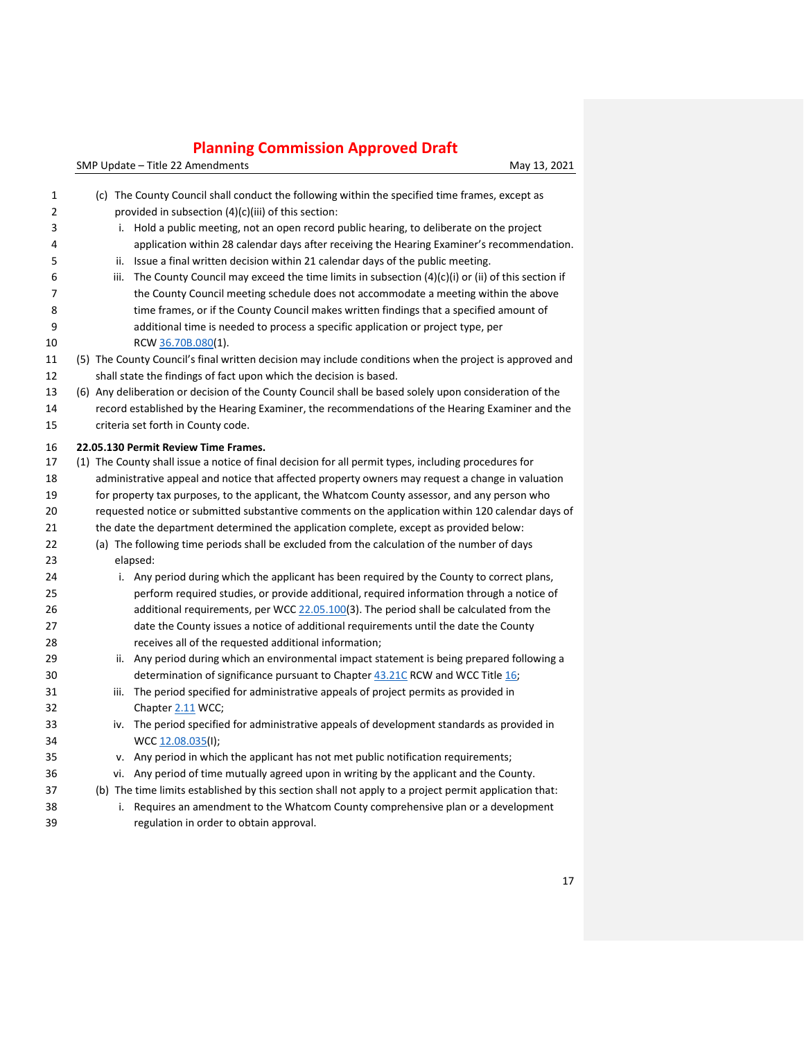(c) The County Council shall conduct the following within the specified time frames, except as provided in subsection (4)(c)(iii) of this section:

i. Hold a public meeting, not an open record public hearing, to deliberate on the project application within 28 calendar days after receiving the Hearing Examiner's recommendation.

ii. Issue a final written decision within 21 calendar days of the public meeting.

iii. The County Council may exceed the time limits in subsection (4)(c)(i) or (ii) of this section if the County Council meeting schedule does not accommodate a meeting within the above time frames, or if the County Council makes written findings that a specified amount of additional time is needed to process a specific application or project type, per RCW 36.70B.080(1).

(5) The County Council's final written decision may include conditions when the project is approved and shall state the findings of fact upon which the decision is based.

(6) Any deliberation or decision of the County Council shall be based solely upon consideration of the record established by the Hearing Examiner, the recommendations of the Hearing Examiner and the criteria set forth in County code.

**22.05.130 Permit Review Time Frames.**

(1) The County shall issue a notice of final decision for all permit types, including procedures for administrative appeal and notice that affected property owners may request a change in valuation for property tax purposes, to the applicant, the Whatcom County assessor, and any person who requested notice or submitted substantive comments on the application within 120 calendar days of the date the department determined the application complete, except as provided below:

(a) The following time periods shall be excluded from the calculation of the number of days elapsed:

i. Any period during which the applicant has been required by the County to correct plans, perform required studies, or provide additional, required information through a notice of additional requirements, per WCC 22.05.100(3). The period shall be calculated from the date the County issues a notice of additional requirements until the date the County receives all of the requested additional information;

ii. Any period during which an environmental impact statement is being prepared following a determination of significance pursuant to Chapter 43.21C RCW and WCC Title 16;

iii. The period specified for administrative appeals of project permits as provided in Chapter 2.11 WCC;

iv. The period specified for administrative appeals of development standards as provided in WCC 12.08.035(I);

v. Any period in which the applicant has not met public notification requirements;

vi. Any period of time mutually agreed upon in writing by the applicant and the County.

(b) The time limits established by this section shall not apply to a project permit application that:

i. Requires an amendment to the Whatcom County comprehensive plan or a development regulation in order to obtain approval.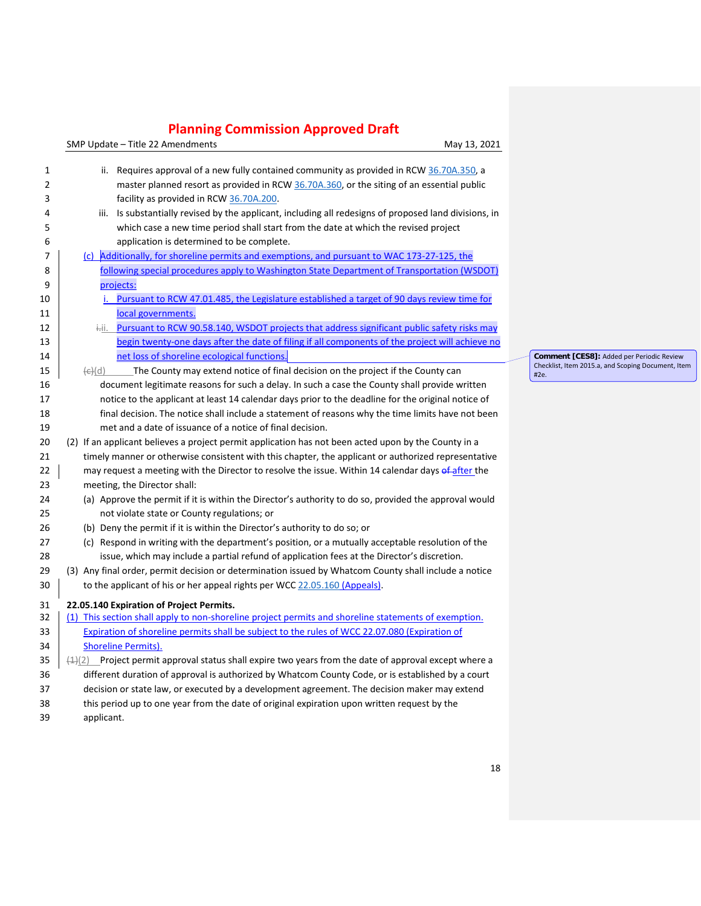ii. Requires approval of a new fully contained community as provided in RCW 36.70A.350, a master planned resort as provided in RCW 36.70A.360, or the siting of an essential public facility as provided in RCW 36.70A.200.

iii. Is substantially revised by the applicant, including all redesigns of proposed land divisions, in which case a new time period shall start from the date at which the revised project application is determined to be complete.

(c) Additionally, for shoreline permits and exemptions, and pursuant to WAC 173-27-125, the following special procedures apply to Washington State Department of Transportation (WSDOT) projects:

i. Pursuant to RCW 47.01.485, the Legislature established a target of 90 days review time for local governments.

~~i.~~ii. Pursuant to RCW 90.58.140, WSDOT projects that address significant public safety risks may begin twenty-one days after the date of filing if all components of the project will achieve no net loss of shoreline ecological functions.

**Comment [CES8]:** Added per Periodic Review Checklist, Item 2015.a, and Scoping Document, Item #2e.

~~(c)~~(d) The County may extend notice of final decision on the project if the County can document legitimate reasons for such a delay. In such a case the County shall provide written notice to the applicant at least 14 calendar days prior to the deadline for the original notice of final decision. The notice shall include a statement of reasons why the time limits have not been met and a date of issuance of a notice of final decision.

(2) If an applicant believes a project permit application has not been acted upon by the County in a timely manner or otherwise consistent with this chapter, the applicant or authorized representative may request a meeting with the Director to resolve the issue. Within 14 calendar days ~~of~~ after the meeting, the Director shall:

(a) Approve the permit if it is within the Director's authority to do so, provided the approval would not violate state or County regulations; or

(b) Deny the permit if it is within the Director's authority to do so; or

(c) Respond in writing with the department's position, or a mutually acceptable resolution of the issue, which may include a partial refund of application fees at the Director's discretion.

(3) Any final order, permit decision or determination issued by Whatcom County shall include a notice to the applicant of his or her appeal rights per WCC 22.05.160 (Appeals).

**22.05.140 Expiration of Project Permits.**

(1) This section shall apply to non-shoreline project permits and shoreline statements of exemption. Expiration of shoreline permits shall be subject to the rules of WCC 22.07.080 (Expiration of Shoreline Permits).

~~(1)~~(2) Project permit approval status shall expire two years from the date of approval except where a different duration of approval is authorized by Whatcom County Code, or is established by a court decision or state law, or executed by a development agreement. The decision maker may extend this period up to one year from the date of original expiration upon written request by the applicant.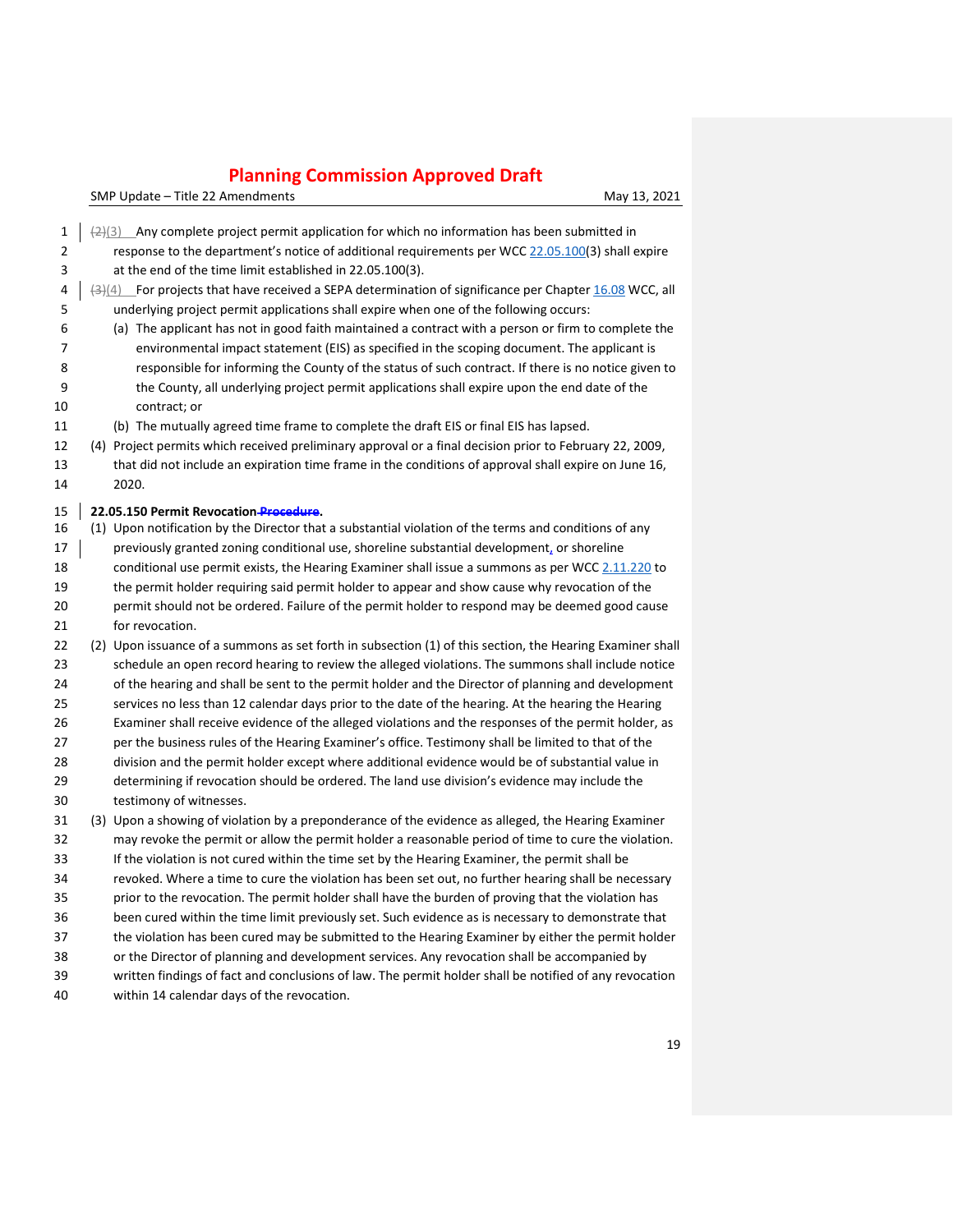~~(2)~~(3) Any complete project permit application for which no information has been submitted in response to the department's notice of additional requirements per WCC 22.05.100(3) shall expire at the end of the time limit established in 22.05.100(3).

~~(3)~~(4) For projects that have received a SEPA determination of significance per Chapter 16.08 WCC, all underlying project permit applications shall expire when one of the following occurs:

(a) The applicant has not in good faith maintained a contract with a person or firm to complete the environmental impact statement (EIS) as specified in the scoping document. The applicant is responsible for informing the County of the status of such contract. If there is no notice given to the County, all underlying project permit applications shall expire upon the end date of the contract; or

(b) The mutually agreed time frame to complete the draft EIS or final EIS has lapsed.

(4) Project permits which received preliminary approval or a final decision prior to February 22, 2009, that did not include an expiration time frame in the conditions of approval shall expire on June 16, 2020.

**22.05.150 Permit Revocation ~~Procedure~~.**

(1) Upon notification by the Director that a substantial violation of the terms and conditions of any previously granted zoning conditional use, shoreline substantial development, or shoreline conditional use permit exists, the Hearing Examiner shall issue a summons as per WCC 2.11.220 to the permit holder requiring said permit holder to appear and show cause why revocation of the permit should not be ordered. Failure of the permit holder to respond may be deemed good cause for revocation.

(2) Upon issuance of a summons as set forth in subsection (1) of this section, the Hearing Examiner shall schedule an open record hearing to review the alleged violations. The summons shall include notice of the hearing and shall be sent to the permit holder and the Director of planning and development services no less than 12 calendar days prior to the date of the hearing. At the hearing the Hearing Examiner shall receive evidence of the alleged violations and the responses of the permit holder, as per the business rules of the Hearing Examiner's office. Testimony shall be limited to that of the division and the permit holder except where additional evidence would be of substantial value in determining if revocation should be ordered. The land use division's evidence may include the testimony of witnesses.

(3) Upon a showing of violation by a preponderance of the evidence as alleged, the Hearing Examiner may revoke the permit or allow the permit holder a reasonable period of time to cure the violation. If the violation is not cured within the time set by the Hearing Examiner, the permit shall be revoked. Where a time to cure the violation has been set out, no further hearing shall be necessary prior to the revocation. The permit holder shall have the burden of proving that the violation has been cured within the time limit previously set. Such evidence as is necessary to demonstrate that the violation has been cured may be submitted to the Hearing Examiner by either the permit holder or the Director of planning and development services. Any revocation shall be accompanied by written findings of fact and conclusions of law. The permit holder shall be notified of any revocation within 14 calendar days of the revocation.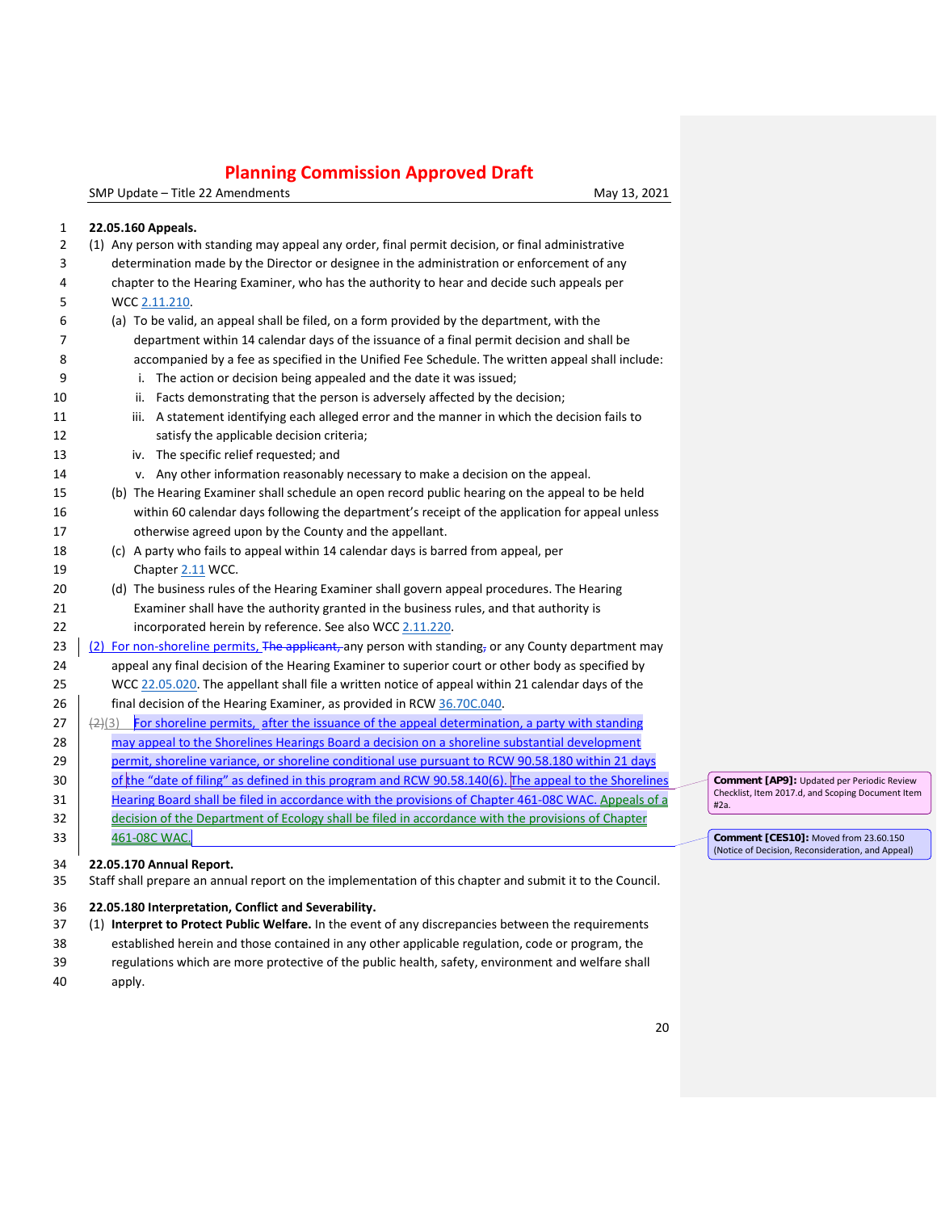**22.05.160 Appeals.**

(1) Any person with standing may appeal any order, final permit decision, or final administrative determination made by the Director or designee in the administration or enforcement of any chapter to the Hearing Examiner, who has the authority to hear and decide such appeals per WCC 2.11.210.

(a) To be valid, an appeal shall be filed, on a form provided by the department, with the department within 14 calendar days of the issuance of a final permit decision and shall be accompanied by a fee as specified in the Unified Fee Schedule. The written appeal shall include:

i. The action or decision being appealed and the date it was issued;

ii. Facts demonstrating that the person is adversely affected by the decision;

iii. A statement identifying each alleged error and the manner in which the decision fails to satisfy the applicable decision criteria;

iv. The specific relief requested; and

v. Any other information reasonably necessary to make a decision on the appeal.

(b) The Hearing Examiner shall schedule an open record public hearing on the appeal to be held within 60 calendar days following the department's receipt of the application for appeal unless otherwise agreed upon by the County and the appellant.

(c) A party who fails to appeal within 14 calendar days is barred from appeal, per Chapter 2.11 WCC.

(d) The business rules of the Hearing Examiner shall govern appeal procedures. The Hearing Examiner shall have the authority granted in the business rules, and that authority is incorporated herein by reference. See also WCC 2.11.220.

(2) For non-shoreline permits, ~~The applicant,~~ any person with standing~~,~~ or any County department may appeal any final decision of the Hearing Examiner to superior court or other body as specified by WCC 22.05.020. The appellant shall file a written notice of appeal within 21 calendar days of the final decision of the Hearing Examiner, as provided in RCW 36.70C.040.

~~(2)~~(3) For shoreline permits, after the issuance of the appeal determination, a party with standing may appeal to the Shorelines Hearings Board a decision on a shoreline substantial development permit, shoreline variance, or shoreline conditional use pursuant to RCW 90.58.180 within 21 days of the "date of filing" as defined in this program and RCW 90.58.140(6). The appeal to the Shorelines Hearing Board shall be filed in accordance with the provisions of Chapter 461-08C WAC. Appeals of a decision of the Department of Ecology shall be filed in accordance with the provisions of Chapter 461-08C WAC.

> Comment [AP9]: Updated per Periodic Review Checklist, Item 2017.d, and Scoping Document Item #2a.

> Comment [CES10]: Moved from 23.60.150 (Notice of Decision, Reconsideration, and Appeal)

**22.05.170 Annual Report.**

Staff shall prepare an annual report on the implementation of this chapter and submit it to the Council.

**22.05.180 Interpretation, Conflict and Severability.**

(1) **Interpret to Protect Public Welfare.** In the event of any discrepancies between the requirements established herein and those contained in any other applicable regulation, code or program, the regulations which are more protective of the public health, safety, environment and welfare shall apply.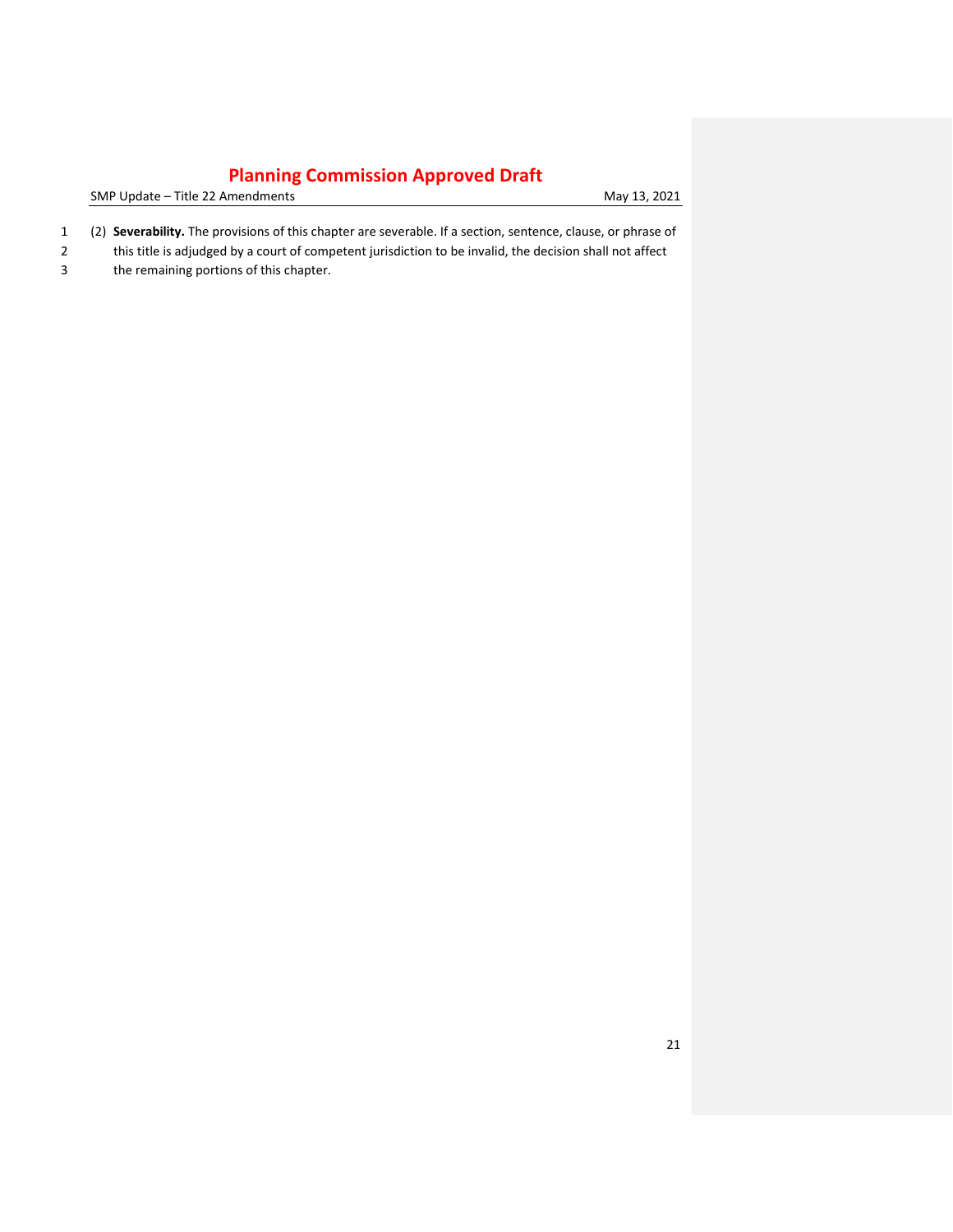(2) **Severability.** The provisions of this chapter are severable. If a section, sentence, clause, or phrase of this title is adjudged by a court of competent jurisdiction to be invalid, the decision shall not affect the remaining portions of this chapter.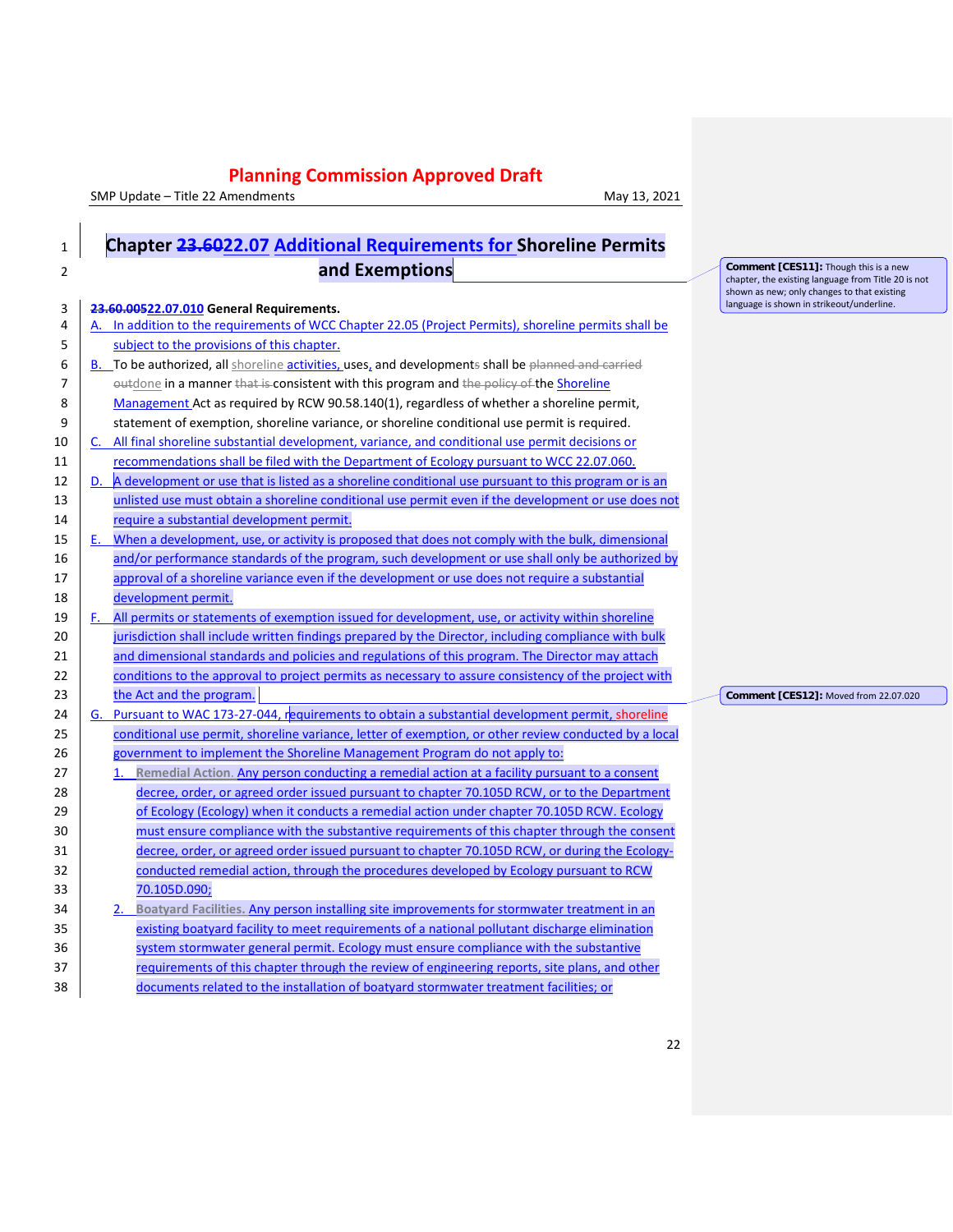# Chapter 23.6022.07 Additional Requirements for Shoreline Permits and Exemptions

**23.60.00522.07.010 General Requirements.**

A. In addition to the requirements of WCC Chapter 22.05 (Project Permits), shoreline permits shall be subject to the provisions of this chapter.

B. To be authorized, all shoreline activities, uses, and developments shall be planned and carried outdone in a manner that is consistent with this program and the policy of the Shoreline Management Act as required by RCW 90.58.140(1), regardless of whether a shoreline permit, statement of exemption, shoreline variance, or shoreline conditional use permit is required.

C. All final shoreline substantial development, variance, and conditional use permit decisions or recommendations shall be filed with the Department of Ecology pursuant to WCC 22.07.060.

D. A development or use that is listed as a shoreline conditional use pursuant to this program or is an unlisted use must obtain a shoreline conditional use permit even if the development or use does not require a substantial development permit.

E. When a development, use, or activity is proposed that does not comply with the bulk, dimensional and/or performance standards of the program, such development or use shall only be authorized by approval of a shoreline variance even if the development or use does not require a substantial development permit.

F. All permits or statements of exemption issued for development, use, or activity within shoreline jurisdiction shall include written findings prepared by the Director, including compliance with bulk and dimensional standards and policies and regulations of this program. The Director may attach conditions to the approval to project permits as necessary to assure consistency of the project with the Act and the program.

G. Pursuant to WAC 173-27-044, requirements to obtain a substantial development permit, shoreline conditional use permit, shoreline variance, letter of exemption, or other review conducted by a local government to implement the Shoreline Management Program do not apply to:

   1. Remedial Action. Any person conducting a remedial action at a facility pursuant to a consent decree, order, or agreed order issued pursuant to chapter 70.105D RCW, or to the Department of Ecology (Ecology) when it conducts a remedial action under chapter 70.105D RCW. Ecology must ensure compliance with the substantive requirements of this chapter through the consent decree, order, or agreed order issued pursuant to chapter 70.105D RCW, or during the Ecology-conducted remedial action, through the procedures developed by Ecology pursuant to RCW 70.105D.090;

   2. Boatyard Facilities. Any person installing site improvements for stormwater treatment in an existing boatyard facility to meet requirements of a national pollutant discharge elimination system stormwater general permit. Ecology must ensure compliance with the substantive requirements of this chapter through the review of engineering reports, site plans, and other documents related to the installation of boatyard stormwater treatment facilities; or

Comment [CES11]: Though this is a new chapter, the existing language from Title 20 is not shown as new; only changes to that existing language is shown in strikeout/underline.

Comment [CES12]: Moved from 22.07.020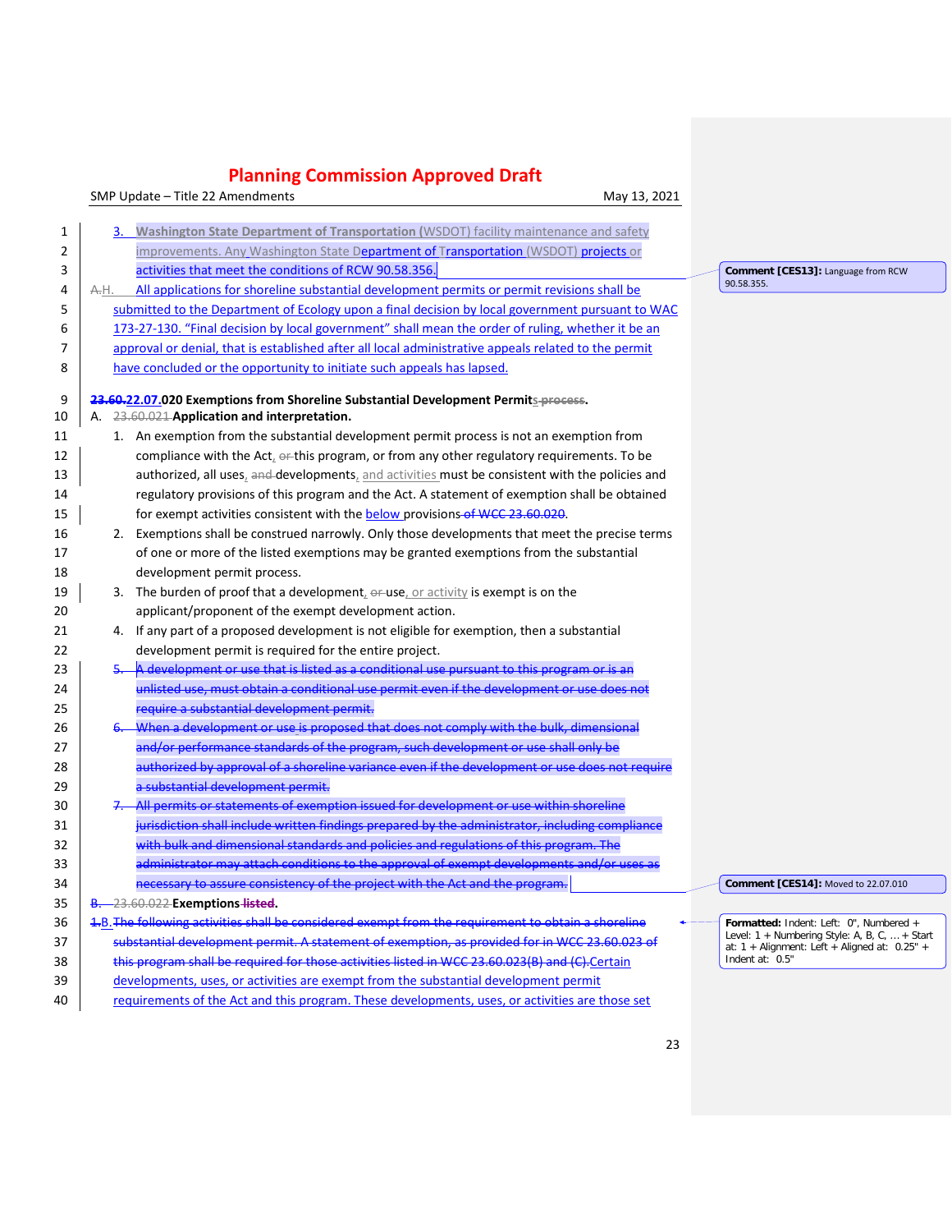3. Washington State Department of Transportation (WSDOT) facility maintenance and safety improvements. Any Washington State Department of Transportation (WSDOT) projects or activities that meet the conditions of RCW 90.58.356.

A. H. All applications for shoreline substantial development permits or permit revisions shall be submitted to the Department of Ecology upon a final decision by local government pursuant to WAC 173-27-130. "Final decision by local government" shall mean the order of ruling, whether it be an approval or denial, that is established after all local administrative appeals related to the permit have concluded or the opportunity to initiate such appeals has lapsed.

Comment [CES13]: Language from RCW 90.58.355.

**~~23.60.~~22.07.020 Exemptions from Shoreline Substantial Development Permits ~~process~~.**

A. ~~23.60.021~~ **Application and interpretation.**

1. An exemption from the substantial development permit process is not an exemption from compliance with the Act, ~~or~~ this program, or from any other regulatory requirements. To be authorized, all uses, ~~and~~ developments, and activities must be consistent with the policies and regulatory provisions of this program and the Act. A statement of exemption shall be obtained for exempt activities consistent with the below provisions ~~of WCC 23.60.020~~.
2. Exemptions shall be construed narrowly. Only those developments that meet the precise terms of one or more of the listed exemptions may be granted exemptions from the substantial development permit process.
3. The burden of proof that a development, ~~or~~ use, or activity is exempt is on the applicant/proponent of the exempt development action.
4. If any part of a proposed development is not eligible for exemption, then a substantial development permit is required for the entire project.
5. ~~A development or use that is listed as a conditional use pursuant to this program or is an unlisted use, must obtain a conditional use permit even if the development or use does not require a substantial development permit.~~
6. ~~When a development or use is proposed that does not comply with the bulk, dimensional and/or performance standards of the program, such development or use shall only be authorized by approval of a shoreline variance even if the development or use does not require a substantial development permit.~~
7. ~~All permits or statements of exemption issued for development or use within shoreline jurisdiction shall include written findings prepared by the administrator, including compliance with bulk and dimensional standards and policies and regulations of this program. The administrator may attach conditions to the approval of exempt developments and/or uses as necessary to assure consistency of the project with the Act and the program.~~

Comment [CES14]: Moved to 22.07.010

~~B.~~ ~~23.60.022~~ **Exemptions ~~listed~~.**

~~1.~~B. ~~The following activities shall be considered exempt from the requirement to obtain a shoreline substantial development permit. A statement of exemption, as provided for in WCC 23.60.023 of this program shall be required for those activities listed in WCC 23.60.023(B) and (C).~~ Certain developments, uses, or activities are exempt from the substantial development permit requirements of the Act and this program. These developments, uses, or activities are those set

Formatted: Indent: Left: 0", Numbered + Level: 1 + Numbering Style: A, B, C, … + Start at: 1 + Alignment: Left + Aligned at: 0.25" + Indent at: 0.5"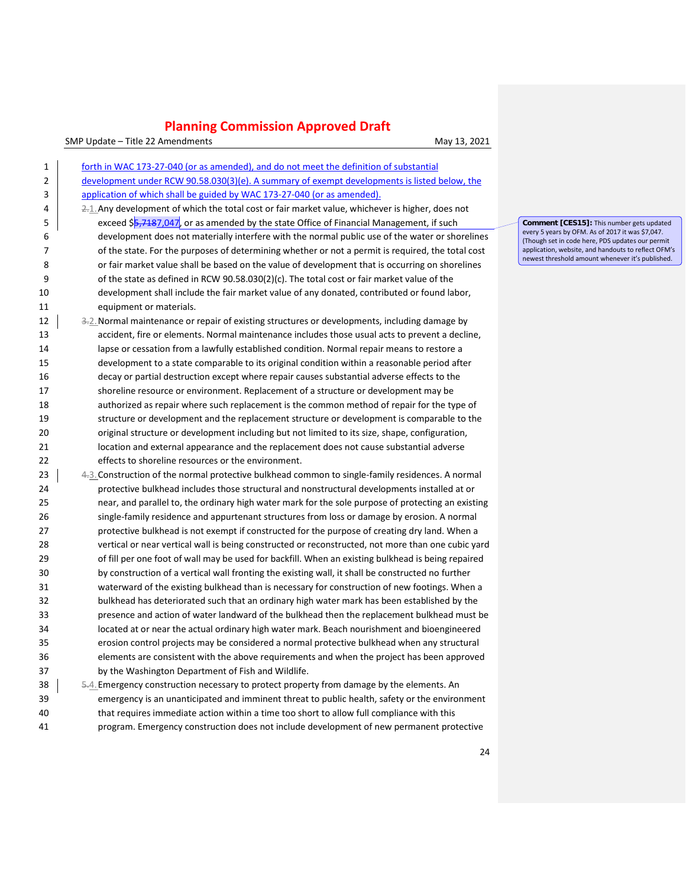forth in WAC 173-27-040 (or as amended), and do not meet the definition of substantial development under RCW 90.58.030(3)(e). A summary of exempt developments is listed below, the application of which shall be guided by WAC 173-27-040 (or as amended).

~~2.~~1. Any development of which the total cost or fair market value, whichever is higher, does not exceed $~~5,718~~7,047, or as amended by the state Office of Financial Management, if such development does not materially interfere with the normal public use of the water or shorelines of the state. For the purposes of determining whether or not a permit is required, the total cost or fair market value shall be based on the value of development that is occurring on shorelines of the state as defined in RCW 90.58.030(2)(c). The total cost or fair market value of the development shall include the fair market value of any donated, contributed or found labor, equipment or materials.

~~3.~~2. Normal maintenance or repair of existing structures or developments, including damage by accident, fire or elements. Normal maintenance includes those usual acts to prevent a decline, lapse or cessation from a lawfully established condition. Normal repair means to restore a development to a state comparable to its original condition within a reasonable period after decay or partial destruction except where repair causes substantial adverse effects to the shoreline resource or environment. Replacement of a structure or development may be authorized as repair where such replacement is the common method of repair for the type of structure or development and the replacement structure or development is comparable to the original structure or development including but not limited to its size, shape, configuration, location and external appearance and the replacement does not cause substantial adverse effects to shoreline resources or the environment.

~~4.~~3. Construction of the normal protective bulkhead common to single-family residences. A normal protective bulkhead includes those structural and nonstructural developments installed at or near, and parallel to, the ordinary high water mark for the sole purpose of protecting an existing single-family residence and appurtenant structures from loss or damage by erosion. A normal protective bulkhead is not exempt if constructed for the purpose of creating dry land. When a vertical or near vertical wall is being constructed or reconstructed, not more than one cubic yard of fill per one foot of wall may be used for backfill. When an existing bulkhead is being repaired by construction of a vertical wall fronting the existing wall, it shall be constructed no further waterward of the existing bulkhead than is necessary for construction of new footings. When a bulkhead has deteriorated such that an ordinary high water mark has been established by the presence and action of water landward of the bulkhead then the replacement bulkhead must be located at or near the actual ordinary high water mark. Beach nourishment and bioengineered erosion control projects may be considered a normal protective bulkhead when any structural elements are consistent with the above requirements and when the project has been approved by the Washington Department of Fish and Wildlife.

~~5.~~4. Emergency construction necessary to protect property from damage by the elements. An emergency is an unanticipated and imminent threat to public health, safety or the environment that requires immediate action within a time too short to allow full compliance with this program. Emergency construction does not include development of new permanent protective

**Comment [CES15]:** This number gets updated every 5 years by OFM. As of 2017 it was $7,047. (Though set in code here, PDS updates our permit application, website, and handouts to reflect OFM's newest threshold amount whenever it's published.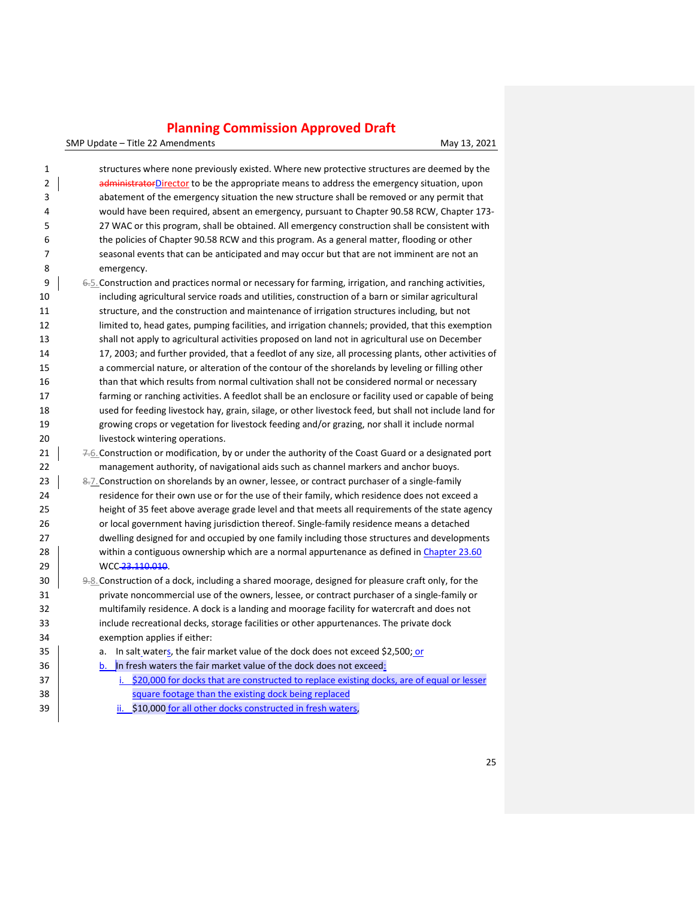structures where none previously existed. Where new protective structures are deemed by the ~~administrator~~Director to be the appropriate means to address the emergency situation, upon abatement of the emergency situation the new structure shall be removed or any permit that would have been required, absent an emergency, pursuant to Chapter 90.58 RCW, Chapter 173-27 WAC or this program, shall be obtained. All emergency construction shall be consistent with the policies of Chapter 90.58 RCW and this program. As a general matter, flooding or other seasonal events that can be anticipated and may occur but that are not imminent are not an emergency.

~~6.~~5. Construction and practices normal or necessary for farming, irrigation, and ranching activities, including agricultural service roads and utilities, construction of a barn or similar agricultural structure, and the construction and maintenance of irrigation structures including, but not limited to, head gates, pumping facilities, and irrigation channels; provided, that this exemption shall not apply to agricultural activities proposed on land not in agricultural use on December 17, 2003; and further provided, that a feedlot of any size, all processing plants, other activities of a commercial nature, or alteration of the contour of the shorelands by leveling or filling other than that which results from normal cultivation shall not be considered normal or necessary farming or ranching activities. A feedlot shall be an enclosure or facility used or capable of being used for feeding livestock hay, grain, silage, or other livestock feed, but shall not include land for growing crops or vegetation for livestock feeding and/or grazing, nor shall it include normal livestock wintering operations.

~~7.~~6. Construction or modification, by or under the authority of the Coast Guard or a designated port management authority, of navigational aids such as channel markers and anchor buoys.

~~8.~~7. Construction on shorelands by an owner, lessee, or contract purchaser of a single-family residence for their own use or for the use of their family, which residence does not exceed a height of 35 feet above average grade level and that meets all requirements of the state agency or local government having jurisdiction thereof. Single-family residence means a detached dwelling designed for and occupied by one family including those structures and developments within a contiguous ownership which are a normal appurtenance as defined in Chapter 23.60 WCC ~~23.110.010~~.

~~9.~~8. Construction of a dock, including a shared moorage, designed for pleasure craft only, for the private noncommercial use of the owners, lessee, or contract purchaser of a single-family or multifamily residence. A dock is a landing and moorage facility for watercraft and does not include recreational decks, storage facilities or other appurtenances. The private dock exemption applies if either:

a. In salt waters, the fair market value of the dock does not exceed $2,500; or

b. In fresh waters the fair market value of the dock does not exceed:

   i. $20,000 for docks that are constructed to replace existing docks, are of equal or lesser square footage than the existing dock being replaced

   ii. $10,000 for all other docks constructed in fresh waters,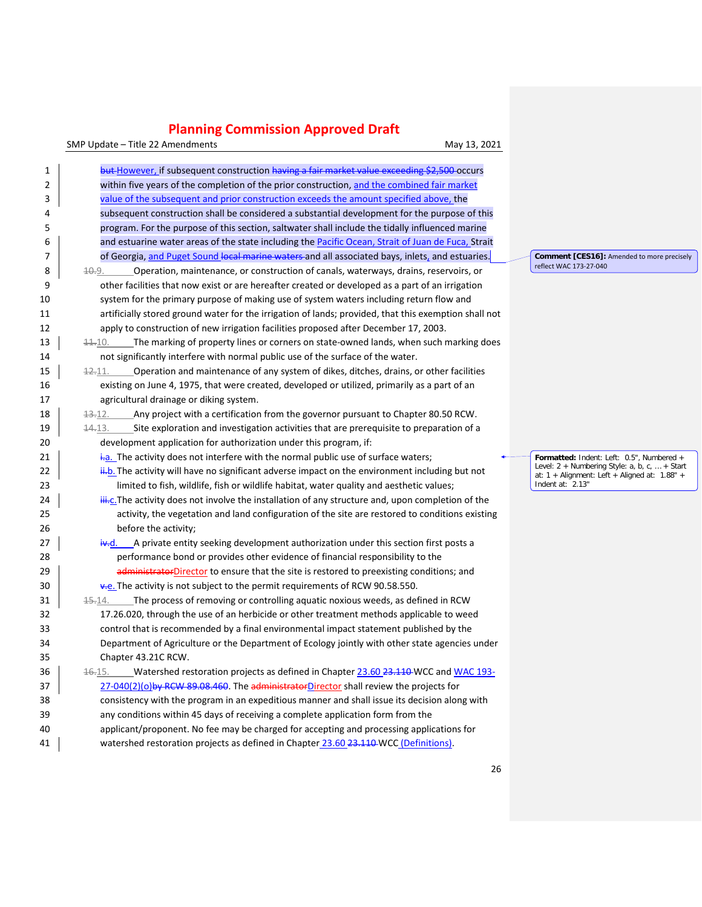~~but~~ However, if subsequent construction ~~having a fair market value exceeding $2,500~~ occurs within five years of the completion of the prior construction, and the combined fair market value of the subsequent and prior construction exceeds the amount specified above, the subsequent construction shall be considered a substantial development for the purpose of this program. For the purpose of this section, saltwater shall include the tidally influenced marine and estuarine water areas of the state including the Pacific Ocean, Strait of Juan de Fuca, Strait of Georgia, and Puget Sound ~~local marine waters~~ and all associated bays, inlets, and estuaries.

~~10.~~9. Operation, maintenance, or construction of canals, waterways, drains, reservoirs, or other facilities that now exist or are hereafter created or developed as a part of an irrigation system for the primary purpose of making use of system waters including return flow and artificially stored ground water for the irrigation of lands; provided, that this exemption shall not apply to construction of new irrigation facilities proposed after December 17, 2003.

~~11.~~10. The marking of property lines or corners on state-owned lands, when such marking does not significantly interfere with normal public use of the surface of the water.

~~12.~~11. Operation and maintenance of any system of dikes, ditches, drains, or other facilities existing on June 4, 1975, that were created, developed or utilized, primarily as a part of an agricultural drainage or diking system.

~~13.~~12. Any project with a certification from the governor pursuant to Chapter 80.50 RCW.

~~14.~~13. Site exploration and investigation activities that are prerequisite to preparation of a development application for authorization under this program, if:

- ~~i.~~a. The activity does not interfere with the normal public use of surface waters;
- ~~ii.~~b. The activity will have no significant adverse impact on the environment including but not limited to fish, wildlife, fish or wildlife habitat, water quality and aesthetic values;
- ~~iii.~~c. The activity does not involve the installation of any structure and, upon completion of the activity, the vegetation and land configuration of the site are restored to conditions existing before the activity;
- ~~iv.~~d. A private entity seeking development authorization under this section first posts a performance bond or provides other evidence of financial responsibility to the ~~administrator~~Director to ensure that the site is restored to preexisting conditions; and
- ~~v.~~e. The activity is not subject to the permit requirements of RCW 90.58.550.

~~15.~~14. The process of removing or controlling aquatic noxious weeds, as defined in RCW 17.26.020, through the use of an herbicide or other treatment methods applicable to weed control that is recommended by a final environmental impact statement published by the Department of Agriculture or the Department of Ecology jointly with other state agencies under Chapter 43.21C RCW.

~~16.~~15. Watershed restoration projects as defined in Chapter 23.60 ~~23.110~~ WCC and WAC 193-27-040(2)(o)~~by RCW 89.08.460~~. The ~~administrator~~Director shall review the projects for consistency with the program in an expeditious manner and shall issue its decision along with any conditions within 45 days of receiving a complete application form from the applicant/proponent. No fee may be charged for accepting and processing applications for watershed restoration projects as defined in Chapter 23.60 ~~23.110~~ WCC (Definitions).

Comment [CES16]: Amended to more precisely reflect WAC 173-27-040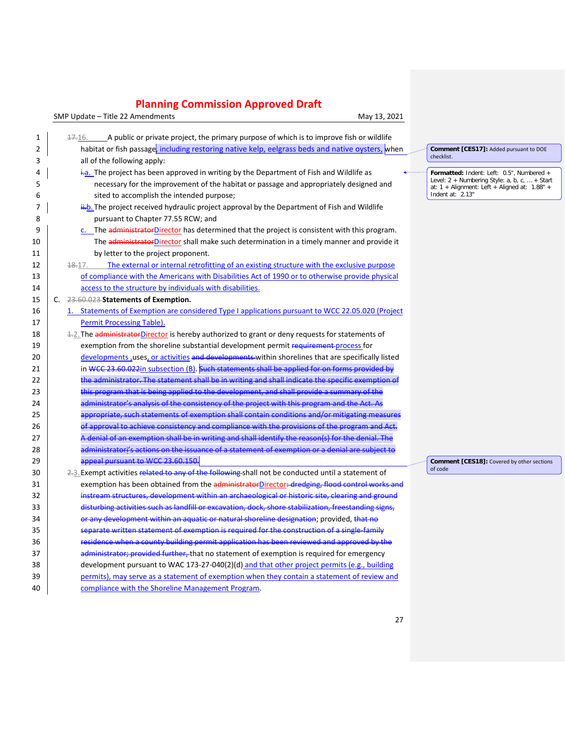17.16. A public or private project, the primary purpose of which is to improve fish or wildlife habitat or fish passage, including restoring native kelp, eelgrass beds and native oysters, when all of the following apply:

i.a. The project has been approved in writing by the Department of Fish and Wildlife as necessary for the improvement of the habitat or passage and appropriately designed and sited to accomplish the intended purpose;

ii.b. The project received hydraulic project approval by the Department of Fish and Wildlife pursuant to Chapter 77.55 RCW; and

c. The administratorDirector has determined that the project is consistent with this program. The administratorDirector shall make such determination in a timely manner and provide it by letter to the project proponent.

18.17. The external or internal retrofitting of an existing structure with the exclusive purpose of compliance with the Americans with Disabilities Act of 1990 or to otherwise provide physical access to the structure by individuals with disabilities.

C. 23.60.023 **Statements of Exemption.**

1. Statements of Exemption are considered Type I applications pursuant to WCC 22.05.020 (Project Permit Processing Table).

1.2. The administratorDirector is hereby authorized to grant or deny requests for statements of exemption from the shoreline substantial development permit requirement process for developments ,uses, or activities and developments within shorelines that are specifically listed in WCC 23.60.022in subsection (B). Such statements shall be applied for on forms provided by the administrator. The statement shall be in writing and shall indicate the specific exemption of this program that is being applied to the development, and shall provide a summary of the administrator's analysis of the consistency of the project with this program and the Act. As appropriate, such statements of exemption shall contain conditions and/or mitigating measures of approval to achieve consistency and compliance with the provisions of the program and Act. A denial of an exemption shall be in writing and shall identify the reason(s) for the denial. The administrator's actions on the issuance of a statement of exemption or a denial are subject to appeal pursuant to WCC 23.60.150.

2.3. Exempt activities related to any of the following shall not be conducted until a statement of exemption has been obtained from the administratorDirector: dredging, flood control works and instream structures, development within an archaeological or historic site, clearing and ground disturbing activities such as landfill or excavation, dock, shore stabilization, freestanding signs, or any development within an aquatic or natural shoreline designation; provided, that no separate written statement of exemption is required for the construction of a single-family residence when a county building permit application has been reviewed and approved by the administrator; provided further, that no statement of exemption is required for emergency development pursuant to WAC 173-27-040(2)(d) and that other project permits (e.g., building permits), may serve as a statement of exemption when they contain a statement of review and compliance with the Shoreline Management Program.

Comment [CES17]: Added pursuant to DOE checklist.

Formatted: Indent: Left: 0.5", Numbered + Level: 2 + Numbering Style: a, b, c, … + Start at: 1 + Alignment: Left + Aligned at: 1.88" + Indent at: 2.13"

Comment [CES18]: Covered by other sections of code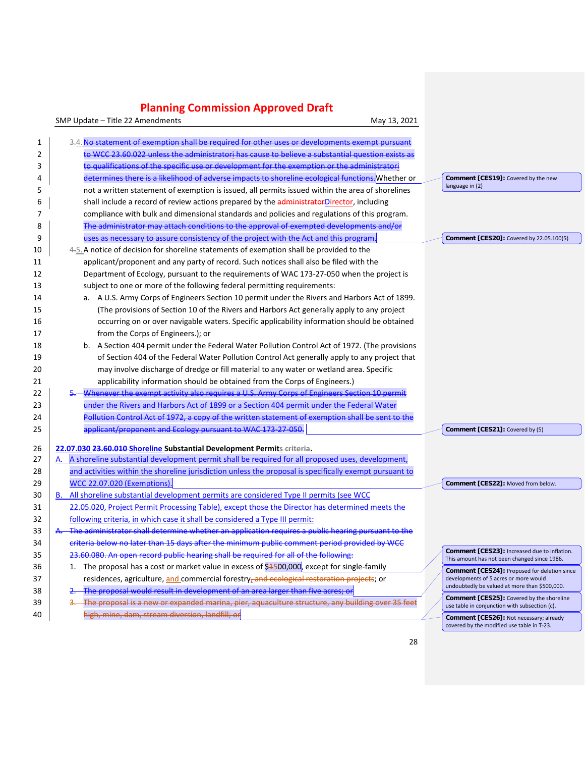3.4. ~~No statement of exemption shall be required for other uses or developments exempt pursuant to WCC 23.60.022 unless the administrator has cause to believe a substantial question exists as to qualifications of the specific use or development for the exemption or the administrator determines there is a likelihood of adverse impacts to shoreline ecological functions.~~ Whether or not a written statement of exemption is issued, all permits issued within the area of shorelines shall include a record of review actions prepared by the ~~administrator~~Director, including compliance with bulk and dimensional standards and policies and regulations of this program. ~~The administrator may attach conditions to the approval of exempted developments and/or uses as necessary to assure consistency of the project with the Act and this program.~~

Comment [CES19]: Covered by the new language in (2)

Comment [CES20]: Covered by 22.05.100(5)

4.5. A notice of decision for shoreline statements of exemption shall be provided to the applicant/proponent and any party of record. Such notices shall also be filed with the Department of Ecology, pursuant to the requirements of WAC 173-27-050 when the project is subject to one or more of the following federal permitting requirements:

a. A U.S. Army Corps of Engineers Section 10 permit under the Rivers and Harbors Act of 1899. (The provisions of Section 10 of the Rivers and Harbors Act generally apply to any project occurring on or over navigable waters. Specific applicability information should be obtained from the Corps of Engineers.); or

b. A Section 404 permit under the Federal Water Pollution Control Act of 1972. (The provisions of Section 404 of the Federal Water Pollution Control Act generally apply to any project that may involve discharge of dredge or fill material to any water or wetland area. Specific applicability information should be obtained from the Corps of Engineers.)

~~5. Whenever the exempt activity also requires a U.S. Army Corps of Engineers Section 10 permit under the Rivers and Harbors Act of 1899 or a Section 404 permit under the Federal Water Pollution Control Act of 1972, a copy of the written statement of exemption shall be sent to the applicant/proponent and Ecology pursuant to WAC 173-27-050.~~

Comment [CES21]: Covered by (5)

**22.07.030 ~~23.60.010~~ Shoreline Substantial Development Permit~~s criteria~~.**

A. A shoreline substantial development permit shall be required for all proposed uses, development, and activities within the shoreline jurisdiction unless the proposal is specifically exempt pursuant to WCC 22.07.020 (Exemptions).

Comment [CES22]: Moved from below.

B. All shoreline substantial development permits are considered Type II permits (see WCC 22.05.020, Project Permit Processing Table), except those the Director has determined meets the following criteria, in which case it shall be considered a Type III permit:

~~A. The administrator shall determine whether an application requires a public hearing pursuant to the criteria below no later than 15 days after the minimum public comment period provided by WCC 23.60.080. An open record public hearing shall be required for all of the following:~~

1. The proposal has a cost or market value in excess of $~~1~~500,000, except for single-family residences, agriculture, and commercial forestry~~, and ecological restoration projects~~; or

~~2. The proposal would result in development of an area larger than five acres; or~~

~~3. The proposal is a new or expanded marina, pier, aquaculture structure, any building over 35 feet high, mine, dam, stream diversion, landfill; or~~

Comment [CES23]: Increased due to inflation. This amount has not been changed since 1986.

Comment [CES24]: Proposed for deletion since developments of 5 acres or more would undoubtedly be valued at more than $500,000.

Comment [CES25]: Covered by the shoreline use table in conjunction with subsection (c).

Comment [CES26]: Not necessary; already covered by the modified use table in T-23.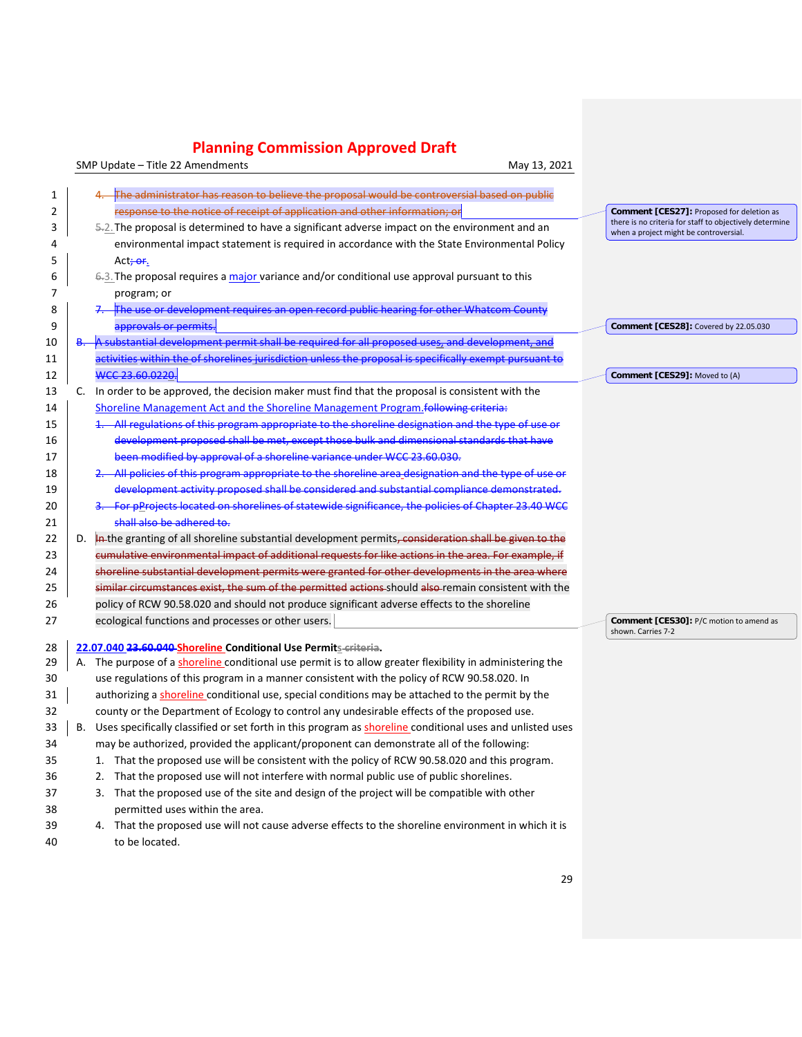4. ~~The administrator has reason to believe the proposal would be controversial based on public response to the notice of receipt of application and other information; or~~

~~5.~~2. The proposal is determined to have a significant adverse impact on the environment and an environmental impact statement is required in accordance with the State Environmental Policy Act~~; or~~.

~~6.~~3. The proposal requires a major variance and/or conditional use approval pursuant to this program; or

~~7. The use or development requires an open record public hearing for other Whatcom County approvals or permits.~~

~~B. A substantial development permit shall be required for all proposed uses, and development, and activities within the of shorelines jurisdiction unless the proposal is specifically exempt pursuant to WCC 23.60.0220.~~

C. In order to be approved, the decision maker must find that the proposal is consistent with the Shoreline Management Act and the Shoreline Management Program.~~following criteria:~~

~~1. All regulations of this program appropriate to the shoreline designation and the type of use or development proposed shall be met, except those bulk and dimensional standards that have been modified by approval of a shoreline variance under WCC 23.60.030.~~

~~2. All policies of this program appropriate to the shoreline area designation and the type of use or development activity proposed shall be considered and substantial compliance demonstrated.~~

~~3. For pProjects located on shorelines of statewide significance, the policies of Chapter 23.40 WCC shall also be adhered to.~~

D. ~~In~~ the granting of all shoreline substantial development permits~~, consideration shall be given to the cumulative environmental impact of additional requests for like actions in the area. For example, if shoreline substantial development permits were granted for other developments in the area where similar circumstances exist, the sum of the permitted actions~~ should ~~also~~ remain consistent with the policy of RCW 90.58.020 and should not produce significant adverse effects to the shoreline ecological functions and processes or other users.

> Comment [CES27]: Proposed for deletion as there is no criteria for staff to objectively determine when a project might be controversial.

> Comment [CES28]: Covered by 22.05.030

> Comment [CES29]: Moved to (A)

> Comment [CES30]: P/C motion to amend as shown. Carries 7-2

**22.07.040 ~~23.60.040~~ Shoreline Conditional Use Permits ~~criteria~~.**

A. The purpose of a shoreline conditional use permit is to allow greater flexibility in administering the use regulations of this program in a manner consistent with the policy of RCW 90.58.020. In authorizing a shoreline conditional use, special conditions may be attached to the permit by the county or the Department of Ecology to control any undesirable effects of the proposed use.

B. Uses specifically classified or set forth in this program as shoreline conditional uses and unlisted uses may be authorized, provided the applicant/proponent can demonstrate all of the following:

1. That the proposed use will be consistent with the policy of RCW 90.58.020 and this program.
2. That the proposed use will not interfere with normal public use of public shorelines.
3. That the proposed use of the site and design of the project will be compatible with other permitted uses within the area.
4. That the proposed use will not cause adverse effects to the shoreline environment in which it is to be located.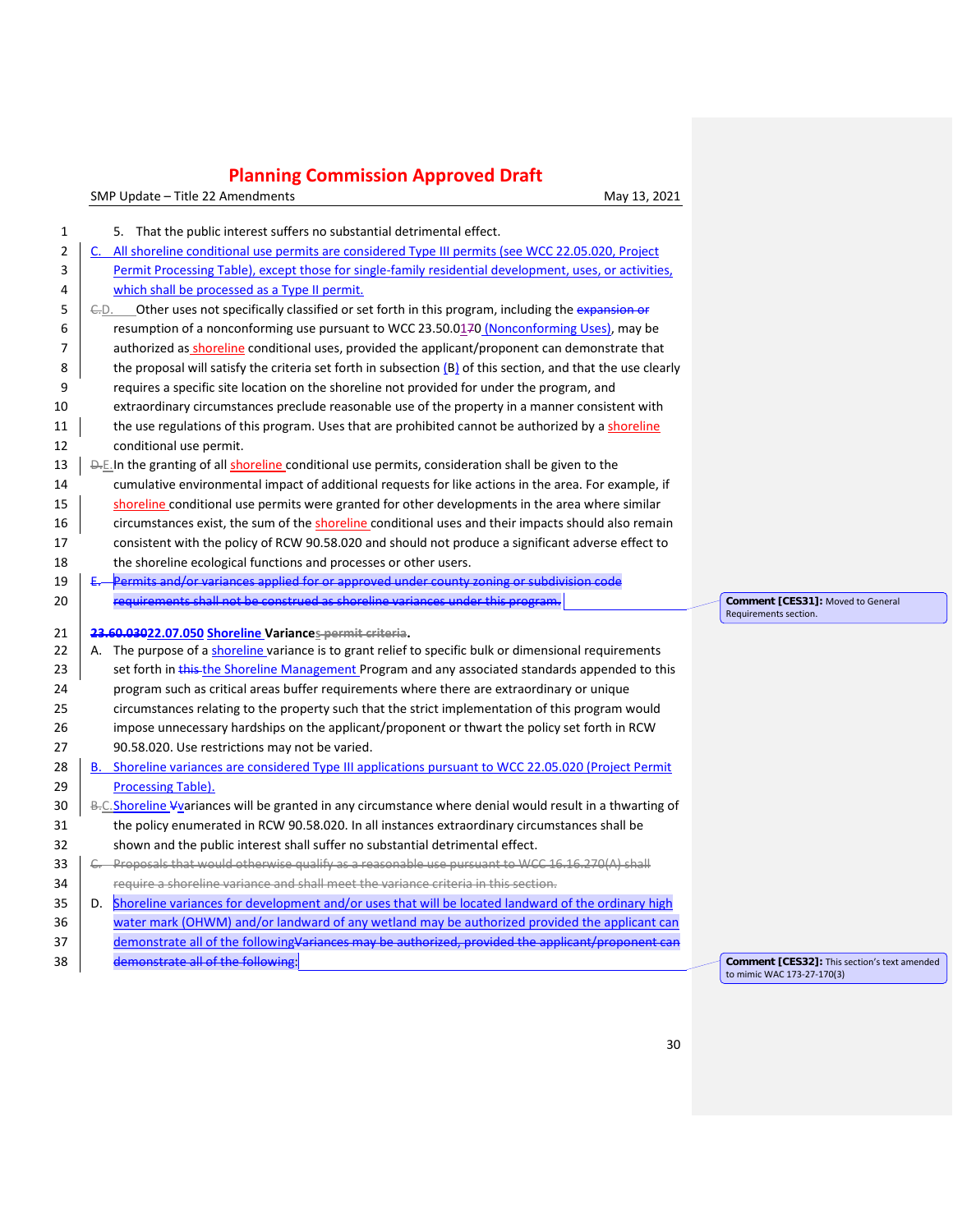5. That the public interest suffers no substantial detrimental effect.

C. All shoreline conditional use permits are considered Type III permits (see WCC 22.05.020, Project Permit Processing Table), except those for single-family residential development, uses, or activities, which shall be processed as a Type II permit.

~~C.~~D. Other uses not specifically classified or set forth in this program, including the ~~expansion or~~ resumption of a nonconforming use pursuant to WCC 23.50.0~~1~~7~~0~~ (Nonconforming Uses), may be authorized as shoreline conditional uses, provided the applicant/proponent can demonstrate that the proposal will satisfy the criteria set forth in subsection (B) of this section, and that the use clearly requires a specific site location on the shoreline not provided for under the program, and extraordinary circumstances preclude reasonable use of the property in a manner consistent with the use regulations of this program. Uses that are prohibited cannot be authorized by a shoreline conditional use permit.

~~D.~~E. In the granting of all shoreline conditional use permits, consideration shall be given to the cumulative environmental impact of additional requests for like actions in the area. For example, if shoreline conditional use permits were granted for other developments in the area where similar circumstances exist, the sum of the shoreline conditional uses and their impacts should also remain consistent with the policy of RCW 90.58.020 and should not produce a significant adverse effect to the shoreline ecological functions and processes or other users.

~~E. Permits and/or variances applied for or approved under county zoning or subdivision code requirements shall not be construed as shoreline variances under this program.~~

Comment [CES31]: Moved to General Requirements section.

**~~23.60.030~~22.07.050 Shoreline Variance~~s permit criteria~~.**

A. The purpose of a shoreline variance is to grant relief to specific bulk or dimensional requirements set forth in ~~this~~ the Shoreline Management Program and any associated standards appended to this program such as critical areas buffer requirements where there are extraordinary or unique circumstances relating to the property such that the strict implementation of this program would impose unnecessary hardships on the applicant/proponent or thwart the policy set forth in RCW 90.58.020. Use restrictions may not be varied.

B. Shoreline variances are considered Type III applications pursuant to WCC 22.05.020 (Project Permit Processing Table).

~~B.~~C. Shoreline ~~V~~variances will be granted in any circumstance where denial would result in a thwarting of the policy enumerated in RCW 90.58.020. In all instances extraordinary circumstances shall be shown and the public interest shall suffer no substantial detrimental effect.

~~C. Proposals that would otherwise qualify as a reasonable use pursuant to WCC 16.16.270(A) shall require a shoreline variance and shall meet the variance criteria in this section.~~

D. Shoreline variances for development and/or uses that will be located landward of the ordinary high water mark (OHWM) and/or landward of any wetland may be authorized provided the applicant can demonstrate all of the following~~Variances may be authorized, provided the applicant/proponent can demonstrate all of the following~~:

Comment [CES32]: This section's text amended to mimic WAC 173-27-170(3)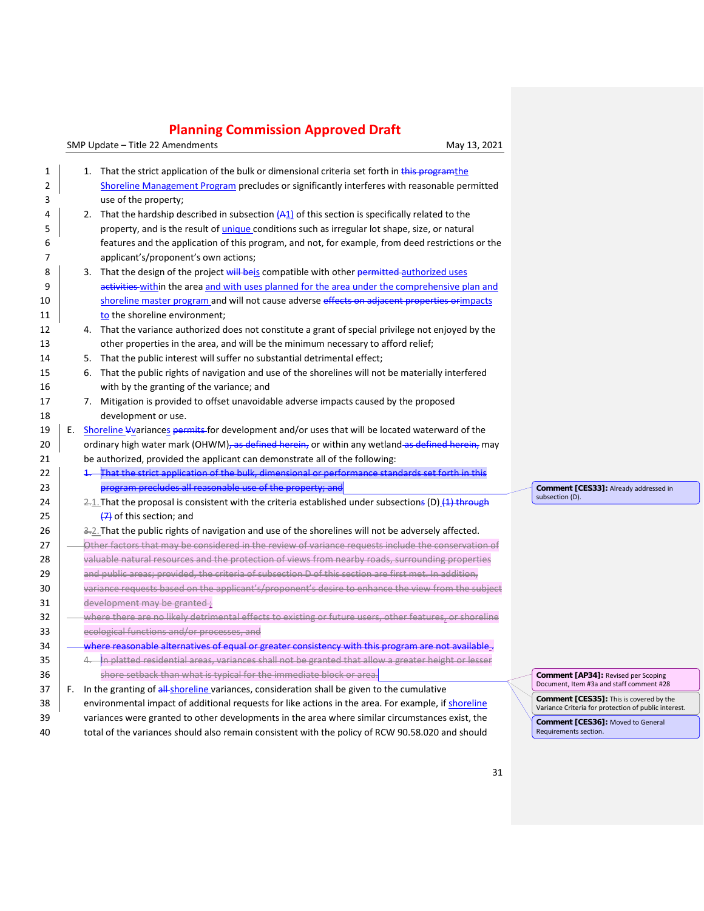1. That the strict application of the bulk or dimensional criteria set forth in ~~this program~~the Shoreline Management Program precludes or significantly interferes with reasonable permitted use of the property;
2. That the hardship described in subsection ~~(A~~1) of this section is specifically related to the property, and is the result of unique conditions such as irregular lot shape, size, or natural features and the application of this program, and not, for example, from deed restrictions or the applicant's/proponent's own actions;
3. That the design of the project ~~will be~~is compatible with other ~~permitted~~ authorized uses ~~activities~~ within the area and with uses planned for the area under the comprehensive plan and shoreline master program and will not cause adverse ~~effects on adjacent properties or~~impacts to the shoreline environment;
4. That the variance authorized does not constitute a grant of special privilege not enjoyed by the other properties in the area, and will be the minimum necessary to afford relief;
5. That the public interest will suffer no substantial detrimental effect;
6. That the public rights of navigation and use of the shorelines will not be materially interfered with by the granting of the variance; and
7. Mitigation is provided to offset unavoidable adverse impacts caused by the proposed development or use.

E. Shoreline ~~V~~variances ~~permits~~ for development and/or uses that will be located waterward of the ordinary high water mark (OHWM)~~, as defined herein,~~ or within any wetland ~~as defined herein,~~ may be authorized, provided the applicant can demonstrate all of the following:

~~1. That the strict application of the bulk, dimensional or performance standards set forth in this program precludes all reasonable use of the property; and~~

~~2.~~1. That the proposal is consistent with the criteria established under subsection~~s~~ (D) ~~(1) through (7)~~ of this section; and

~~3.~~2. That the public rights of navigation and use of the shorelines will not be adversely affected.

~~Other factors that may be considered in the review of variance requests include the conservation of valuable natural resources and the protection of views from nearby roads, surrounding properties and public areas; provided, the criteria of subsection D of this section are first met. In addition, variance requests based on the applicant's/proponent's desire to enhance the view from the subject development may be granted ;~~

~~where there are no likely detrimental effects to existing or future users, other features, or shoreline ecological functions and/or processes, and~~

~~where reasonable alternatives of equal or greater consistency with this program are not available .~~

~~4. In platted residential areas, variances shall not be granted that allow a greater height or lesser shore setback than what is typical for the immediate block or area.~~

F. In the granting of ~~all~~ shoreline variances, consideration shall be given to the cumulative environmental impact of additional requests for like actions in the area. For example, if shoreline variances were granted to other developments in the area where similar circumstances exist, the total of the variances should also remain consistent with the policy of RCW 90.58.020 and should

**Comment [CES33]:** Already addressed in subsection (D).

**Comment [AP34]:** Revised per Scoping Document, Item #3a and staff comment #28

**Comment [CES35]:** This is covered by the Variance Criteria for protection of public interest.

**Comment [CES36]:** Moved to General Requirements section.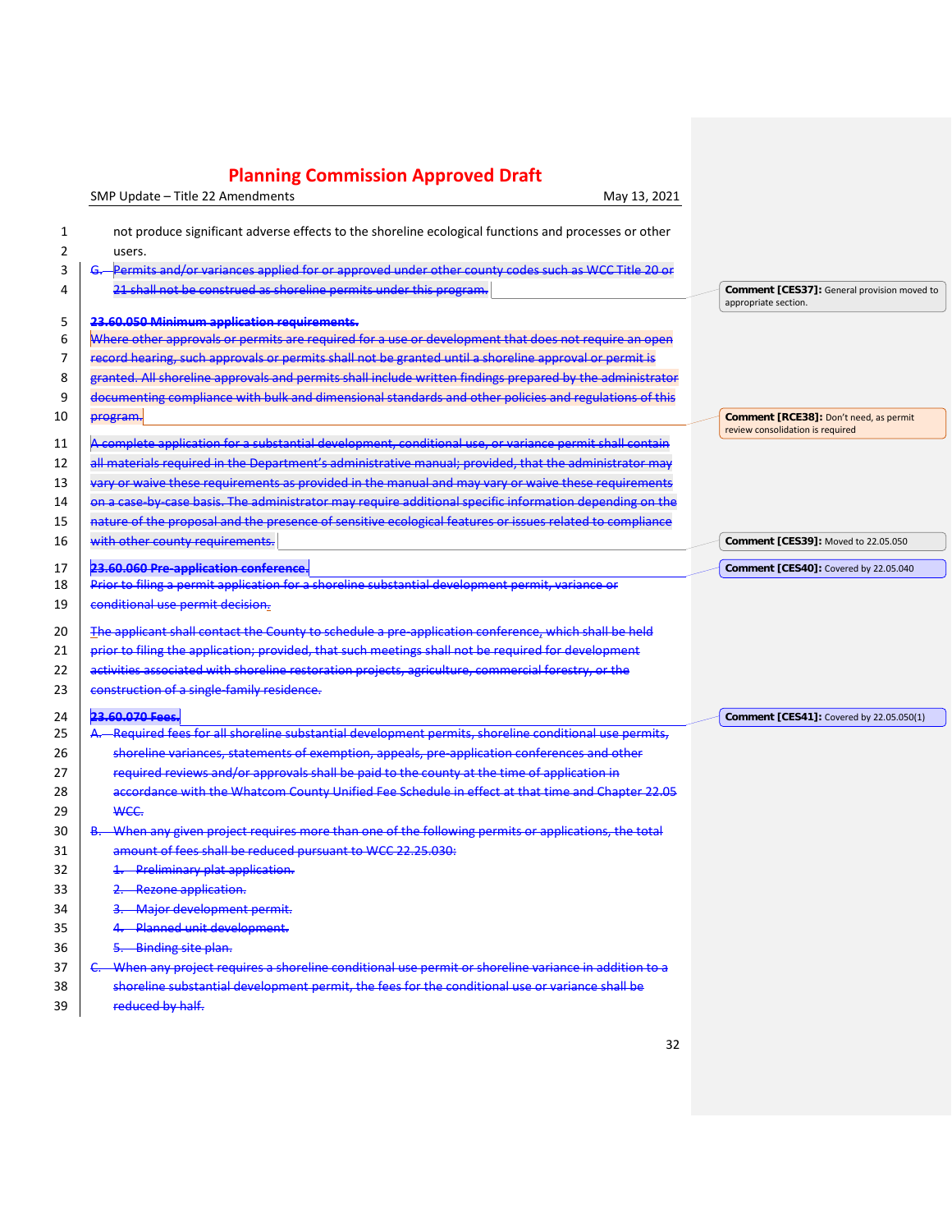not produce significant adverse effects to the shoreline ecological functions and processes or other users.

~~G. Permits and/or variances applied for or approved under other county codes such as WCC Title 20 or 21 shall not be construed as shoreline permits under this program.~~

**Comment [CES37]:** General provision moved to appropriate section.

~~**23.60.050 Minimum application requirements.**~~

~~Where other approvals or permits are required for a use or development that does not require an open record hearing, such approvals or permits shall not be granted until a shoreline approval or permit is granted. All shoreline approvals and permits shall include written findings prepared by the administrator documenting compliance with bulk and dimensional standards and other policies and regulations of this program.~~

**Comment [RCE38]:** Don't need, as permit review consolidation is required

~~A complete application for a substantial development, conditional use, or variance permit shall contain all materials required in the Department's administrative manual; provided, that the administrator may vary or waive these requirements as provided in the manual and may vary or waive these requirements on a case-by-case basis. The administrator may require additional specific information depending on the nature of the proposal and the presence of sensitive ecological features or issues related to compliance with other county requirements.~~

**Comment [CES39]:** Moved to 22.05.050

~~**23.60.060 Pre-application conference.**~~

**Comment [CES40]:** Covered by 22.05.040

~~Prior to filing a permit application for a shoreline substantial development permit, variance or conditional use permit decision.~~

~~The applicant shall contact the County to schedule a pre-application conference, which shall be held prior to filing the application; provided, that such meetings shall not be required for development activities associated with shoreline restoration projects, agriculture, commercial forestry, or the construction of a single-family residence.~~

~~**23.60.070 Fees.**~~

**Comment [CES41]:** Covered by 22.05.050(1)

~~A. Required fees for all shoreline substantial development permits, shoreline conditional use permits, shoreline variances, statements of exemption, appeals, pre-application conferences and other required reviews and/or approvals shall be paid to the county at the time of application in accordance with the Whatcom County Unified Fee Schedule in effect at that time and Chapter 22.05 WCC.~~

~~B. When any given project requires more than one of the following permits or applications, the total amount of fees shall be reduced pursuant to WCC 22.25.030:~~

~~1. Preliminary plat application.~~

~~2. Rezone application.~~

~~3. Major development permit.~~

~~4. Planned unit development.~~

~~5. Binding site plan.~~

~~C. When any project requires a shoreline conditional use permit or shoreline variance in addition to a shoreline substantial development permit, the fees for the conditional use or variance shall be reduced by half.~~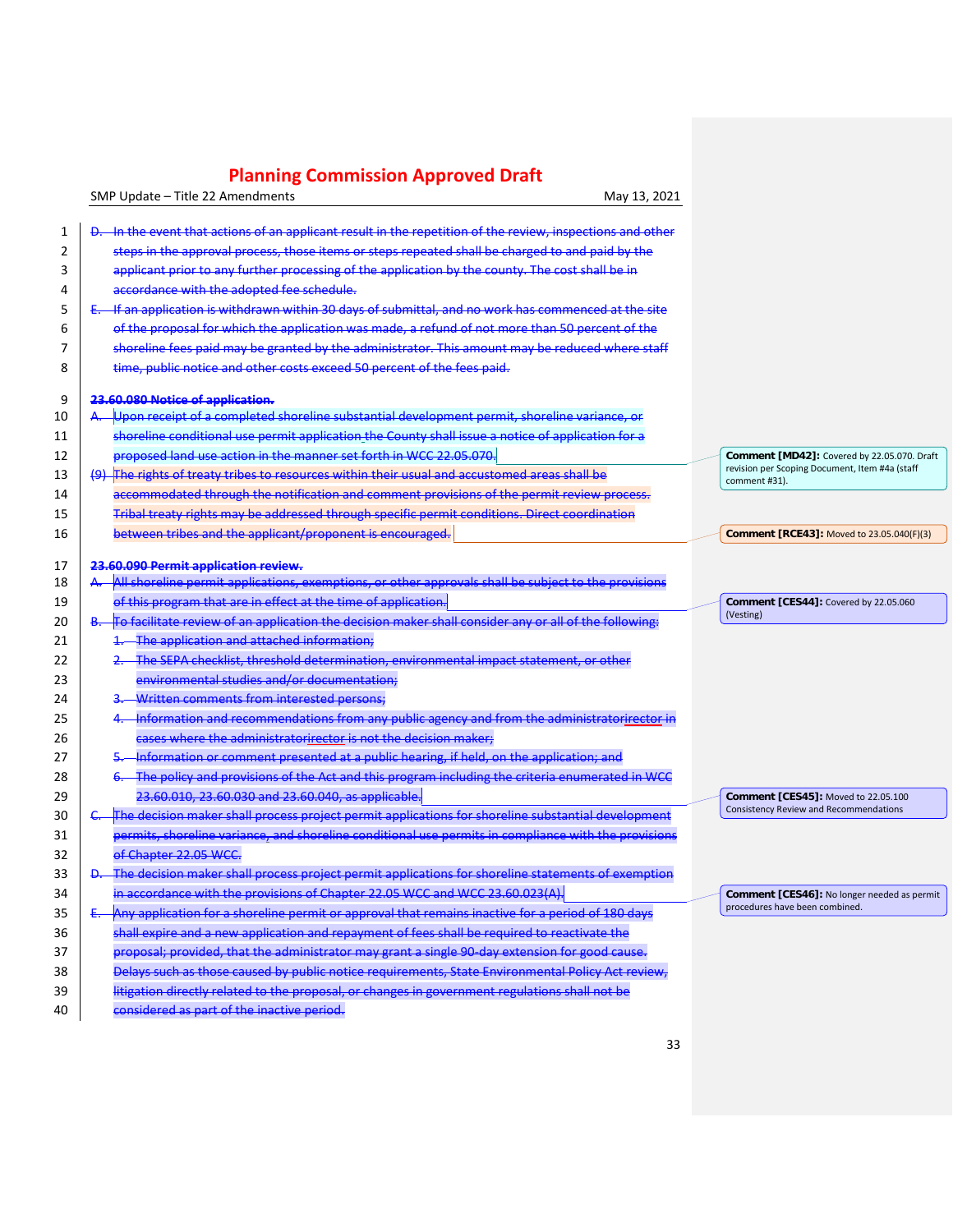# Planning Commission Approved Draft

D. ~~In the event that actions of an applicant result in the repetition of the review, inspections and other steps in the approval process, those items or steps repeated shall be charged to and paid by the applicant prior to any further processing of the application by the county. The cost shall be in accordance with the adopted fee schedule.~~

E. ~~If an application is withdrawn within 30 days of submittal, and no work has commenced at the site of the proposal for which the application was made, a refund of not more than 50 percent of the shoreline fees paid may be granted by the administrator. This amount may be reduced where staff time, public notice and other costs exceed 50 percent of the fees paid.~~

~~**23.60.080 Notice of application.**~~

A. ~~Upon receipt of a completed shoreline substantial development permit, shoreline variance, or shoreline conditional use permit application the County shall issue a notice of application for a proposed land use action in the manner set forth in WCC 22.05.070.~~

> **Comment [MD42]:** Covered by 22.05.070. Draft revision per Scoping Document, Item #4a (staff comment #31).

(9) ~~The rights of treaty tribes to resources within their usual and accustomed areas shall be accommodated through the notification and comment provisions of the permit review process. Tribal treaty rights may be addressed through specific permit conditions. Direct coordination between tribes and the applicant/proponent is encouraged.~~

> **Comment [RCE43]:** Moved to 23.05.040(F)(3)

~~**23.60.090 Permit application review.**~~

A. ~~All shoreline permit applications, exemptions, or other approvals shall be subject to the provisions of this program that are in effect at the time of application.~~

> **Comment [CES44]:** Covered by 22.05.060 (Vesting)

B. ~~To facilitate review of an application the decision maker shall consider any or all of the following:~~

1. ~~The application and attached information;~~
2. ~~The SEPA checklist, threshold determination, environmental impact statement, or other environmental studies and/or documentation;~~
3. ~~Written comments from interested persons;~~
4. ~~Information and recommendations from any public agency and from the administratorirector in cases where the administratorirector is not the decision maker;~~
5. ~~Information or comment presented at a public hearing, if held, on the application; and~~
6. ~~The policy and provisions of the Act and this program including the criteria enumerated in WCC 23.60.010, 23.60.030 and 23.60.040, as applicable.~~

> **Comment [CES45]:** Moved to 22.05.100 Consistency Review and Recommendations

C. ~~The decision maker shall process project permit applications for shoreline substantial development permits, shoreline variance, and shoreline conditional use permits in compliance with the provisions of Chapter 22.05 WCC.~~

D. ~~The decision maker shall process project permit applications for shoreline statements of exemption in accordance with the provisions of Chapter 22.05 WCC and WCC 23.60.023(A).~~

> **Comment [CES46]:** No longer needed as permit procedures have been combined.

E. ~~Any application for a shoreline permit or approval that remains inactive for a period of 180 days shall expire and a new application and repayment of fees shall be required to reactivate the proposal; provided, that the administrator may grant a single 90-day extension for good cause. Delays such as those caused by public notice requirements, State Environmental Policy Act review, litigation directly related to the proposal, or changes in government regulations shall not be considered as part of the inactive period.~~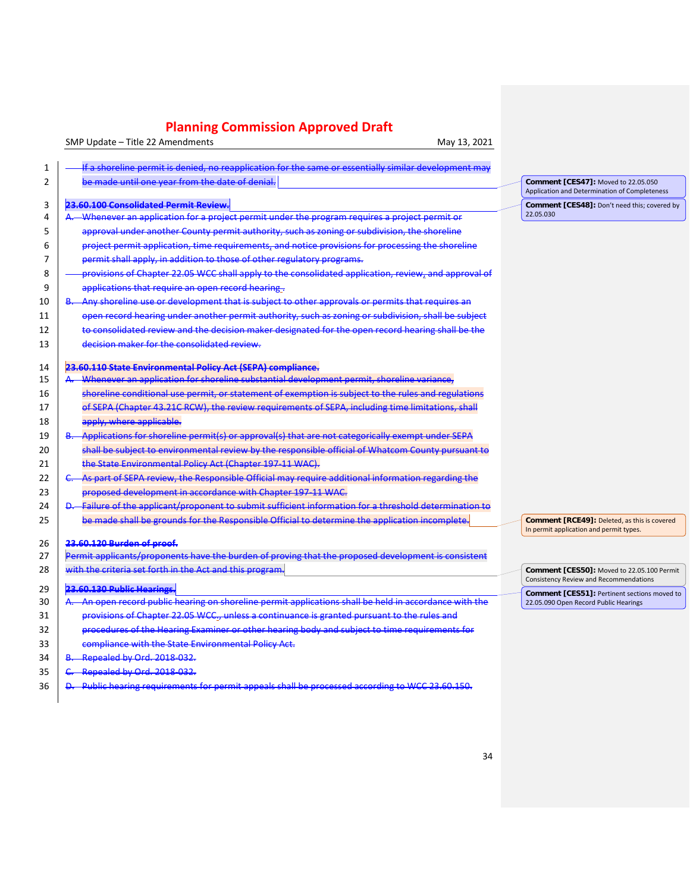~~If a shoreline permit is denied, no reapplication for the same or essentially similar development may be made until one year from the date of denial.~~

~~**23.60.100 Consolidated Permit Review.**~~

~~A. Whenever an application for a project permit under the program requires a project permit or approval under another County permit authority, such as zoning or subdivision, the shoreline project permit application, time requirements, and notice provisions for processing the shoreline permit shall apply, in addition to those of other regulatory programs.~~

~~provisions of Chapter 22.05 WCC shall apply to the consolidated application, review, and approval of applications that require an open record hearing.~~

~~B. Any shoreline use or development that is subject to other approvals or permits that requires an open record hearing under another permit authority, such as zoning or subdivision, shall be subject to consolidated review and the decision maker designated for the open record hearing shall be the decision maker for the consolidated review.~~

~~**23.60.110 State Environmental Policy Act (SEPA) compliance.**~~

~~A. Whenever an application for shoreline substantial development permit, shoreline variance, shoreline conditional use permit, or statement of exemption is subject to the rules and regulations of SEPA (Chapter 43.21C RCW), the review requirements of SEPA, including time limitations, shall apply, where applicable.~~

~~B. Applications for shoreline permit(s) or approval(s) that are not categorically exempt under SEPA shall be subject to environmental review by the responsible official of Whatcom County pursuant to the State Environmental Policy Act (Chapter 197-11 WAC).~~

~~C. As part of SEPA review, the Responsible Official may require additional information regarding the proposed development in accordance with Chapter 197-11 WAC.~~

~~D. Failure of the applicant/proponent to submit sufficient information for a threshold determination to be made shall be grounds for the Responsible Official to determine the application incomplete.~~

~~**23.60.120 Burden of proof.**~~

~~Permit applicants/proponents have the burden of proving that the proposed development is consistent with the criteria set forth in the Act and this program.~~

~~**23.60.130 Public Hearings.**~~

~~A. An open record public hearing on shoreline permit applications shall be held in accordance with the provisions of Chapter 22.05 WCC., unless a continuance is granted pursuant to the rules and procedures of the Hearing Examiner or other hearing body and subject to time requirements for compliance with the State Environmental Policy Act.~~

~~B. Repealed by Ord. 2018-032.~~

~~C. Repealed by Ord. 2018-032.~~

~~D. Public hearing requirements for permit appeals shall be processed according to WCC 23.60.150.~~

**Comment [CES47]:** Moved to 22.05.050 Application and Determination of Completeness

**Comment [CES48]:** Don't need this; covered by 22.05.030

**Comment [RCE49]:** Deleted, as this is covered In permit application and permit types.

**Comment [CES50]:** Moved to 22.05.100 Permit Consistency Review and Recommendations

**Comment [CES51]:** Pertinent sections moved to 22.05.090 Open Record Public Hearings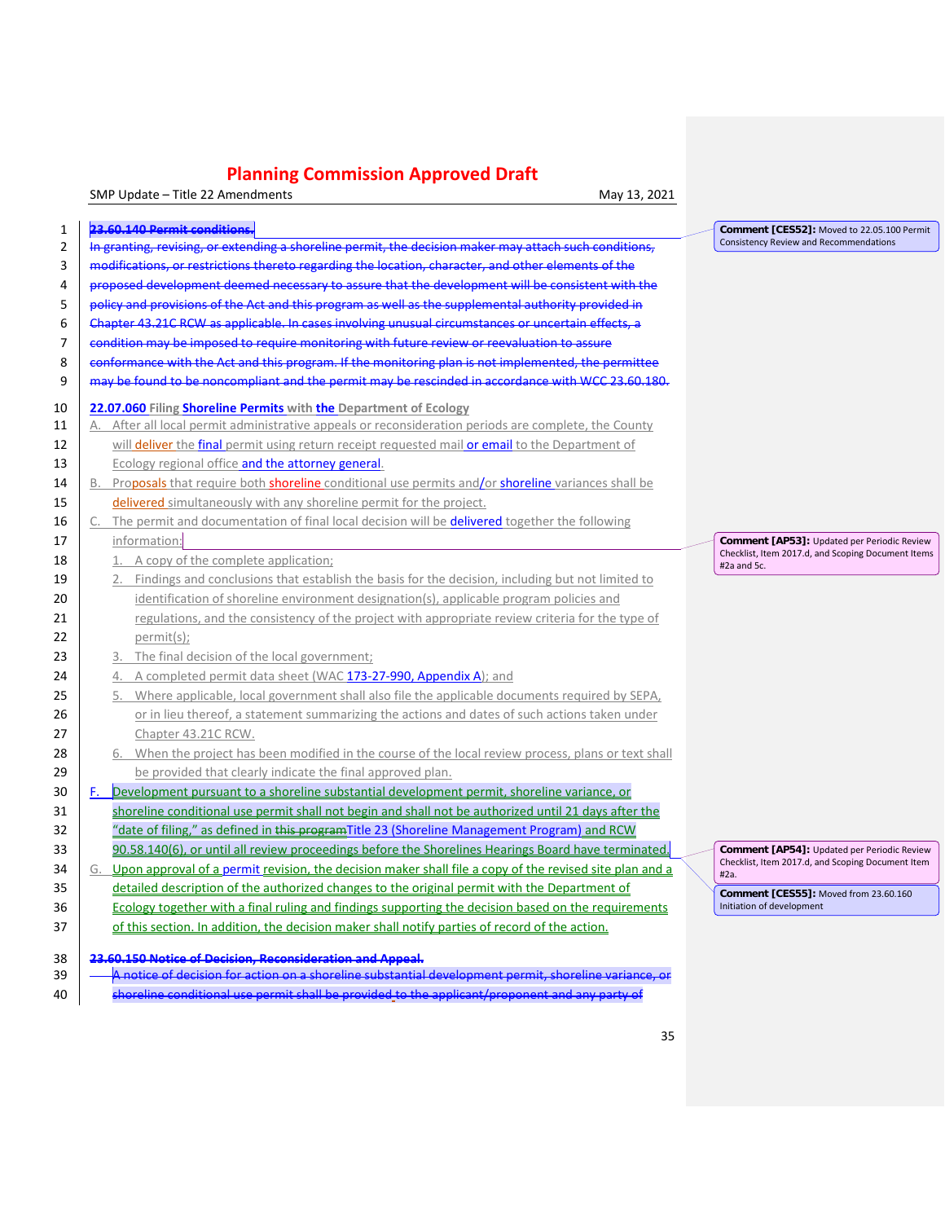~~23.60.140 Permit conditions.~~

~~In granting, revising, or extending a shoreline permit, the decision maker may attach such conditions, modifications, or restrictions thereto regarding the location, character, and other elements of the proposed development deemed necessary to assure that the development will be consistent with the policy and provisions of the Act and this program as well as the supplemental authority provided in Chapter 43.21C RCW as applicable. In cases involving unusual circumstances or uncertain effects, a condition may be imposed to require monitoring with future review or reevaluation to assure conformance with the Act and this program. If the monitoring plan is not implemented, the permittee may be found to be noncompliant and the permit may be rescinded in accordance with WCC 23.60.180.~~

Comment [CES52]: Moved to 22.05.100 Permit Consistency Review and Recommendations

**22.07.060 Filing Shoreline Permits with the Department of Ecology**

A. After all local permit administrative appeals or reconsideration periods are complete, the County will deliver the final permit using return receipt requested mail or email to the Department of Ecology regional office and the attorney general.

B. Proposals that require both shoreline conditional use permits and/or shoreline variances shall be delivered simultaneously with any shoreline permit for the project.

C. The permit and documentation of final local decision will be delivered together the following information:

1. A copy of the complete application;
2. Findings and conclusions that establish the basis for the decision, including but not limited to identification of shoreline environment designation(s), applicable program policies and regulations, and the consistency of the project with appropriate review criteria for the type of permit(s);
3. The final decision of the local government;
4. A completed permit data sheet (WAC 173-27-990, Appendix A); and
5. Where applicable, local government shall also file the applicable documents required by SEPA, or in lieu thereof, a statement summarizing the actions and dates of such actions taken under Chapter 43.21C RCW.
6. When the project has been modified in the course of the local review process, plans or text shall be provided that clearly indicate the final approved plan.

Comment [AP53]: Updated per Periodic Review Checklist, Item 2017.d, and Scoping Document Items #2a and 5c.

F. Development pursuant to a shoreline substantial development permit, shoreline variance, or shoreline conditional use permit shall not begin and shall not be authorized until 21 days after the "date of filing," as defined in ~~this program~~Title 23 (Shoreline Management Program) and RCW 90.58.140(6), or until all review proceedings before the Shorelines Hearings Board have terminated.

G. Upon approval of a permit revision, the decision maker shall file a copy of the revised site plan and a detailed description of the authorized changes to the original permit with the Department of Ecology together with a final ruling and findings supporting the decision based on the requirements of this section. In addition, the decision maker shall notify parties of record of the action.

Comment [AP54]: Updated per Periodic Review Checklist, Item 2017.d, and Scoping Document Item #2a.

Comment [CES55]: Moved from 23.60.160 Initiation of development

~~23.60.150 Notice of Decision, Reconsideration and Appeal.~~

~~A notice of decision for action on a shoreline substantial development permit, shoreline variance, or shoreline conditional use permit shall be provided to the applicant/proponent and any party of~~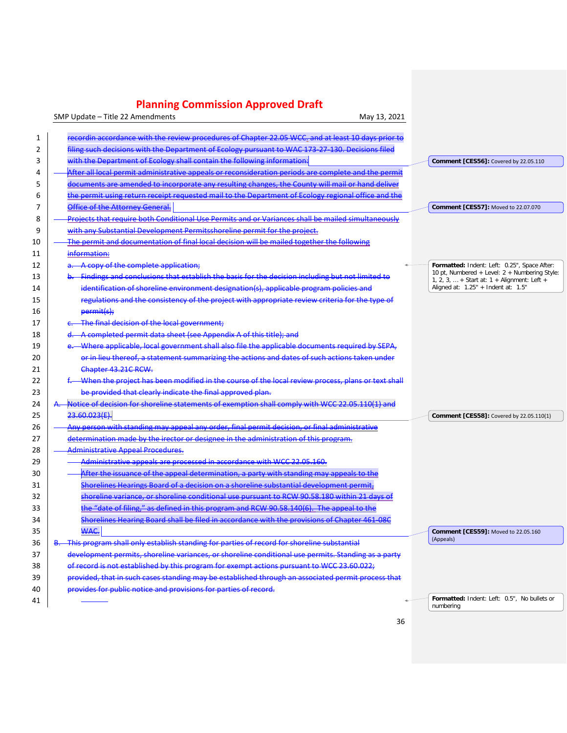recordin accordance with the review procedures of Chapter 22.05 WCC, and at least 10 days prior to filing such decisions with the Department of Ecology pursuant to WAC 173-27-130. Decisions filed with the Department of Ecology shall contain the following information:

After all local permit administrative appeals or reconsideration periods are complete and the permit documents are amended to incorporate any resulting changes, the County will mail or hand deliver the permit using return receipt requested mail to the Department of Ecology regional office and the Office of the Attorney General.

Projects that require both Conditional Use Permits and or Variances shall be mailed simultaneously with any Substantial Development Permitsshoreline permit for the project.

The permit and documentation of final local decision will be mailed together the following information:

a. A copy of the complete application;
b. Findings and conclusions that establish the basis for the decision including but not limited to identification of shoreline environment designation(s), applicable program policies and regulations and the consistency of the project with appropriate review criteria for the type of permit(s);
c. The final decision of the local government;
d. A completed permit data sheet (see Appendix A of this title); and
e. Where applicable, local government shall also file the applicable documents required by SEPA, or in lieu thereof, a statement summarizing the actions and dates of such actions taken under Chapter 43.21C RCW.
f. When the project has been modified in the course of the local review process, plans or text shall be provided that clearly indicate the final approved plan.

A. Notice of decision for shoreline statements of exemption shall comply with WCC 22.05.110(1) and 23.60.023(E).

Any person with standing may appeal any order, final permit decision, or final administrative determination made by the irector or designee in the administration of this program.

Administrative Appeal Procedures.

Administrative appeals are processed in accordance with WCC 22.05.160.

After the issuance of the appeal determination, a party with standing may appeals to the Shorelines Hearings Board of a decision on a shoreline substantial development permit, shoreline variance, or shoreline conditional use pursuant to RCW 90.58.180 within 21 days of the "date of filing," as defined in this program and RCW 90.58.140(6). The appeal to the Shorelines Hearing Board shall be filed in accordance with the provisions of Chapter 461-08C WAC.

B. This program shall only establish standing for parties of record for shoreline substantial development permits, shoreline variances, or shoreline conditional use permits. Standing as a party of record is not established by this program for exempt actions pursuant to WCC 23.60.022; provided, that in such cases standing may be established through an associated permit process that provides for public notice and provisions for parties of record.

Comment [CES56]: Covered by 22.05.110

Comment [CES57]: Moved to 22.07.070

Formatted: Indent: Left: 0.25", Space After: 10 pt, Numbered + Level: 2 + Numbering Style: 1, 2, 3, … + Start at: 1 + Alignment: Left + Aligned at: 1.25" + Indent at: 1.5"

Comment [CES58]: Covered by 22.05.110(1)

Comment [CES59]: Moved to 22.05.160 (Appeals)

Formatted: Indent: Left: 0.5", No bullets or numbering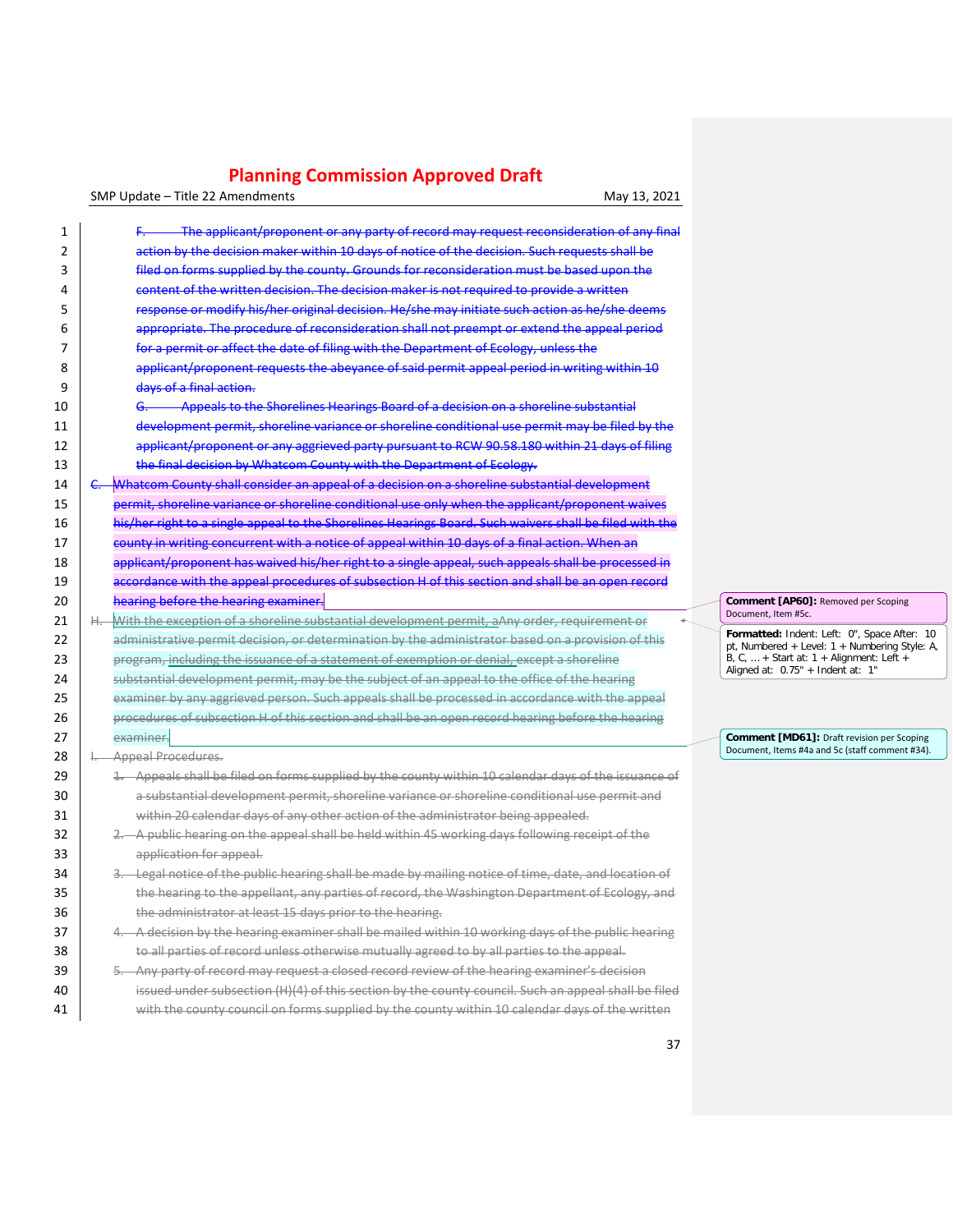F. The applicant/proponent or any party of record may request reconsideration of any final action by the decision maker within 10 days of notice of the decision. Such requests shall be filed on forms supplied by the county. Grounds for reconsideration must be based upon the content of the written decision. The decision maker is not required to provide a written response or modify his/her original decision. He/she may initiate such action as he/she deems appropriate. The procedure of reconsideration shall not preempt or extend the appeal period for a permit or affect the date of filing with the Department of Ecology, unless the applicant/proponent requests the abeyance of said permit appeal period in writing within 10 days of a final action.

G. Appeals to the Shorelines Hearings Board of a decision on a shoreline substantial development permit, shoreline variance or shoreline conditional use permit may be filed by the applicant/proponent or any aggrieved party pursuant to RCW 90.58.180 within 21 days of filing the final decision by Whatcom County with the Department of Ecology.

C. Whatcom County shall consider an appeal of a decision on a shoreline substantial development permit, shoreline variance or shoreline conditional use only when the applicant/proponent waives his/her right to a single appeal to the Shorelines Hearings Board. Such waivers shall be filed with the county in writing concurrent with a notice of appeal within 10 days of a final action. When an applicant/proponent has waived his/her right to a single appeal, such appeals shall be processed in accordance with the appeal procedures of subsection H of this section and shall be an open record hearing before the hearing examiner.

H. With the exception of a shoreline substantial development permit, aAny order, requirement or administrative permit decision, or determination by the administrator based on a provision of this program, including the issuance of a statement of exemption or denial, except a shoreline substantial development permit, may be the subject of an appeal to the office of the hearing examiner by any aggrieved person. Such appeals shall be processed in accordance with the appeal procedures of subsection H of this section and shall be an open record hearing before the hearing examiner.

I. Appeal Procedures.

1. Appeals shall be filed on forms supplied by the county within 10 calendar days of the issuance of a substantial development permit, shoreline variance or shoreline conditional use permit and within 20 calendar days of any other action of the administrator being appealed.
2. A public hearing on the appeal shall be held within 45 working days following receipt of the application for appeal.
3. Legal notice of the public hearing shall be made by mailing notice of time, date, and location of the hearing to the appellant, any parties of record, the Washington Department of Ecology, and the administrator at least 15 days prior to the hearing.
4. A decision by the hearing examiner shall be mailed within 10 working days of the public hearing to all parties of record unless otherwise mutually agreed to by all parties to the appeal.
5. Any party of record may request a closed record review of the hearing examiner's decision issued under subsection (H)(4) of this section by the county council. Such an appeal shall be filed with the county council on forms supplied by the county within 10 calendar days of the written

**Comment [AP60]:** Removed per Scoping Document, Item #5c.

**Formatted:** Indent: Left: 0", Space After: 10 pt, Numbered + Level: 1 + Numbering Style: A, B, C, … + Start at: 1 + Alignment: Left + Aligned at: 0.75" + Indent at: 1"

**Comment [MD61]:** Draft revision per Scoping Document, Items #4a and 5c (staff comment #34).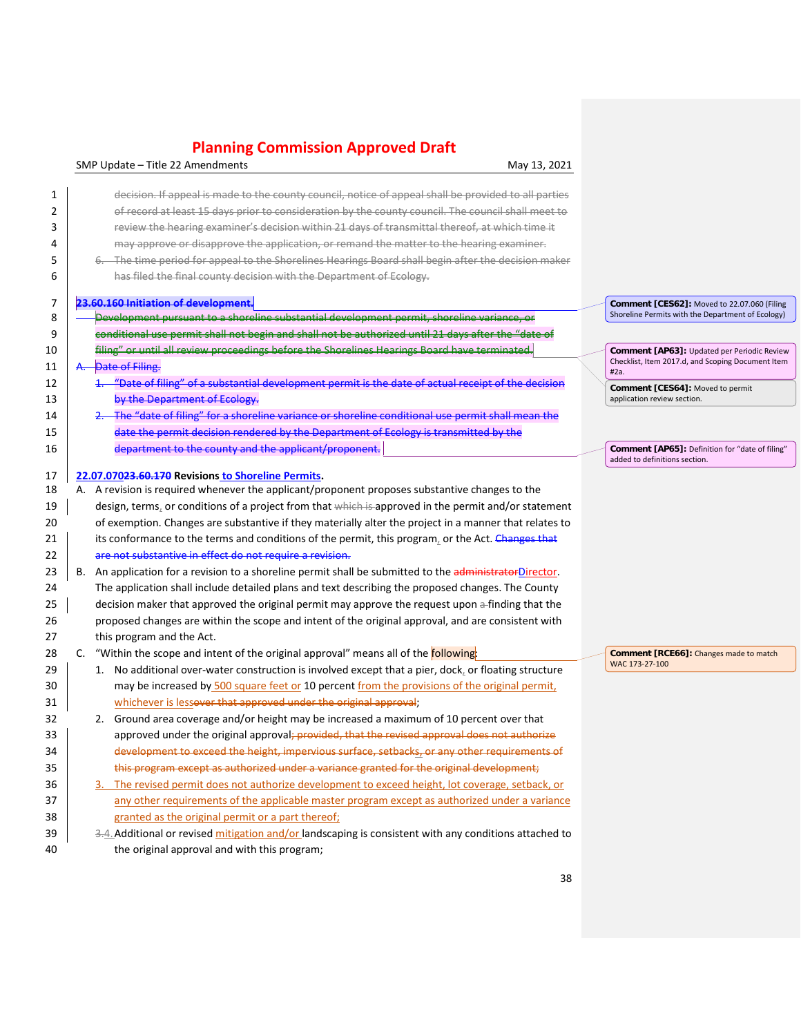decision. If appeal is made to the county council, notice of appeal shall be provided to all parties of record at least 15 days prior to consideration by the county council. The council shall meet to review the hearing examiner's decision within 21 days of transmittal thereof, at which time it may approve or disapprove the application, or remand the matter to the hearing examiner.

6. The time period for appeal to the Shorelines Hearings Board shall begin after the decision maker has filed the final county decision with the Department of Ecology.

**23.60.160 Initiation of development.**

Development pursuant to a shoreline substantial development permit, shoreline variance, or conditional use permit shall not begin and shall not be authorized until 21 days after the "date of filing" or until all review proceedings before the Shorelines Hearings Board have terminated.

A. Date of Filing.

1. "Date of filing" of a substantial development permit is the date of actual receipt of the decision by the Department of Ecology.
2. The "date of filing" for a shoreline variance or shoreline conditional use permit shall mean the date the permit decision rendered by the Department of Ecology is transmitted by the department to the county and the applicant/proponent.

**22.07.07023.60.170 Revisions to Shoreline Permits.**

A. A revision is required whenever the applicant/proponent proposes substantive changes to the design, terms, or conditions of a project from that which is approved in the permit and/or statement of exemption. Changes are substantive if they materially alter the project in a manner that relates to its conformance to the terms and conditions of the permit, this program, or the Act. Changes that are not substantive in effect do not require a revision.

B. An application for a revision to a shoreline permit shall be submitted to the administratorDirector. The application shall include detailed plans and text describing the proposed changes. The County decision maker that approved the original permit may approve the request upon a finding that the proposed changes are within the scope and intent of the original approval, and are consistent with this program and the Act.

C. "Within the scope and intent of the original approval" means all of the following:

1. No additional over-water construction is involved except that a pier, dock, or floating structure may be increased by 500 square feet or 10 percent from the provisions of the original permit, whichever is lessover that approved under the original approval;
2. Ground area coverage and/or height may be increased a maximum of 10 percent over that approved under the original approval; provided, that the revised approval does not authorize development to exceed the height, impervious surface, setbacks, or any other requirements of this program except as authorized under a variance granted for the original development;
3. The revised permit does not authorize development to exceed height, lot coverage, setback, or any other requirements of the applicable master program except as authorized under a variance granted as the original permit or a part thereof;
3.4. Additional or revised mitigation and/or landscaping is consistent with any conditions attached to the original approval and with this program;

Comment [CES62]: Moved to 22.07.060 (Filing Shoreline Permits with the Department of Ecology)

Comment [AP63]: Updated per Periodic Review Checklist, Item 2017.d, and Scoping Document Item #2a.

Comment [CES64]: Moved to permit application review section.

Comment [AP65]: Definition for "date of filing" added to definitions section.

Comment [RCE66]: Changes made to match WAC 173-27-100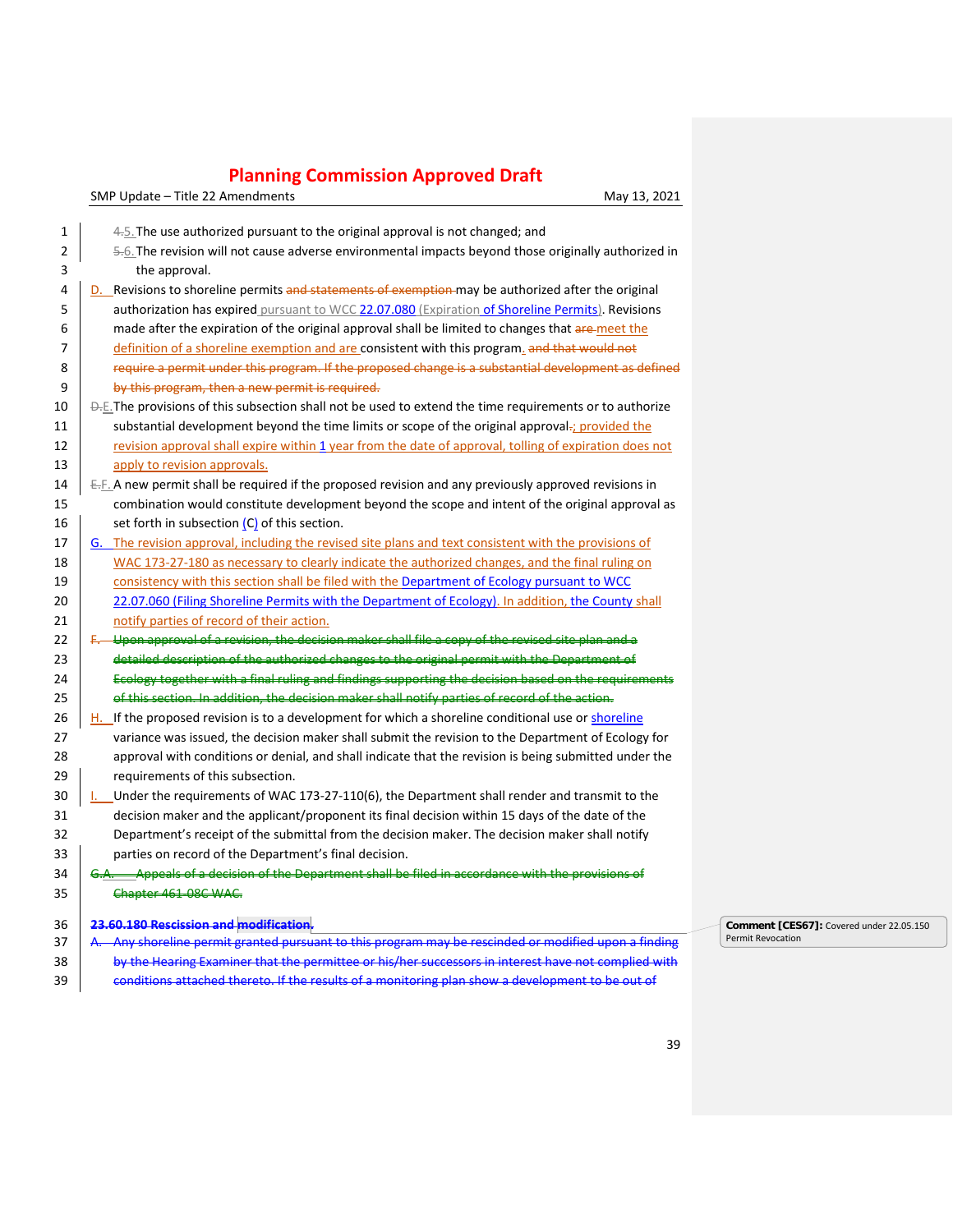4.5. The use authorized pursuant to the original approval is not changed; and

5.6. The revision will not cause adverse environmental impacts beyond those originally authorized in the approval.

D. Revisions to shoreline permits ~~and statements of exemption~~ may be authorized after the original authorization has expired pursuant to WCC 22.07.080 (Expiration of Shoreline Permits). Revisions made after the expiration of the original approval shall be limited to changes that ~~are~~ meet the definition of a shoreline exemption and are consistent with this program. ~~and that would not require a permit under this program. If the proposed change is a substantial development as defined by this program, then a new permit is required.~~

~~D.~~E. The provisions of this subsection shall not be used to extend the time requirements or to authorize substantial development beyond the time limits or scope of the original approval~~.~~; provided the revision approval shall expire within 1 year from the date of approval, tolling of expiration does not apply to revision approvals.

~~E.~~F. A new permit shall be required if the proposed revision and any previously approved revisions in combination would constitute development beyond the scope and intent of the original approval as set forth in subsection (C) of this section.

G. The revision approval, including the revised site plans and text consistent with the provisions of WAC 173-27-180 as necessary to clearly indicate the authorized changes, and the final ruling on consistency with this section shall be filed with the Department of Ecology pursuant to WCC 22.07.060 (Filing Shoreline Permits with the Department of Ecology). In addition, the County shall notify parties of record of their action.

~~F. Upon approval of a revision, the decision maker shall file a copy of the revised site plan and a detailed description of the authorized changes to the original permit with the Department of Ecology together with a final ruling and findings supporting the decision based on the requirements of this section. In addition, the decision maker shall notify parties of record of the action.~~

H. If the proposed revision is to a development for which a shoreline conditional use or shoreline variance was issued, the decision maker shall submit the revision to the Department of Ecology for approval with conditions or denial, and shall indicate that the revision is being submitted under the requirements of this subsection.

I. Under the requirements of WAC 173-27-110(6), the Department shall render and transmit to the decision maker and the applicant/proponent its final decision within 15 days of the date of the Department's receipt of the submittal from the decision maker. The decision maker shall notify parties on record of the Department's final decision.

~~G.A. Appeals of a decision of the Department shall be filed in accordance with the provisions of Chapter 461-08C WAC.~~

~~**23.60.180 Rescission and modification.**~~

~~A. Any shoreline permit granted pursuant to this program may be rescinded or modified upon a finding by the Hearing Examiner that the permittee or his/her successors in interest have not complied with conditions attached thereto. If the results of a monitoring plan show a development to be out of~~

Comment [CES67]: Covered under 22.05.150 Permit Revocation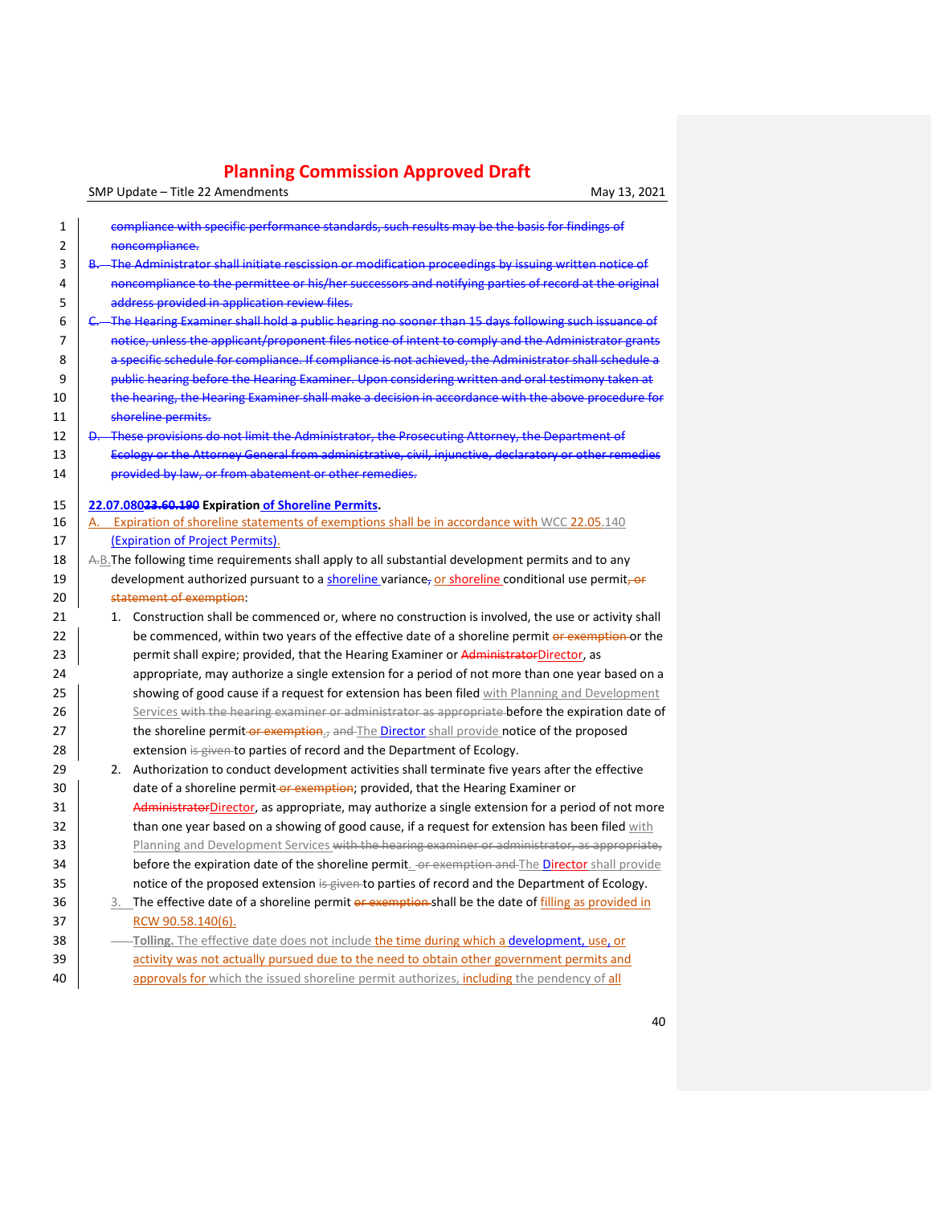~~compliance with specific performance standards, such results may be the basis for findings of noncompliance.~~

~~B. The Administrator shall initiate rescission or modification proceedings by issuing written notice of noncompliance to the permittee or his/her successors and notifying parties of record at the original address provided in application review files.~~

~~C. The Hearing Examiner shall hold a public hearing no sooner than 15 days following such issuance of notice, unless the applicant/proponent files notice of intent to comply and the Administrator grants a specific schedule for compliance. If compliance is not achieved, the Administrator shall schedule a public hearing before the Hearing Examiner. Upon considering written and oral testimony taken at the hearing, the Hearing Examiner shall make a decision in accordance with the above procedure for shoreline permits.~~

~~D. These provisions do not limit the Administrator, the Prosecuting Attorney, the Department of Ecology or the Attorney General from administrative, civil, injunctive, declaratory or other remedies provided by law, or from abatement or other remedies.~~

**22.07.080~~23.60.190~~ Expiration of Shoreline Permits.**

A. Expiration of shoreline statements of exemptions shall be in accordance with WCC 22.05.140 (Expiration of Project Permits).

~~A.~~B. The following time requirements shall apply to all substantial development permits and to any development authorized pursuant to a shoreline variance~~,~~ or shoreline conditional use permit~~, or statement of exemption~~:

1. Construction shall be commenced or, where no construction is involved, the use or activity shall be commenced, within two years of the effective date of a shoreline permit ~~or exemption~~ or the permit shall expire; provided, that the Hearing Examiner or ~~Administrator~~Director, as appropriate, may authorize a single extension for a period of not more than one year based on a showing of good cause if a request for extension has been filed with Planning and Development Services ~~with the hearing examiner or administrator as appropriate~~ before the expiration date of the shoreline permit ~~or exemption~~., ~~and~~ The Director shall provide notice of the proposed extension ~~is given~~ to parties of record and the Department of Ecology.
2. Authorization to conduct development activities shall terminate five years after the effective date of a shoreline permit ~~or exemption~~; provided, that the Hearing Examiner or ~~Administrator~~Director, as appropriate, may authorize a single extension for a period of not more than one year based on a showing of good cause, if a request for extension has been filed with Planning and Development Services ~~with the hearing examiner or administrator, as appropriate,~~ before the expiration date of the shoreline permit. ~~or exemption and~~ The Director shall provide notice of the proposed extension ~~is given~~ to parties of record and the Department of Ecology.
3. The effective date of a shoreline permit ~~or exemption~~ shall be the date of filling as provided in RCW 90.58.140(6).

**Tolling.** The effective date does not include the time during which a development, use, or activity was not actually pursued due to the need to obtain other government permits and approvals for which the issued shoreline permit authorizes, including the pendency of all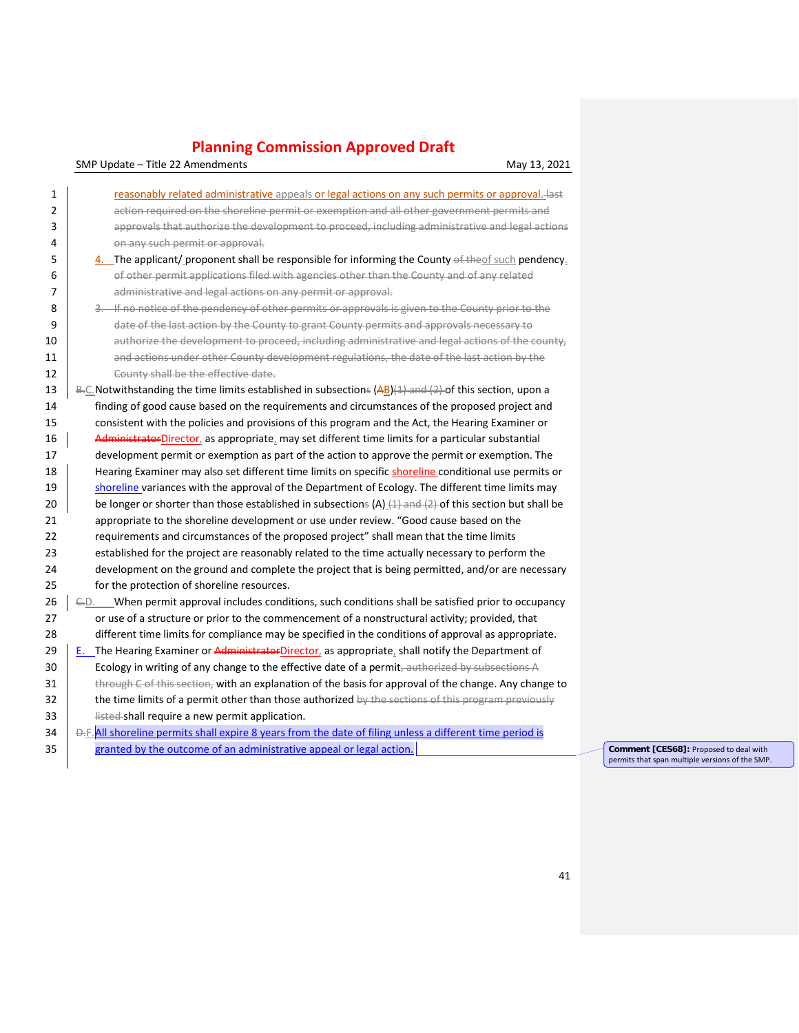reasonably related administrative appeals or legal actions on any such permits or approval. last action required on the shoreline permit or exemption and all other government permits and approvals that authorize the development to proceed, including administrative and legal actions on any such permit or approval.

4. The applicant/ proponent shall be responsible for informing the County of theof such pendency. of other permit applications filed with agencies other than the County and of any related administrative and legal actions on any permit or approval.

3. If no notice of the pendency of other permits or approvals is given to the County prior to the date of the last action by the County to grant County permits and approvals necessary to authorize the development to proceed, including administrative and legal actions of the county, and actions under other County development regulations, the date of the last action by the County shall be the effective date.

B.C. Notwithstanding the time limits established in subsections (AB)(1) and (2) of this section, upon a finding of good cause based on the requirements and circumstances of the proposed project and consistent with the policies and provisions of this program and the Act, the Hearing Examiner or AdministratorDirector, as appropriate, may set different time limits for a particular substantial development permit or exemption as part of the action to approve the permit or exemption. The Hearing Examiner may also set different time limits on specific shoreline conditional use permits or shoreline variances with the approval of the Department of Ecology. The different time limits may be longer or shorter than those established in subsections (A) (1) and (2) of this section but shall be appropriate to the shoreline development or use under review. "Good cause based on the requirements and circumstances of the proposed project" shall mean that the time limits established for the project are reasonably related to the time actually necessary to perform the development on the ground and complete the project that is being permitted, and/or are necessary for the protection of shoreline resources.

C.D. When permit approval includes conditions, such conditions shall be satisfied prior to occupancy or use of a structure or prior to the commencement of a nonstructural activity; provided, that different time limits for compliance may be specified in the conditions of approval as appropriate.

E. The Hearing Examiner or AdministratorDirector, as appropriate, shall notify the Department of Ecology in writing of any change to the effective date of a permit, authorized by subsections A through C of this section, with an explanation of the basis for approval of the change. Any change to the time limits of a permit other than those authorized by the sections of this program previously listed shall require a new permit application.

D.F. All shoreline permits shall expire 8 years from the date of filing unless a different time period is granted by the outcome of an administrative appeal or legal action.

**Comment [CES68]:** Proposed to deal with permits that span multiple versions of the SMP.